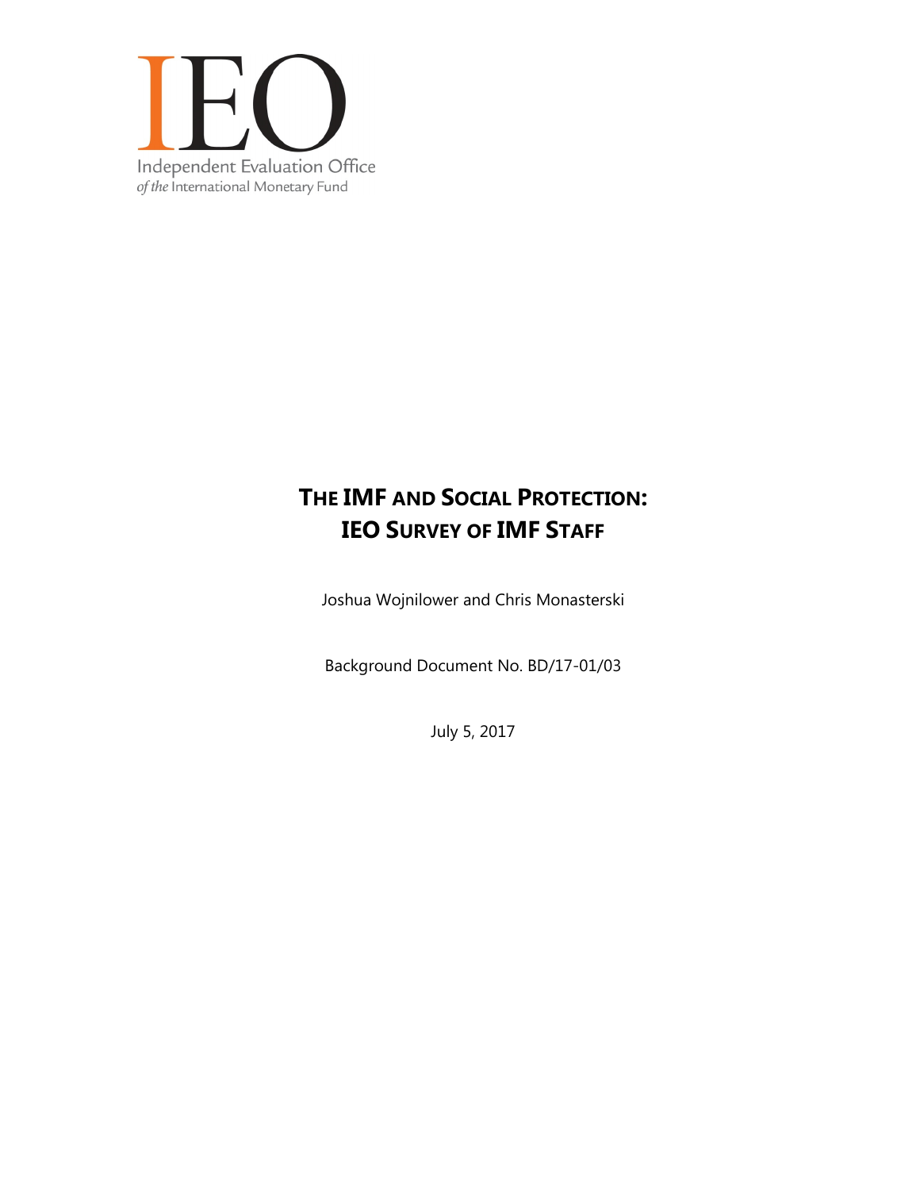IEO

Independent Evaluation Office
*of the* International Monetary Fund

# THE IMF AND SOCIAL PROTECTION: IEO SURVEY OF IMF STAFF

Joshua Wojnilower and Chris Monasterski

Background Document No. BD/17-01/03

July 5, 2017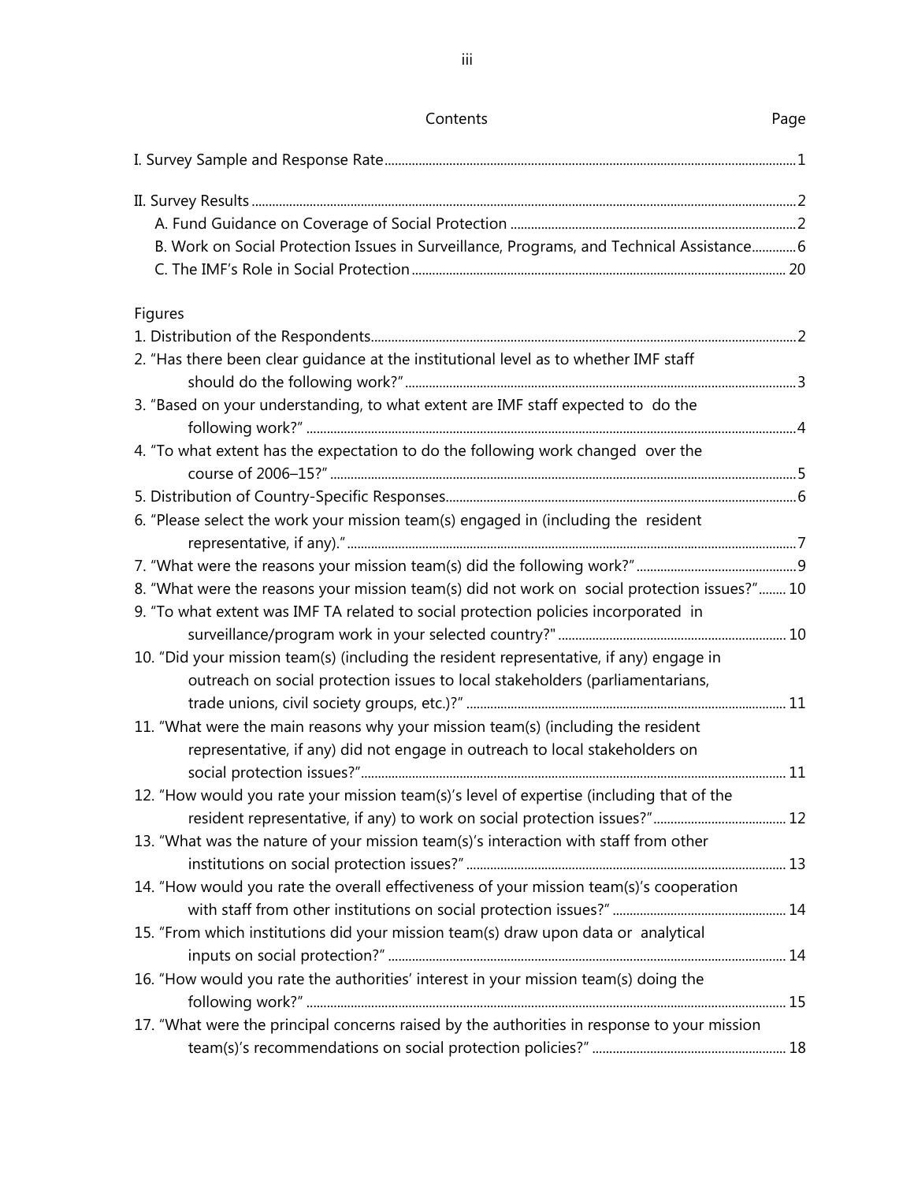Contents Page

I. Survey Sample and Response Rate 1

II. Survey Results 2
  A. Fund Guidance on Coverage of Social Protection 2
  B. Work on Social Protection Issues in Surveillance, Programs, and Technical Assistance 6
  C. The IMF's Role in Social Protection 20

Figures

1. Distribution of the Respondents 2
2. "Has there been clear guidance at the institutional level as to whether IMF staff should do the following work?" 3
3. "Based on your understanding, to what extent are IMF staff expected to do the following work?" 4
4. "To what extent has the expectation to do the following work changed over the course of 2006–15?" 5
5. Distribution of Country-Specific Responses 6
6. "Please select the work your mission team(s) engaged in (including the resident representative, if any)." 7
7. "What were the reasons your mission team(s) did the following work?" 9
8. "What were the reasons your mission team(s) did not work on social protection issues?" 10
9. "To what extent was IMF TA related to social protection policies incorporated in surveillance/program work in your selected country?" 10
10. "Did your mission team(s) (including the resident representative, if any) engage in outreach on social protection issues to local stakeholders (parliamentarians, trade unions, civil society groups, etc.)?" 11
11. "What were the main reasons why your mission team(s) (including the resident representative, if any) did not engage in outreach to local stakeholders on social protection issues?" 11
12. "How would you rate your mission team(s)'s level of expertise (including that of the resident representative, if any) to work on social protection issues?" 12
13. "What was the nature of your mission team(s)'s interaction with staff from other institutions on social protection issues?" 13
14. "How would you rate the overall effectiveness of your mission team(s)'s cooperation with staff from other institutions on social protection issues?" 14
15. "From which institutions did your mission team(s) draw upon data or analytical inputs on social protection?" 14
16. "How would you rate the authorities' interest in your mission team(s) doing the following work?" 15
17. "What were the principal concerns raised by the authorities in response to your mission team(s)'s recommendations on social protection policies?" 18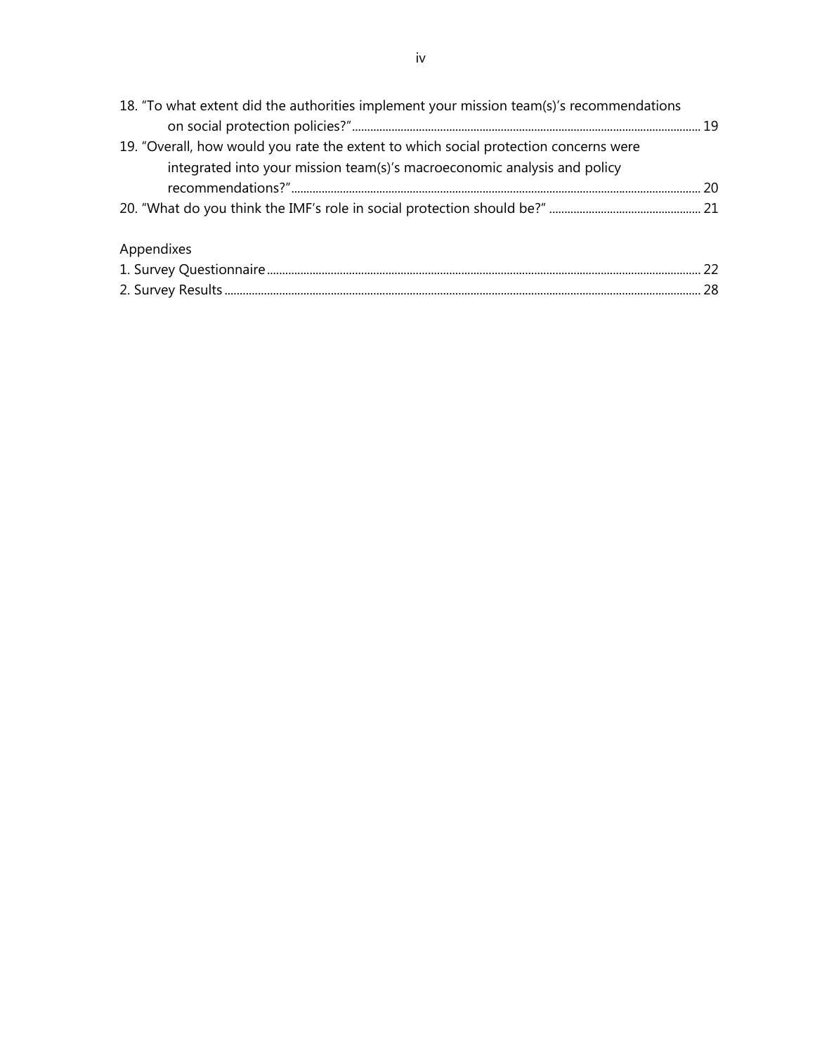18. "To what extent did the authorities implement your mission team(s)'s recommendations on social protection policies?" ........ 19
19. "Overall, how would you rate the extent to which social protection concerns were integrated into your mission team(s)'s macroeconomic analysis and policy recommendations?" ........ 20
20. "What do you think the IMF's role in social protection should be?" ........ 21

Appendixes

1. Survey Questionnaire ........ 22
2. Survey Results ........ 28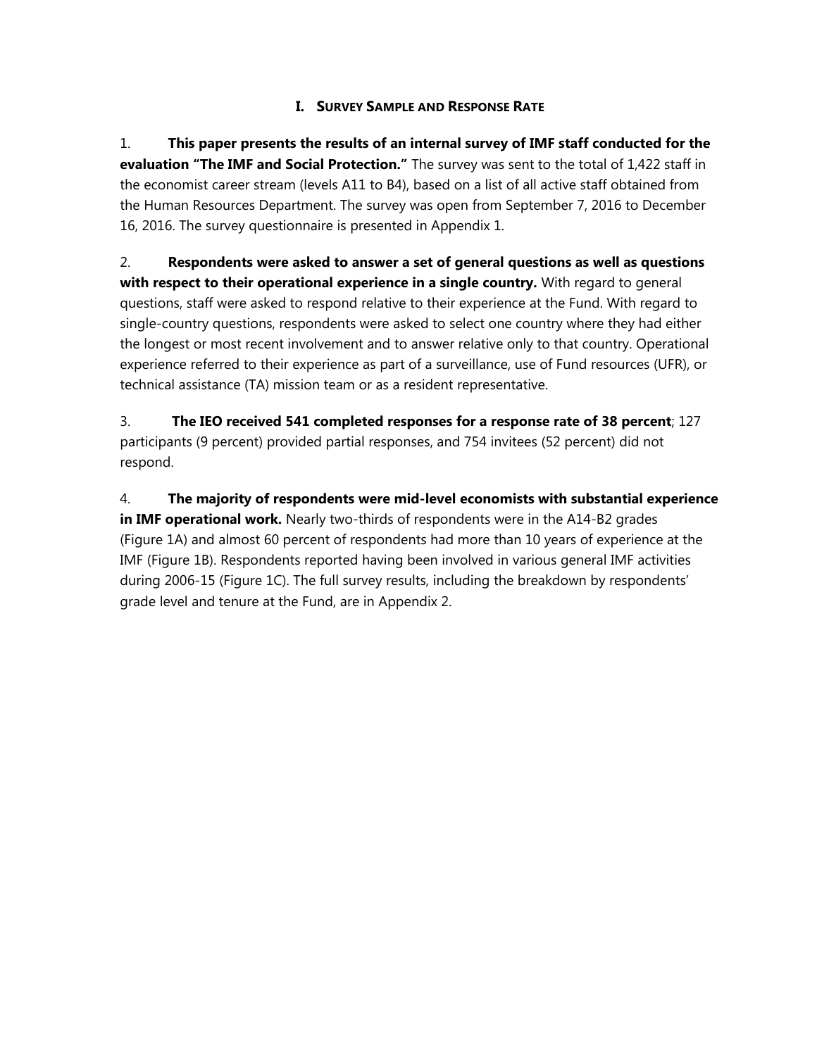# I. Survey Sample and Response Rate

1. **This paper presents the results of an internal survey of IMF staff conducted for the evaluation "The IMF and Social Protection."** The survey was sent to the total of 1,422 staff in the economist career stream (levels A11 to B4), based on a list of all active staff obtained from the Human Resources Department. The survey was open from September 7, 2016 to December 16, 2016. The survey questionnaire is presented in Appendix 1.

2. **Respondents were asked to answer a set of general questions as well as questions with respect to their operational experience in a single country.** With regard to general questions, staff were asked to respond relative to their experience at the Fund. With regard to single-country questions, respondents were asked to select one country where they had either the longest or most recent involvement and to answer relative only to that country. Operational experience referred to their experience as part of a surveillance, use of Fund resources (UFR), or technical assistance (TA) mission team or as a resident representative.

3. **The IEO received 541 completed responses for a response rate of 38 percent**; 127 participants (9 percent) provided partial responses, and 754 invitees (52 percent) did not respond.

4. **The majority of respondents were mid-level economists with substantial experience in IMF operational work.** Nearly two-thirds of respondents were in the A14-B2 grades (Figure 1A) and almost 60 percent of respondents had more than 10 years of experience at the IMF (Figure 1B). Respondents reported having been involved in various general IMF activities during 2006-15 (Figure 1C). The full survey results, including the breakdown by respondents' grade level and tenure at the Fund, are in Appendix 2.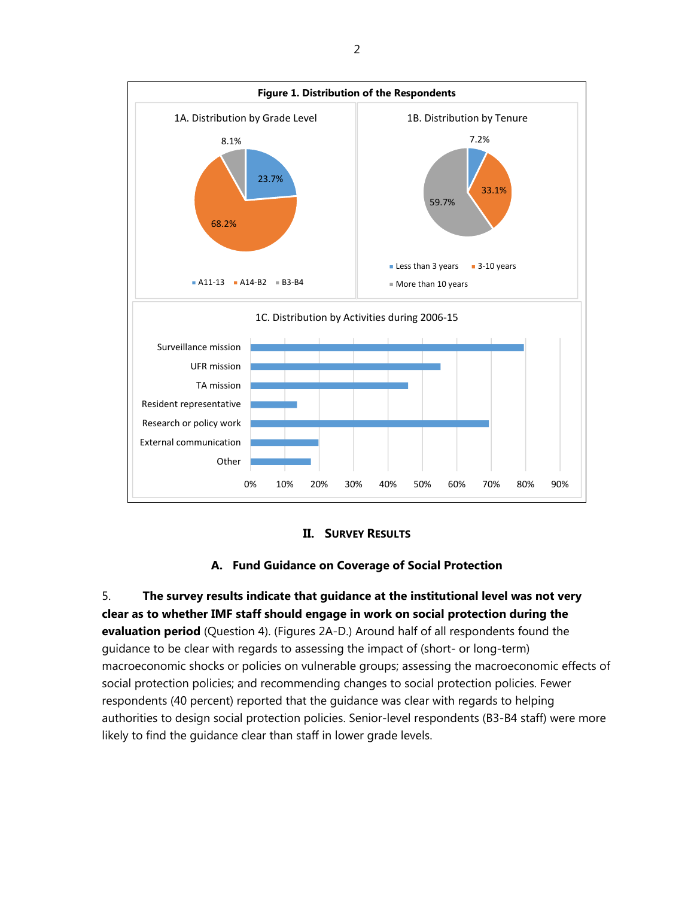**Figure 1. Distribution of the Respondents**

1A. Distribution by Grade Level

| Grade Level | Share |
|---|---|
| A11-13 | 23.7% |
| A14-B2 | 68.2% |
| B3-B4 | 8.1% |

1B. Distribution by Tenure

| Tenure | Share |
|---|---|
| Less than 3 years | 7.2% |
| 3-10 years | 33.1% |
| More than 10 years | 59.7% |

1C. Distribution by Activities during 2006-15

Surveillance mission; UFR mission; TA mission; Resident representative; Research or policy work; External communication; Other

0% 10% 20% 30% 40% 50% 60% 70% 80% 90%

## II. Survey Results

### A. Fund Guidance on Coverage of Social Protection

5. **The survey results indicate that guidance at the institutional level was not very clear as to whether IMF staff should engage in work on social protection during the evaluation period** (Question 4). (Figures 2A-D.) Around half of all respondents found the guidance to be clear with regards to assessing the impact of (short- or long-term) macroeconomic shocks or policies on vulnerable groups; assessing the macroeconomic effects of social protection policies; and recommending changes to social protection policies. Fewer respondents (40 percent) reported that the guidance was clear with regards to helping authorities to design social protection policies. Senior-level respondents (B3-B4 staff) were more likely to find the guidance clear than staff in lower grade levels.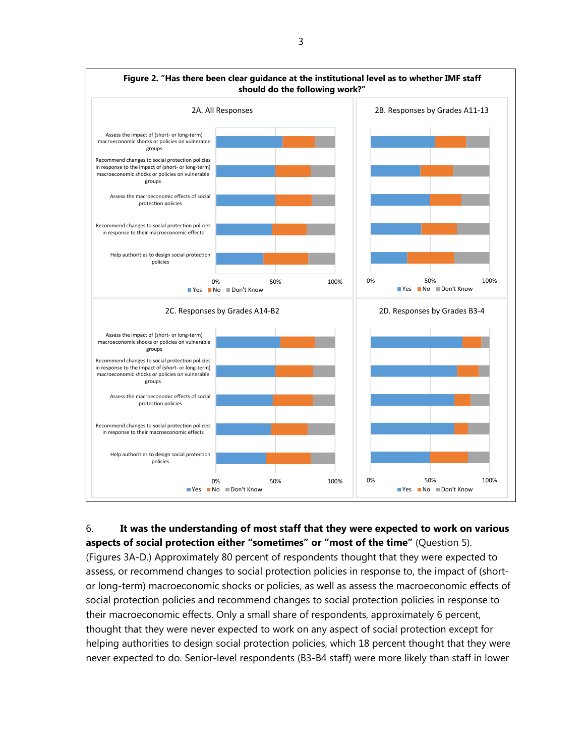**Figure 2. "Has there been clear guidance at the institutional level as to whether IMF staff should do the following work?"**

2A. All Responses

2B. Responses by Grades A11-13

2C. Responses by Grades A14-B2

2D. Responses by Grades B3-4

Assess the impact of (short- or long-term) macroeconomic shocks or policies on vulnerable groups

Recommend changes to social protection policies in response to the impact of (short- or long-term) macroeconomic shocks or policies on vulnerable groups

Assess the macroeconomic effects of social protection policies

Recommend changes to social protection policies in response to their macroeconomic effects

Help authorities to design social protection policies

0% 50% 100%

Yes No Don't Know

6. **It was the understanding of most staff that they were expected to work on various aspects of social protection either "sometimes" or "most of the time"** (Question 5). (Figures 3A-D.) Approximately 80 percent of respondents thought that they were expected to assess, or recommend changes to social protection policies in response to, the impact of (short- or long-term) macroeconomic shocks or policies, as well as assess the macroeconomic effects of social protection policies and recommend changes to social protection policies in response to their macroeconomic effects. Only a small share of respondents, approximately 6 percent, thought that they were never expected to work on any aspect of social protection except for helping authorities to design social protection policies, which 18 percent thought that they were never expected to do. Senior-level respondents (B3-B4 staff) were more likely than staff in lower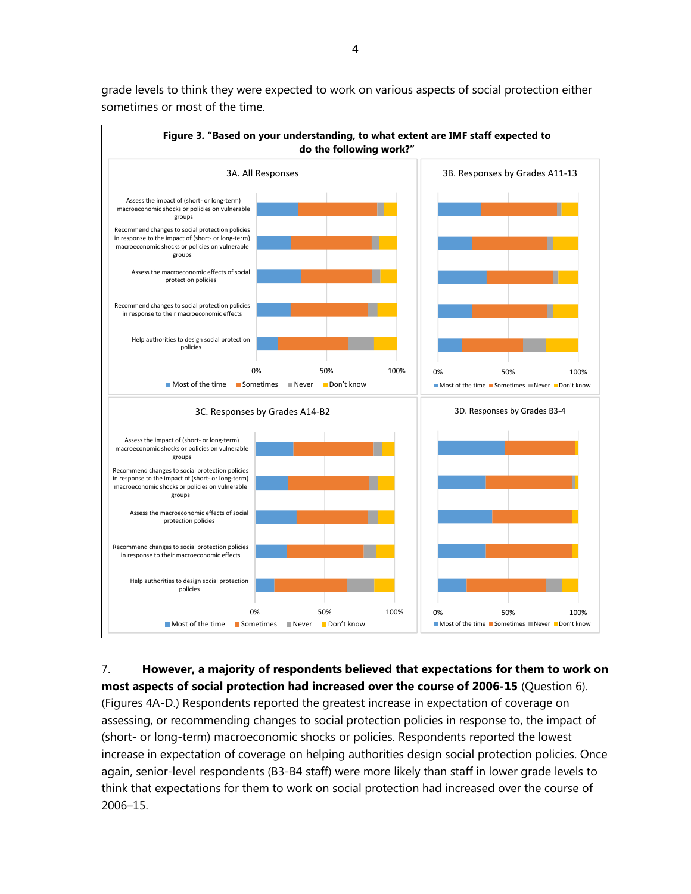grade levels to think they were expected to work on various aspects of social protection either sometimes or most of the time.

**Figure 3. "Based on your understanding, to what extent are IMF staff expected to do the following work?"**

3A. All Responses

3B. Responses by Grades A11-13

3C. Responses by Grades A14-B2

3D. Responses by Grades B3-4

Categories: Assess the impact of (short- or long-term) macroeconomic shocks or policies on vulnerable groups; Recommend changes to social protection policies in response to the impact of (short- or long-term) macroeconomic shocks or policies on vulnerable groups; Assess the macroeconomic effects of social protection policies; Recommend changes to social protection policies in response to their macroeconomic effects; Help authorities to design social protection policies

Legend: Most of the time; Sometimes; Never; Don't know

7. **However, a majority of respondents believed that expectations for them to work on most aspects of social protection had increased over the course of 2006-15** (Question 6). (Figures 4A-D.) Respondents reported the greatest increase in expectation of coverage on assessing, or recommending changes to social protection policies in response to, the impact of (short- or long-term) macroeconomic shocks or policies. Respondents reported the lowest increase in expectation of coverage on helping authorities design social protection policies. Once again, senior-level respondents (B3-B4 staff) were more likely than staff in lower grade levels to think that expectations for them to work on social protection had increased over the course of 2006–15.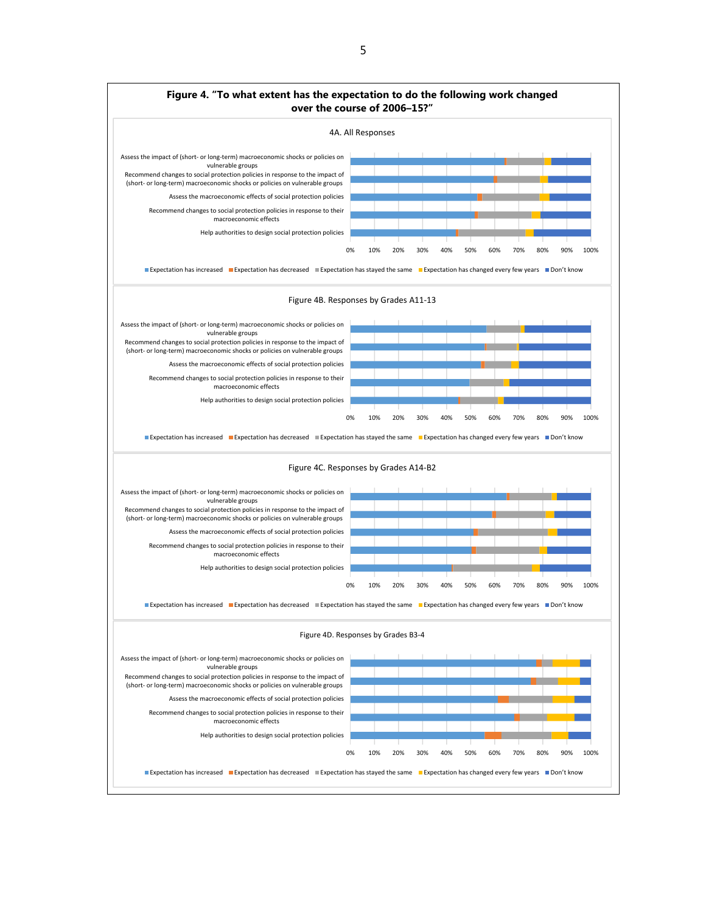## Figure 4. "To what extent has the expectation to do the following work changed over the course of 2006–15?"

4A. All Responses

Assess the impact of (short- or long-term) macroeconomic shocks or policies on vulnerable groups

Recommend changes to social protection policies in response to the impact of (short- or long-term) macroeconomic shocks or policies on vulnerable groups

Assess the macroeconomic effects of social protection policies

Recommend changes to social protection policies in response to their macroeconomic effects

Help authorities to design social protection policies

0% 10% 20% 30% 40% 50% 60% 70% 80% 90% 100%

■ Expectation has increased ■ Expectation has decreased ■ Expectation has stayed the same ■ Expectation has changed every few years ■ Don't know

Figure 4B. Responses by Grades A11-13

Assess the impact of (short- or long-term) macroeconomic shocks or policies on vulnerable groups

Recommend changes to social protection policies in response to the impact of (short- or long-term) macroeconomic shocks or policies on vulnerable groups

Assess the macroeconomic effects of social protection policies

Recommend changes to social protection policies in response to their macroeconomic effects

Help authorities to design social protection policies

0% 10% 20% 30% 40% 50% 60% 70% 80% 90% 100%

■ Expectation has increased ■ Expectation has decreased ■ Expectation has stayed the same ■ Expectation has changed every few years ■ Don't know

Figure 4C. Responses by Grades A14-B2

Assess the impact of (short- or long-term) macroeconomic shocks or policies on vulnerable groups

Recommend changes to social protection policies in response to the impact of (short- or long-term) macroeconomic shocks or policies on vulnerable groups

Assess the macroeconomic effects of social protection policies

Recommend changes to social protection policies in response to their macroeconomic effects

Help authorities to design social protection policies

0% 10% 20% 30% 40% 50% 60% 70% 80% 90% 100%

■ Expectation has increased ■ Expectation has decreased ■ Expectation has stayed the same ■ Expectation has changed every few years ■ Don't know

Figure 4D. Responses by Grades B3-4

Assess the impact of (short- or long-term) macroeconomic shocks or policies on vulnerable groups

Recommend changes to social protection policies in response to the impact of (short- or long-term) macroeconomic shocks or policies on vulnerable groups

Assess the macroeconomic effects of social protection policies

Recommend changes to social protection policies in response to their macroeconomic effects

Help authorities to design social protection policies

0% 10% 20% 30% 40% 50% 60% 70% 80% 90% 100%

■ Expectation has increased ■ Expectation has decreased ■ Expectation has stayed the same ■ Expectation has changed every few years ■ Don't know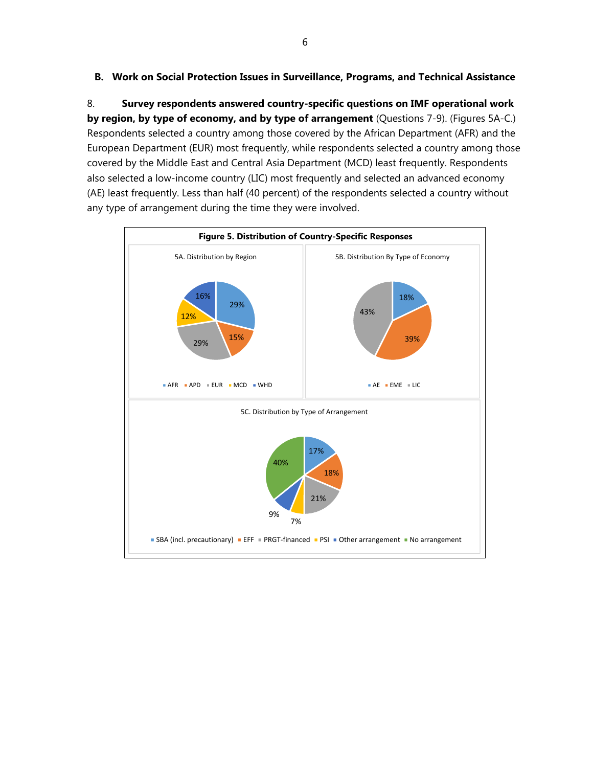### B. Work on Social Protection Issues in Surveillance, Programs, and Technical Assistance

8. **Survey respondents answered country-specific questions on IMF operational work by region, by type of economy, and by type of arrangement** (Questions 7-9). (Figures 5A-C.) Respondents selected a country among those covered by the African Department (AFR) and the European Department (EUR) most frequently, while respondents selected a country among those covered by the Middle East and Central Asia Department (MCD) least frequently. Respondents also selected a low-income country (LIC) most frequently and selected an advanced economy (AE) least frequently. Less than half (40 percent) of the respondents selected a country without any type of arrangement during the time they were involved.

**Figure 5. Distribution of Country-Specific Responses**

5A. Distribution by Region

| Region | Share |
|---|---|
| AFR | 29% |
| APD | 15% |
| EUR | 29% |
| MCD | 12% |
| WHD | 16% |

5B. Distribution By Type of Economy

| Type of Economy | Share |
|---|---|
| AE | 18% |
| EME | 39% |
| LIC | 43% |

5C. Distribution by Type of Arrangement

| Type of Arrangement | Share |
|---|---|
| SBA (incl. precautionary) | 17% |
| EFF | 18% |
| PRGT-financed | 21% |
| PSI | 7% |
| Other arrangement | 9% |
| No arrangement | 40% |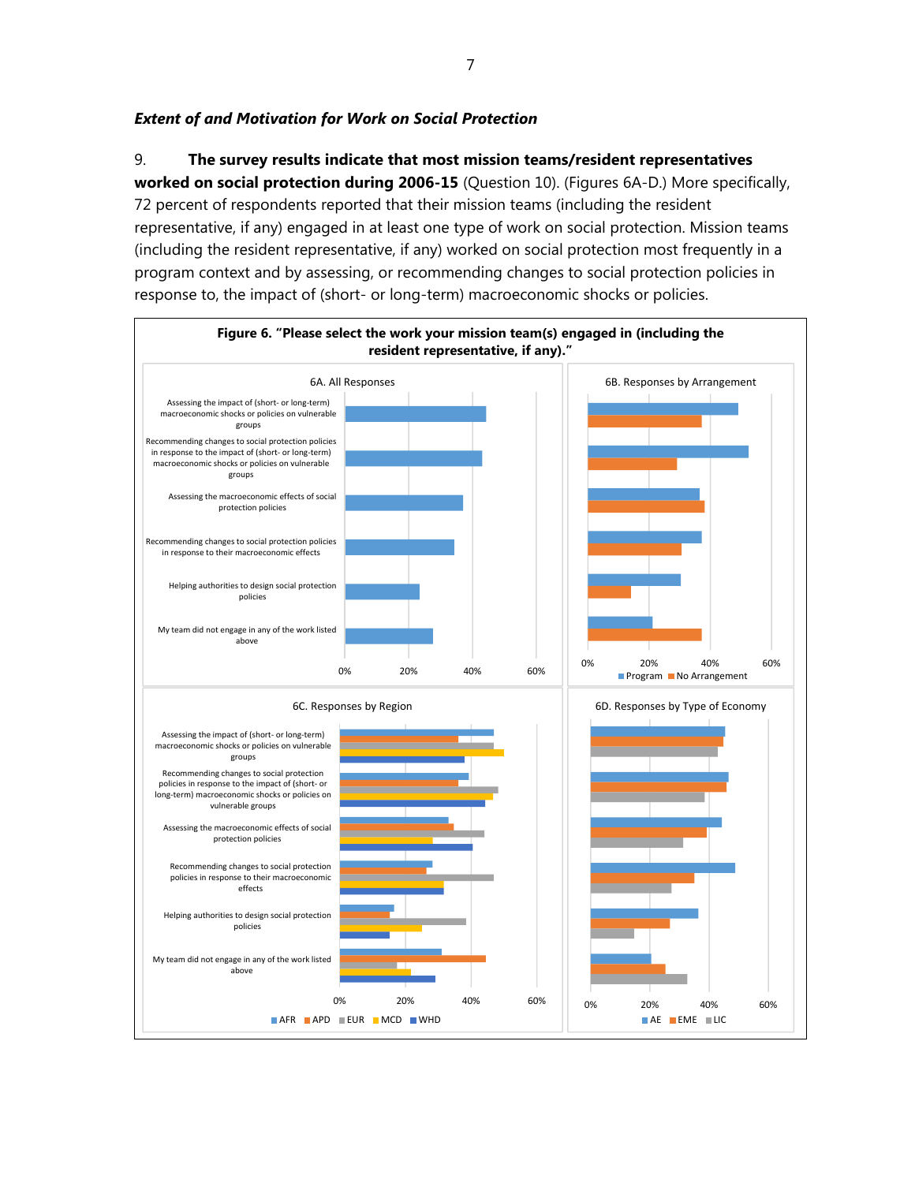***Extent of and Motivation for Work on Social Protection***

9. **The survey results indicate that most mission teams/resident representatives worked on social protection during 2006-15** (Question 10). (Figures 6A-D.) More specifically, 72 percent of respondents reported that their mission teams (including the resident representative, if any) engaged in at least one type of work on social protection. Mission teams (including the resident representative, if any) worked on social protection most frequently in a program context and by assessing, or recommending changes to social protection policies in response to, the impact of (short- or long-term) macroeconomic shocks or policies.

**Figure 6. "Please select the work your mission team(s) engaged in (including the resident representative, if any)."**

6A. All Responses

6B. Responses by Arrangement

6C. Responses by Region

6D. Responses by Type of Economy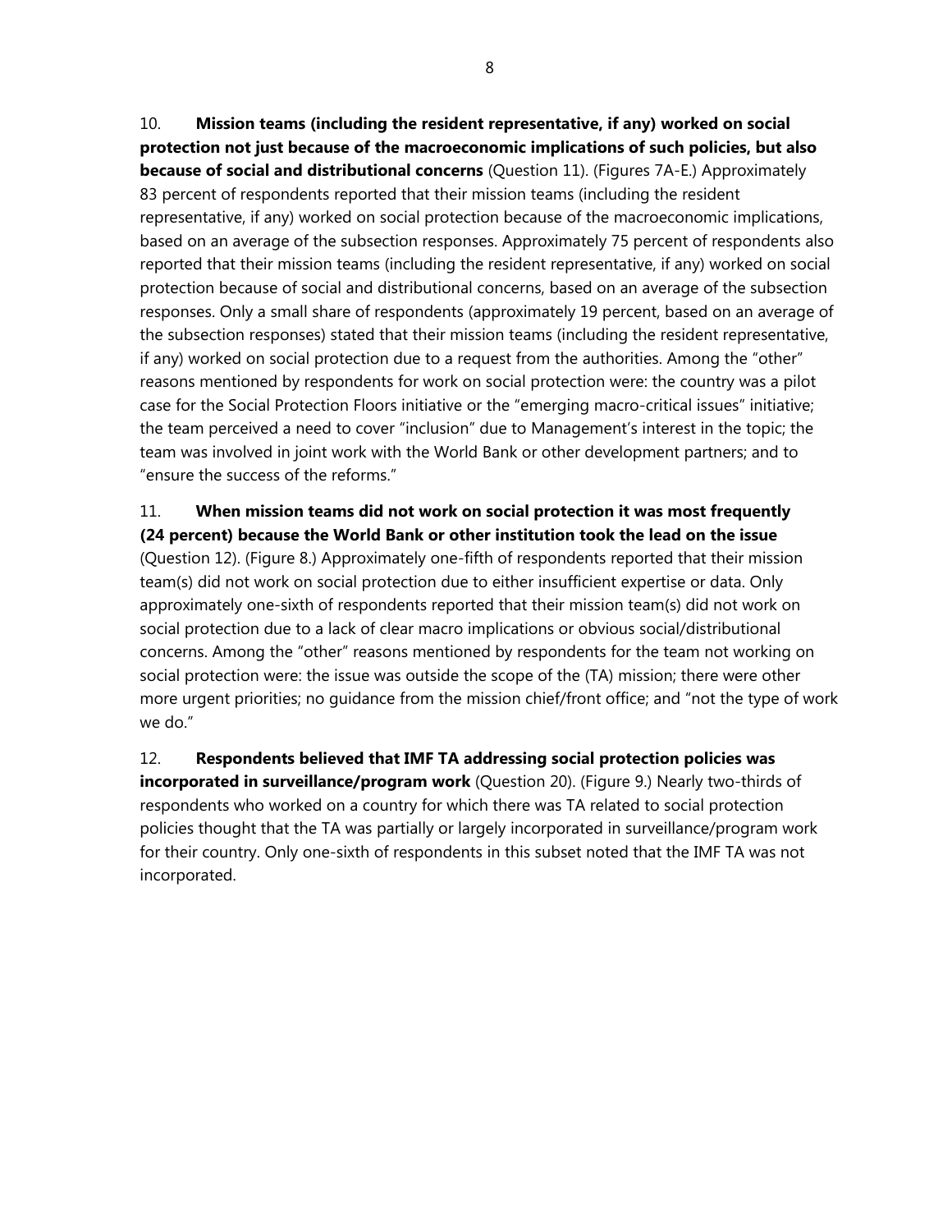10. **Mission teams (including the resident representative, if any) worked on social protection not just because of the macroeconomic implications of such policies, but also because of social and distributional concerns** (Question 11). (Figures 7A-E.) Approximately 83 percent of respondents reported that their mission teams (including the resident representative, if any) worked on social protection because of the macroeconomic implications, based on an average of the subsection responses. Approximately 75 percent of respondents also reported that their mission teams (including the resident representative, if any) worked on social protection because of social and distributional concerns, based on an average of the subsection responses. Only a small share of respondents (approximately 19 percent, based on an average of the subsection responses) stated that their mission teams (including the resident representative, if any) worked on social protection due to a request from the authorities. Among the "other" reasons mentioned by respondents for work on social protection were: the country was a pilot case for the Social Protection Floors initiative or the "emerging macro-critical issues" initiative; the team perceived a need to cover "inclusion" due to Management's interest in the topic; the team was involved in joint work with the World Bank or other development partners; and to "ensure the success of the reforms."

11. **When mission teams did not work on social protection it was most frequently (24 percent) because the World Bank or other institution took the lead on the issue** (Question 12). (Figure 8.) Approximately one-fifth of respondents reported that their mission team(s) did not work on social protection due to either insufficient expertise or data. Only approximately one-sixth of respondents reported that their mission team(s) did not work on social protection due to a lack of clear macro implications or obvious social/distributional concerns. Among the "other" reasons mentioned by respondents for the team not working on social protection were: the issue was outside the scope of the (TA) mission; there were other more urgent priorities; no guidance from the mission chief/front office; and "not the type of work we do."

12. **Respondents believed that IMF TA addressing social protection policies was incorporated in surveillance/program work** (Question 20). (Figure 9.) Nearly two-thirds of respondents who worked on a country for which there was TA related to social protection policies thought that the TA was partially or largely incorporated in surveillance/program work for their country. Only one-sixth of respondents in this subset noted that the IMF TA was not incorporated.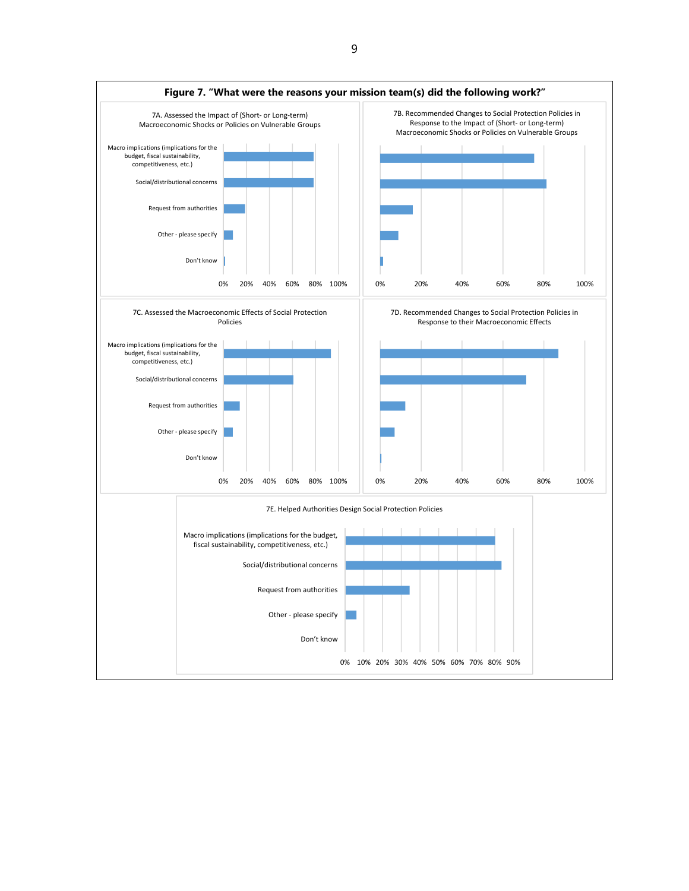**Figure 7. "What were the reasons your mission team(s) did the following work?"**

7A. Assessed the Impact of (Short- or Long-term) Macroeconomic Shocks or Policies on Vulnerable Groups

- Macro implications (implications for the budget, fiscal sustainability, competitiveness, etc.)
- Social/distributional concerns
- Request from authorities
- Other - please specify
- Don't know

0% 20% 40% 60% 80% 100%

7B. Recommended Changes to Social Protection Policies in Response to the Impact of (Short- or Long-term) Macroeconomic Shocks or Policies on Vulnerable Groups

0% 20% 40% 60% 80% 100%

7C. Assessed the Macroeconomic Effects of Social Protection Policies

- Macro implications (implications for the budget, fiscal sustainability, competitiveness, etc.)
- Social/distributional concerns
- Request from authorities
- Other - please specify
- Don't know

0% 20% 40% 60% 80% 100%

7D. Recommended Changes to Social Protection Policies in Response to their Macroeconomic Effects

0% 20% 40% 60% 80% 100%

7E. Helped Authorities Design Social Protection Policies

- Macro implications (implications for the budget, fiscal sustainability, competitiveness, etc.)
- Social/distributional concerns
- Request from authorities
- Other - please specify
- Don't know

0% 10% 20% 30% 40% 50% 60% 70% 80% 90%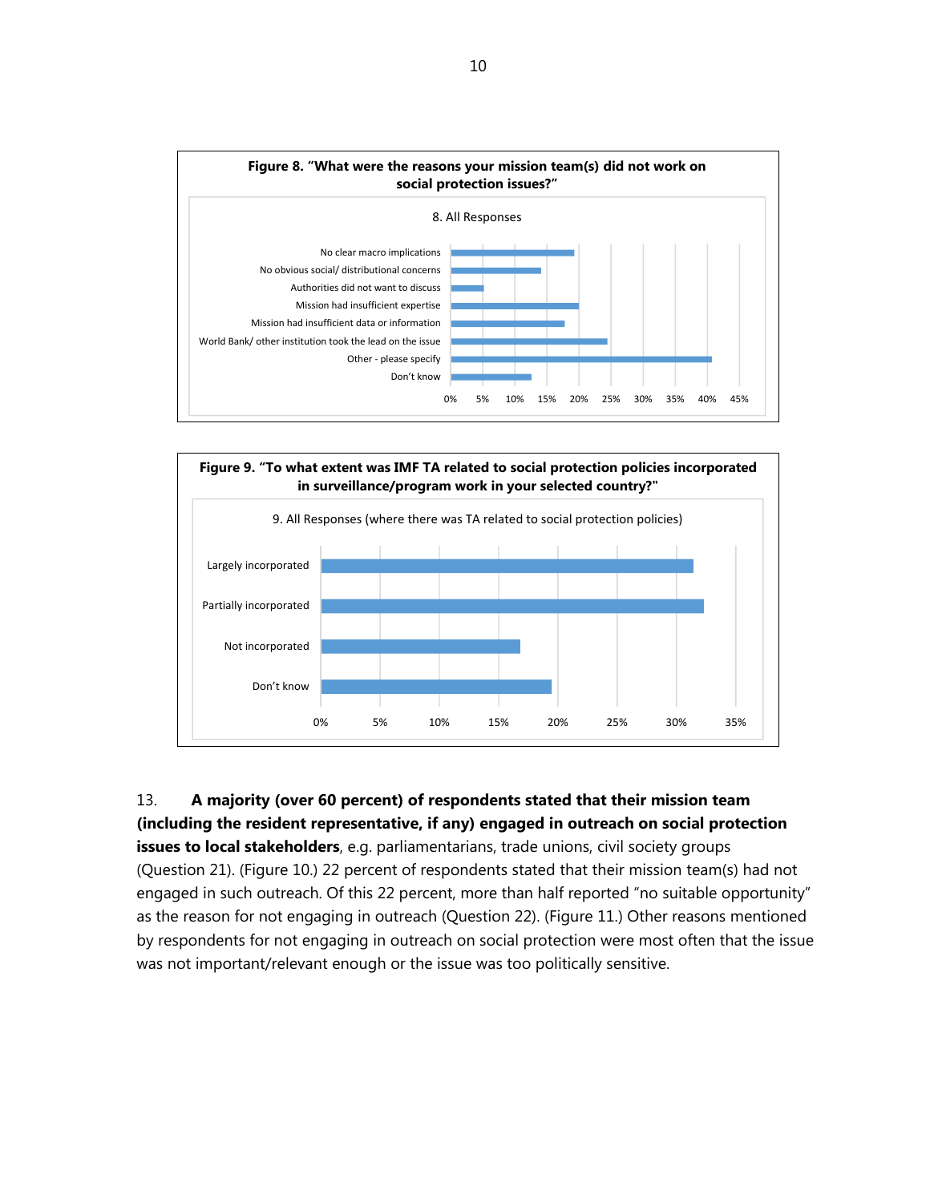**Figure 8. "What were the reasons your mission team(s) did not work on social protection issues?"**

8. All Responses

| Response | Approx. share |
|---|---|
| No clear macro implications | ~19% |
| No obvious social/ distributional concerns | ~14% |
| Authorities did not want to discuss | ~5% |
| Mission had insufficient expertise | ~20% |
| Mission had insufficient data or information | ~18% |
| World Bank/ other institution took the lead on the issue | ~24% |
| Other - please specify | ~41% |
| Don't know | ~13% |

**Figure 9. "To what extent was IMF TA related to social protection policies incorporated in surveillance/program work in your selected country?"**

9. All Responses (where there was TA related to social protection policies)

| Response | Approx. share |
|---|---|
| Largely incorporated | ~31% |
| Partially incorporated | ~32% |
| Not incorporated | ~17% |
| Don't know | ~19% |

13. **A majority (over 60 percent) of respondents stated that their mission team (including the resident representative, if any) engaged in outreach on social protection issues to local stakeholders**, e.g. parliamentarians, trade unions, civil society groups (Question 21). (Figure 10.) 22 percent of respondents stated that their mission team(s) had not engaged in such outreach. Of this 22 percent, more than half reported "no suitable opportunity" as the reason for not engaging in outreach (Question 22). (Figure 11.) Other reasons mentioned by respondents for not engaging in outreach on social protection were most often that the issue was not important/relevant enough or the issue was too politically sensitive.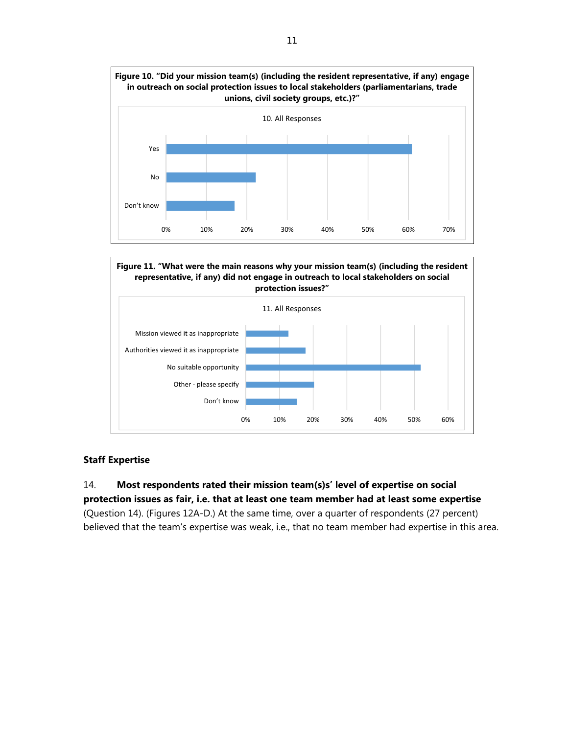**Figure 10. "Did your mission team(s) (including the resident representative, if any) engage in outreach on social protection issues to local stakeholders (parliamentarians, trade unions, civil society groups, etc.)?"**

10. All Responses

**Figure 11. "What were the main reasons why your mission team(s) (including the resident representative, if any) did not engage in outreach to local stakeholders on social protection issues?"**

11. All Responses

## Staff Expertise

14. **Most respondents rated their mission team(s)s' level of expertise on social protection issues as fair, i.e. that at least one team member had at least some expertise** (Question 14). (Figures 12A-D.) At the same time, over a quarter of respondents (27 percent) believed that the team's expertise was weak, i.e., that no team member had expertise in this area.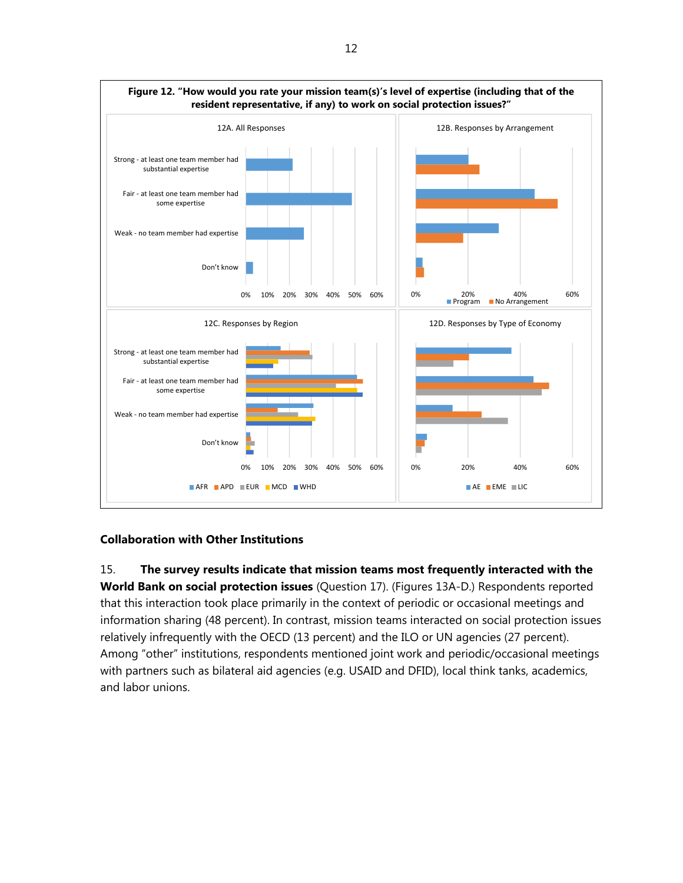**Figure 12. "How would you rate your mission team(s)'s level of expertise (including that of the resident representative, if any) to work on social protection issues?"**

12A. All Responses

12B. Responses by Arrangement

12C. Responses by Region

12D. Responses by Type of Economy

## Collaboration with Other Institutions

15. **The survey results indicate that mission teams most frequently interacted with the World Bank on social protection issues** (Question 17). (Figures 13A-D.) Respondents reported that this interaction took place primarily in the context of periodic or occasional meetings and information sharing (48 percent). In contrast, mission teams interacted on social protection issues relatively infrequently with the OECD (13 percent) and the ILO or UN agencies (27 percent). Among "other" institutions, respondents mentioned joint work and periodic/occasional meetings with partners such as bilateral aid agencies (e.g. USAID and DFID), local think tanks, academics, and labor unions.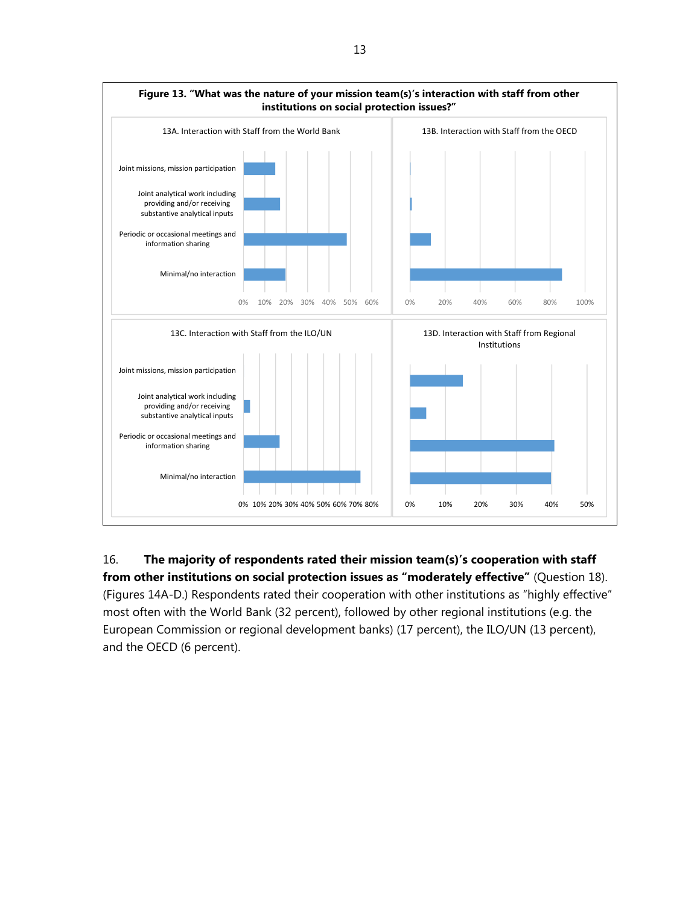**Figure 13. "What was the nature of your mission team(s)'s interaction with staff from other institutions on social protection issues?"**

13A. Interaction with Staff from the World Bank

13B. Interaction with Staff from the OECD

13C. Interaction with Staff from the ILO/UN

13D. Interaction with Staff from Regional Institutions

16. **The majority of respondents rated their mission team(s)'s cooperation with staff from other institutions on social protection issues as "moderately effective"** (Question 18). (Figures 14A-D.) Respondents rated their cooperation with other institutions as "highly effective" most often with the World Bank (32 percent), followed by other regional institutions (e.g. the European Commission or regional development banks) (17 percent), the ILO/UN (13 percent), and the OECD (6 percent).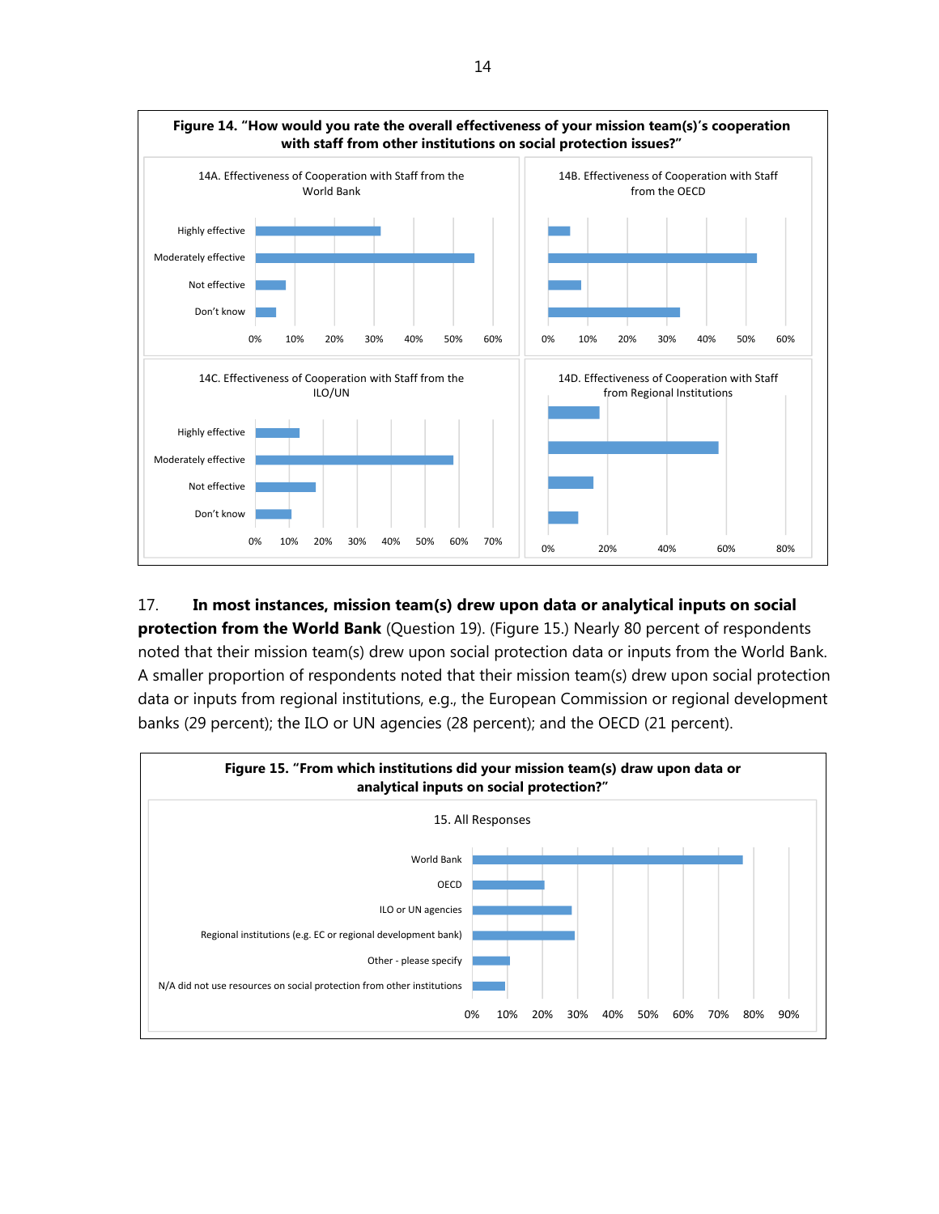**Figure 14. "How would you rate the overall effectiveness of your mission team(s)'s cooperation with staff from other institutions on social protection issues?"**

14A. Effectiveness of Cooperation with Staff from the World Bank

14B. Effectiveness of Cooperation with Staff from the OECD

14C. Effectiveness of Cooperation with Staff from the ILO/UN

14D. Effectiveness of Cooperation with Staff from Regional Institutions

17. **In most instances, mission team(s) drew upon data or analytical inputs on social protection from the World Bank** (Question 19). (Figure 15.) Nearly 80 percent of respondents noted that their mission team(s) drew upon social protection data or inputs from the World Bank. A smaller proportion of respondents noted that their mission team(s) drew upon social protection data or inputs from regional institutions, e.g., the European Commission or regional development banks (29 percent); the ILO or UN agencies (28 percent); and the OECD (21 percent).

**Figure 15. "From which institutions did your mission team(s) draw upon data or analytical inputs on social protection?"**

15. All Responses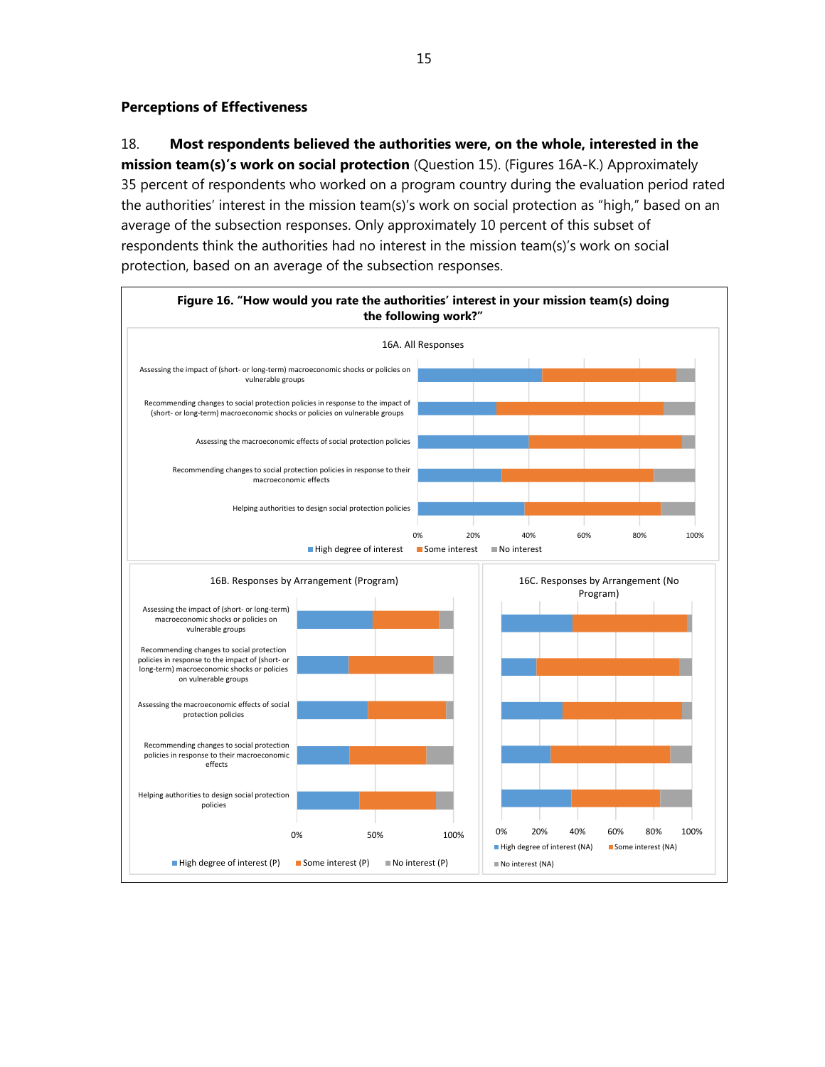## Perceptions of Effectiveness

18. **Most respondents believed the authorities were, on the whole, interested in the mission team(s)'s work on social protection** (Question 15). (Figures 16A-K.) Approximately 35 percent of respondents who worked on a program country during the evaluation period rated the authorities' interest in the mission team(s)'s work on social protection as "high," based on an average of the subsection responses. Only approximately 10 percent of this subset of respondents think the authorities had no interest in the mission team(s)'s work on social protection, based on an average of the subsection responses.

**Figure 16. "How would you rate the authorities' interest in your mission team(s) doing the following work?"**

16A. All Responses

Categories:
- Assessing the impact of (short- or long-term) macroeconomic shocks or policies on vulnerable groups
- Recommending changes to social protection policies in response to the impact of (short- or long-term) macroeconomic shocks or policies on vulnerable groups
- Assessing the macroeconomic effects of social protection policies
- Recommending changes to social protection policies in response to their macroeconomic effects
- Helping authorities to design social protection policies

Axis: 0%, 20%, 40%, 60%, 80%, 100%

Legend: High degree of interest; Some interest; No interest

16B. Responses by Arrangement (Program)

Axis: 0%, 50%, 100%

Legend: High degree of interest (P); Some interest (P); No interest (P)

16C. Responses by Arrangement (No Program)

Axis: 0%, 20%, 40%, 60%, 80%, 100%

Legend: High degree of interest (NA); Some interest (NA); No interest (NA)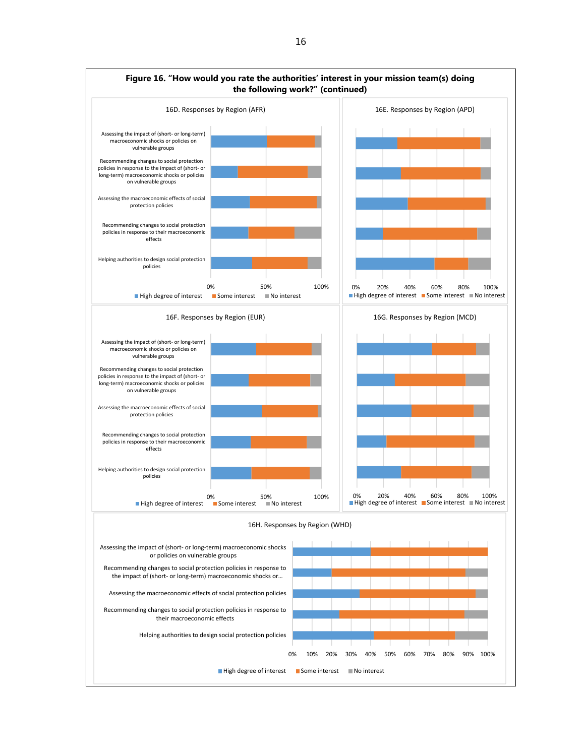**Figure 16. "How would you rate the authorities' interest in your mission team(s) doing the following work?" (continued)**

16D. Responses by Region (AFR)

- Assessing the impact of (short- or long-term) macroeconomic shocks or policies on vulnerable groups
- Recommending changes to social protection policies in response to the impact of (short- or long-term) macroeconomic shocks or policies on vulnerable groups
- Assessing the macroeconomic effects of social protection policies
- Recommending changes to social protection policies in response to their macroeconomic effects
- Helping authorities to design social protection policies

0% 50% 100%

High degree of interest | Some interest | No interest

16E. Responses by Region (APD)

0% 20% 40% 60% 80% 100%

High degree of interest | Some interest | No interest

16F. Responses by Region (EUR)

- Assessing the impact of (short- or long-term) macroeconomic shocks or policies on vulnerable groups
- Recommending changes to social protection policies in response to the impact of (short- or long-term) macroeconomic shocks or policies on vulnerable groups
- Assessing the macroeconomic effects of social protection policies
- Recommending changes to social protection policies in response to their macroeconomic effects
- Helping authorities to design social protection policies

0% 50% 100%

High degree of interest | Some interest | No interest

16G. Responses by Region (MCD)

0% 20% 40% 60% 80% 100%

High degree of interest | Some interest | No interest

16H. Responses by Region (WHD)

- Assessing the impact of (short- or long-term) macroeconomic shocks or policies on vulnerable groups
- Recommending changes to social protection policies in response to the impact of (short- or long-term) macroeconomic shocks or...
- Assessing the macroeconomic effects of social protection policies
- Recommending changes to social protection policies in response to their macroeconomic effects
- Helping authorities to design social protection policies

0% 10% 20% 30% 40% 50% 60% 70% 80% 90% 100%

High degree of interest | Some interest | No interest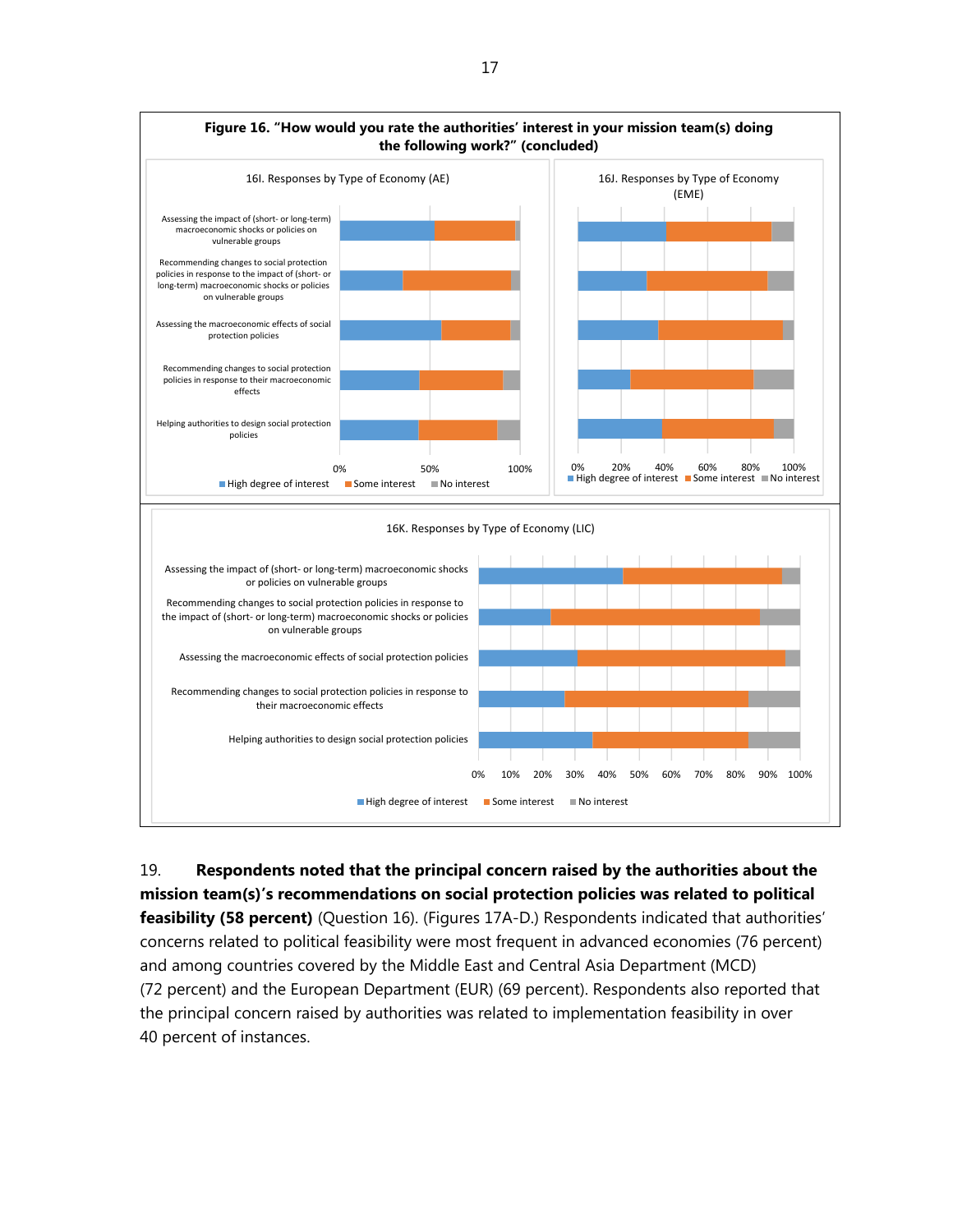**Figure 16. "How would you rate the authorities' interest in your mission team(s) doing the following work?" (concluded)**

16I. Responses by Type of Economy (AE)

16J. Responses by Type of Economy (EME)

16K. Responses by Type of Economy (LIC)

Categories: Assessing the impact of (short- or long-term) macroeconomic shocks or policies on vulnerable groups; Recommending changes to social protection policies in response to the impact of (short- or long-term) macroeconomic shocks or policies on vulnerable groups; Assessing the macroeconomic effects of social protection policies; Recommending changes to social protection policies in response to their macroeconomic effects; Helping authorities to design social protection policies

Legend: High degree of interest, Some interest, No interest

19. **Respondents noted that the principal concern raised by the authorities about the mission team(s)'s recommendations on social protection policies was related to political feasibility (58 percent)** (Question 16). (Figures 17A-D.) Respondents indicated that authorities' concerns related to political feasibility were most frequent in advanced economies (76 percent) and among countries covered by the Middle East and Central Asia Department (MCD) (72 percent) and the European Department (EUR) (69 percent). Respondents also reported that the principal concern raised by authorities was related to implementation feasibility in over 40 percent of instances.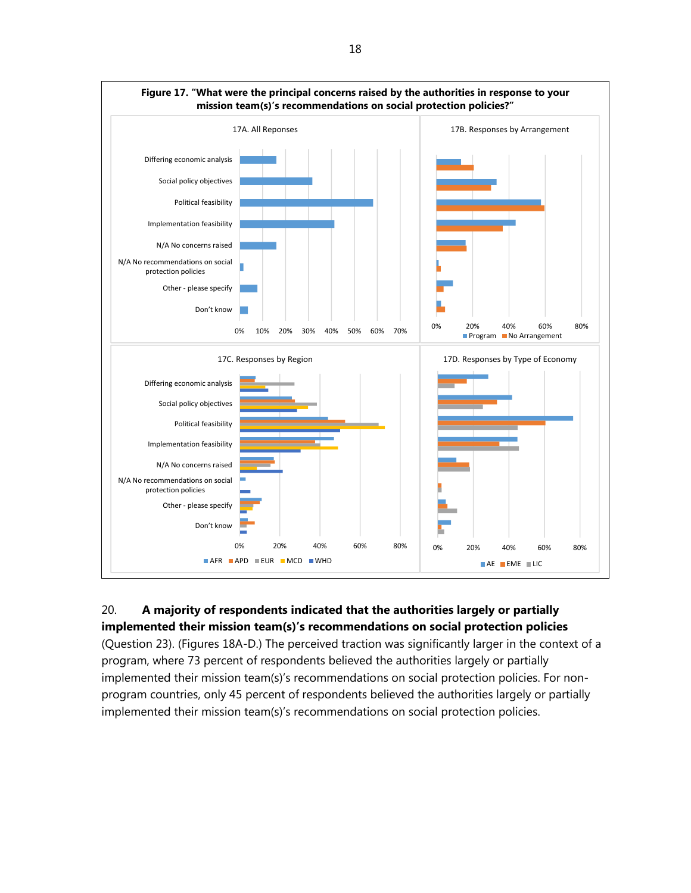**Figure 17. "What were the principal concerns raised by the authorities in response to your mission team(s)'s recommendations on social protection policies?"**

17A. All Reponses

17B. Responses by Arrangement

17C. Responses by Region

17D. Responses by Type of Economy

20. **A majority of respondents indicated that the authorities largely or partially implemented their mission team(s)'s recommendations on social protection policies** (Question 23). (Figures 18A-D.) The perceived traction was significantly larger in the context of a program, where 73 percent of respondents believed the authorities largely or partially implemented their mission team(s)'s recommendations on social protection policies. For non-program countries, only 45 percent of respondents believed the authorities largely or partially implemented their mission team(s)'s recommendations on social protection policies.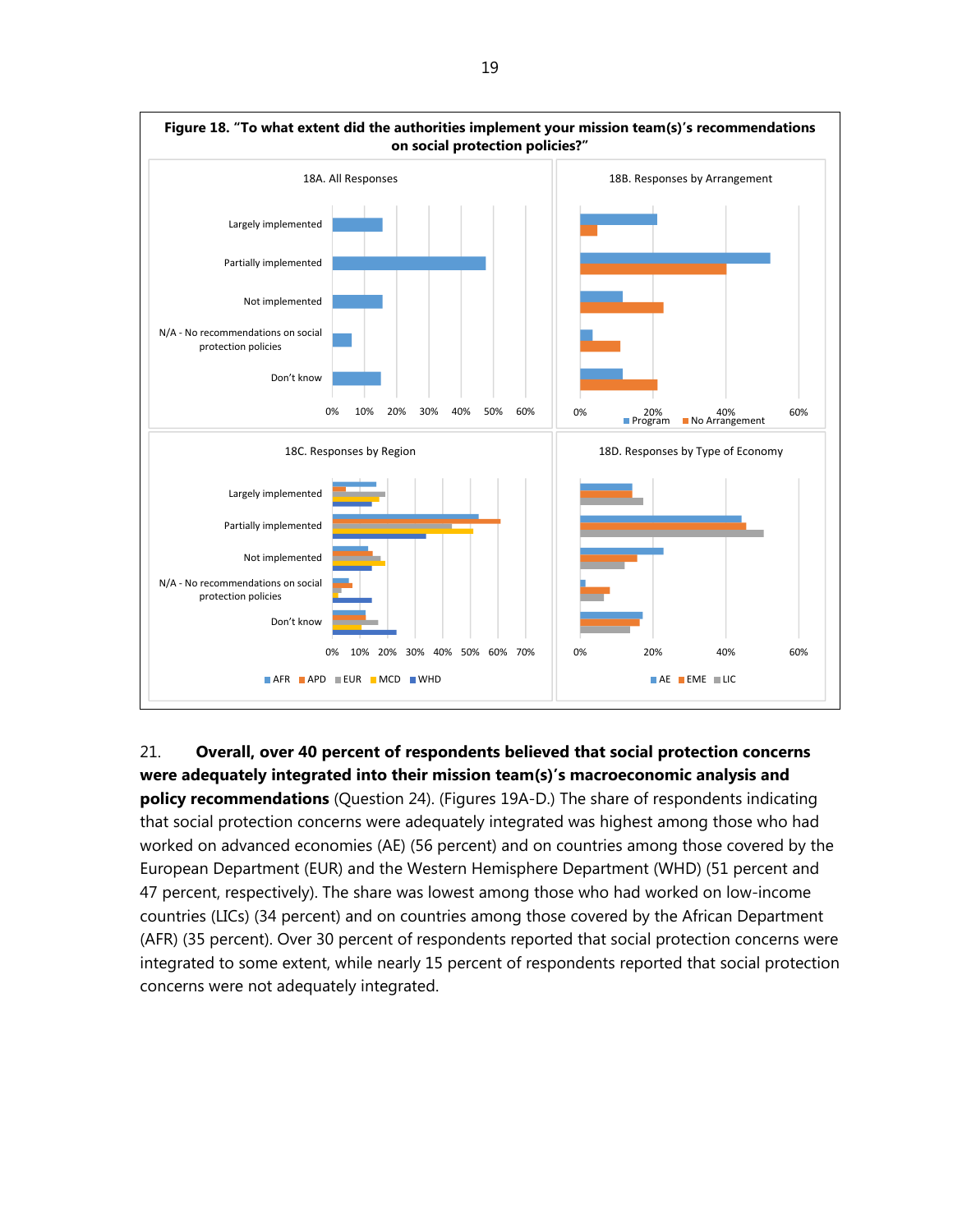**Figure 18. "To what extent did the authorities implement your mission team(s)'s recommendations on social protection policies?"**

18A. All Responses

18B. Responses by Arrangement

18C. Responses by Region

18D. Responses by Type of Economy

21. **Overall, over 40 percent of respondents believed that social protection concerns were adequately integrated into their mission team(s)'s macroeconomic analysis and policy recommendations** (Question 24). (Figures 19A-D.) The share of respondents indicating that social protection concerns were adequately integrated was highest among those who had worked on advanced economies (AE) (56 percent) and on countries among those covered by the European Department (EUR) and the Western Hemisphere Department (WHD) (51 percent and 47 percent, respectively). The share was lowest among those who had worked on low-income countries (LICs) (34 percent) and on countries among those covered by the African Department (AFR) (35 percent). Over 30 percent of respondents reported that social protection concerns were integrated to some extent, while nearly 15 percent of respondents reported that social protection concerns were not adequately integrated.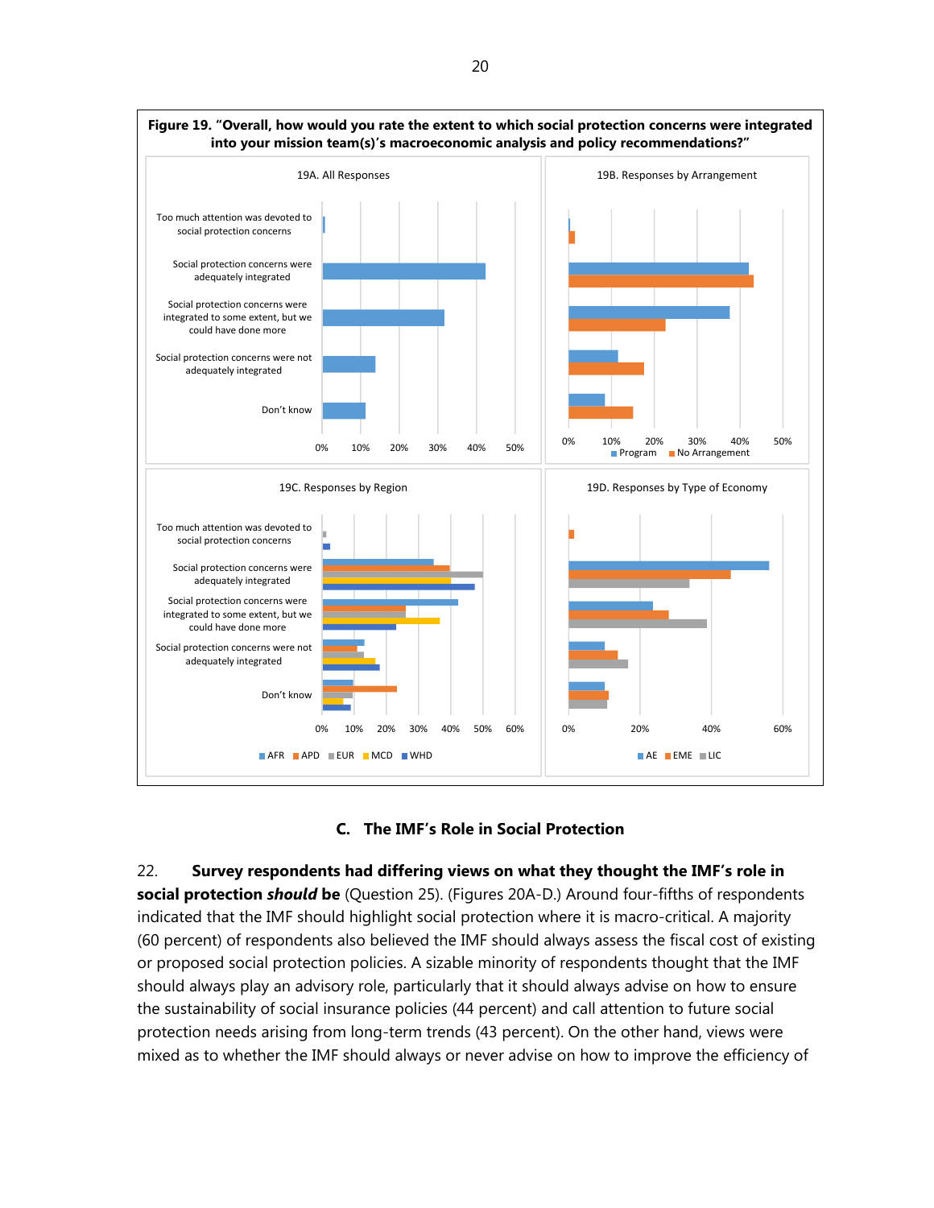**Figure 19. "Overall, how would you rate the extent to which social protection concerns were integrated into your mission team(s)'s macroeconomic analysis and policy recommendations?"**

19A. All Responses

19B. Responses by Arrangement

19C. Responses by Region

19D. Responses by Type of Economy

Response categories: Too much attention was devoted to social protection concerns; Social protection concerns were adequately integrated; Social protection concerns were integrated to some extent, but we could have done more; Social protection concerns were not adequately integrated; Don't know

Legends: Program, No Arrangement (19B); AFR, APD, EUR, MCD, WHD (19C); AE, EME, LIC (19D)

## C. The IMF's Role in Social Protection

22. **Survey respondents had differing views on what they thought the IMF's role in social protection *should* be** (Question 25). (Figures 20A-D.) Around four-fifths of respondents indicated that the IMF should highlight social protection where it is macro-critical. A majority (60 percent) of respondents also believed the IMF should always assess the fiscal cost of existing or proposed social protection policies. A sizable minority of respondents thought that the IMF should always play an advisory role, particularly that it should always advise on how to ensure the sustainability of social insurance policies (44 percent) and call attention to future social protection needs arising from long-term trends (43 percent). On the other hand, views were mixed as to whether the IMF should always or never advise on how to improve the efficiency of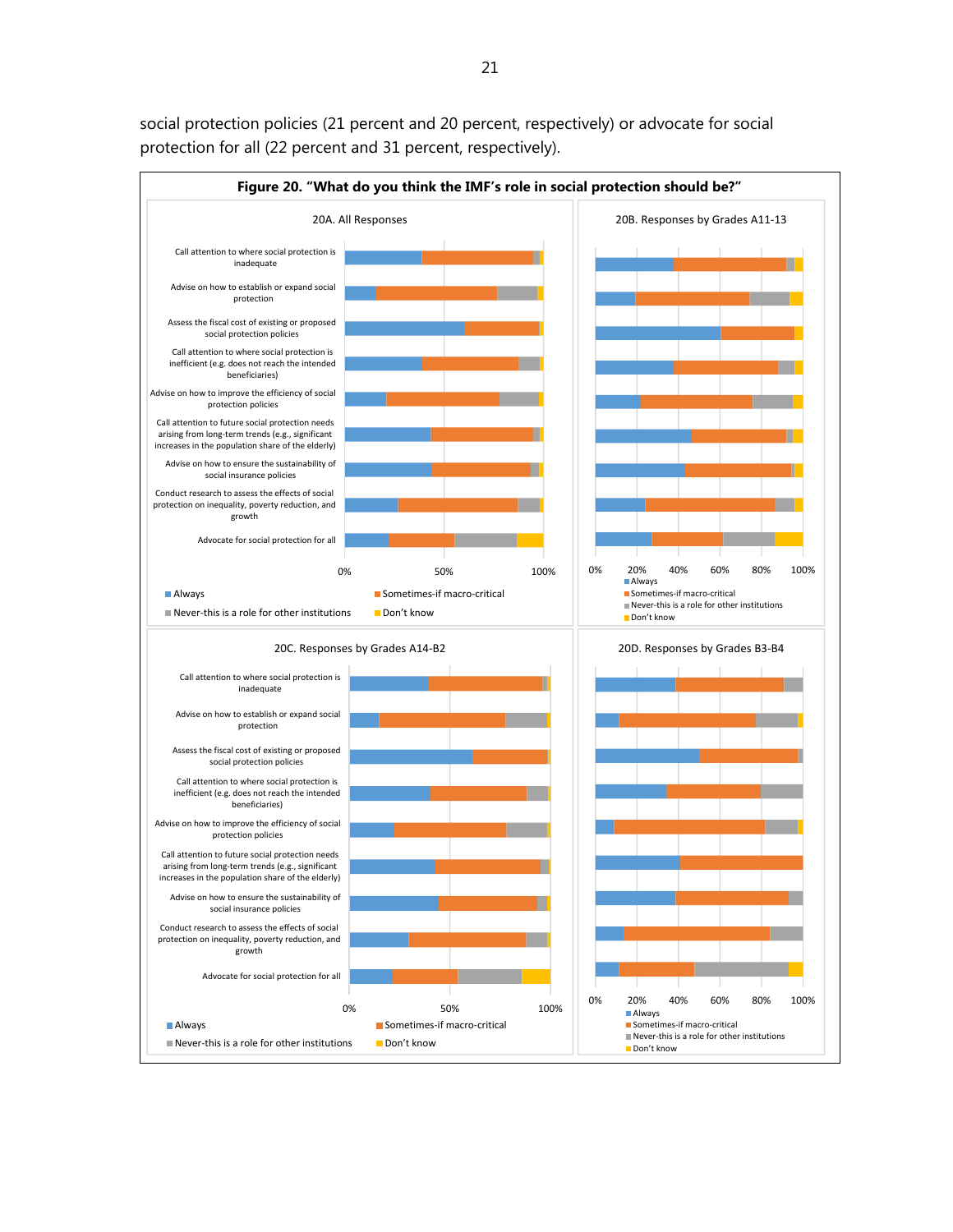social protection policies (21 percent and 20 percent, respectively) or advocate for social protection for all (22 percent and 31 percent, respectively).

**Figure 20. "What do you think the IMF's role in social protection should be?"**

20A. All Responses

20B. Responses by Grades A11-13

20C. Responses by Grades A14-B2

20D. Responses by Grades B3-B4

Categories (all panels):
- Call attention to where social protection is inadequate
- Advise on how to establish or expand social protection
- Assess the fiscal cost of existing or proposed social protection policies
- Call attention to where social protection is inefficient (e.g. does not reach the intended beneficiaries)
- Advise on how to improve the efficiency of social protection policies
- Call attention to future social protection needs arising from long-term trends (e.g., significant increases in the population share of the elderly)
- Advise on how to ensure the sustainability of social insurance policies
- Conduct research to assess the effects of social protection on inequality, poverty reduction, and growth
- Advocate for social protection for all

Legend: Always; Sometimes-if macro-critical; Never-this is a role for other institutions; Don't know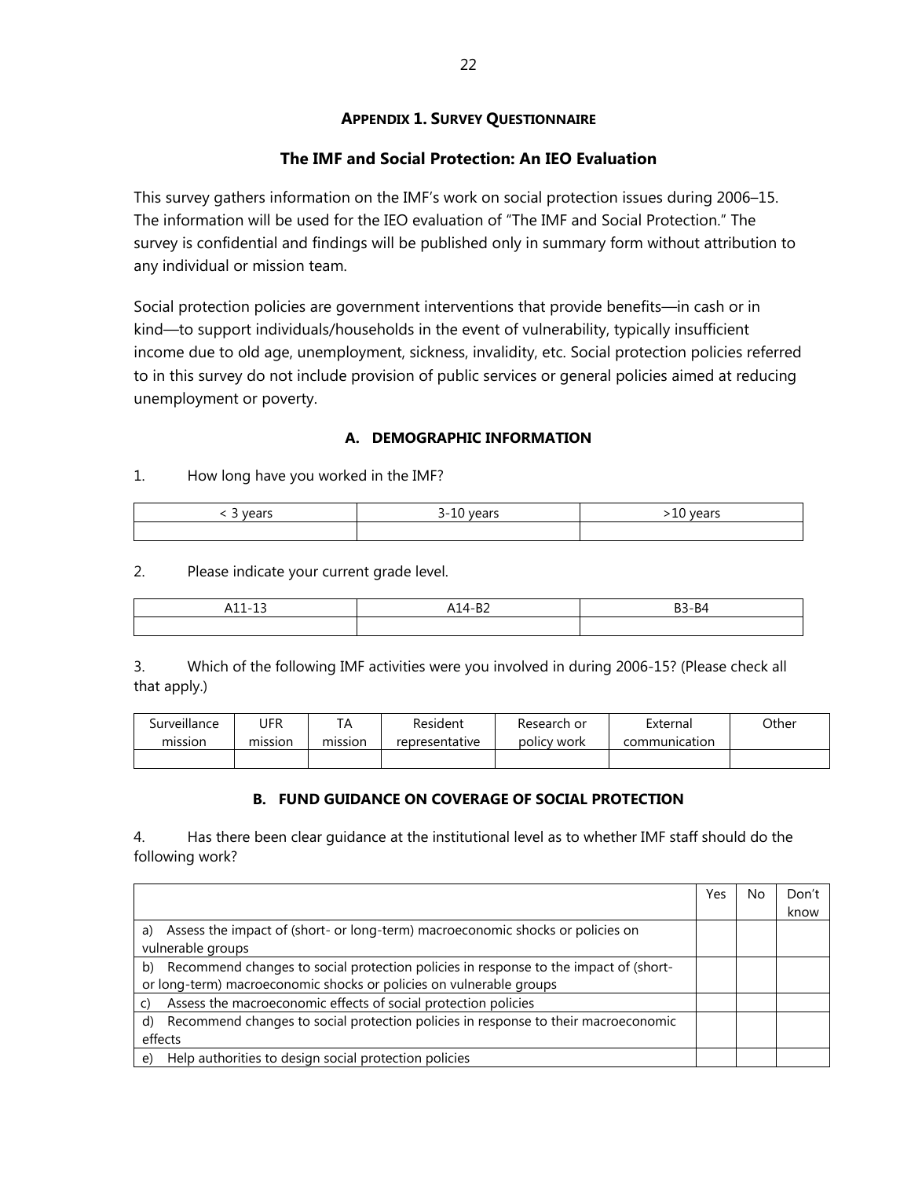## APPENDIX 1. SURVEY QUESTIONNAIRE

### The IMF and Social Protection: An IEO Evaluation

This survey gathers information on the IMF's work on social protection issues during 2006–15. The information will be used for the IEO evaluation of "The IMF and Social Protection." The survey is confidential and findings will be published only in summary form without attribution to any individual or mission team.

Social protection policies are government interventions that provide benefits—in cash or in kind—to support individuals/households in the event of vulnerability, typically insufficient income due to old age, unemployment, sickness, invalidity, etc. Social protection policies referred to in this survey do not include provision of public services or general policies aimed at reducing unemployment or poverty.

#### A. DEMOGRAPHIC INFORMATION

1. How long have you worked in the IMF?

| < 3 years | 3-10 years | >10 years |
|---|---|---|
| | | |

2. Please indicate your current grade level.

| A11-13 | A14-B2 | B3-B4 |
|---|---|---|
| | | |

3. Which of the following IMF activities were you involved in during 2006-15? (Please check all that apply.)

| Surveillance mission | UFR mission | TA mission | Resident representative | Research or policy work | External communication | Other |
|---|---|---|---|---|---|---|
| | | | | | | |

#### B. FUND GUIDANCE ON COVERAGE OF SOCIAL PROTECTION

4. Has there been clear guidance at the institutional level as to whether IMF staff should do the following work?

| | Yes | No | Don't know |
|---|---|---|---|
| a) Assess the impact of (short- or long-term) macroeconomic shocks or policies on vulnerable groups | | | |
| b) Recommend changes to social protection policies in response to the impact of (short- or long-term) macroeconomic shocks or policies on vulnerable groups | | | |
| c) Assess the macroeconomic effects of social protection policies | | | |
| d) Recommend changes to social protection policies in response to their macroeconomic effects | | | |
| e) Help authorities to design social protection policies | | | |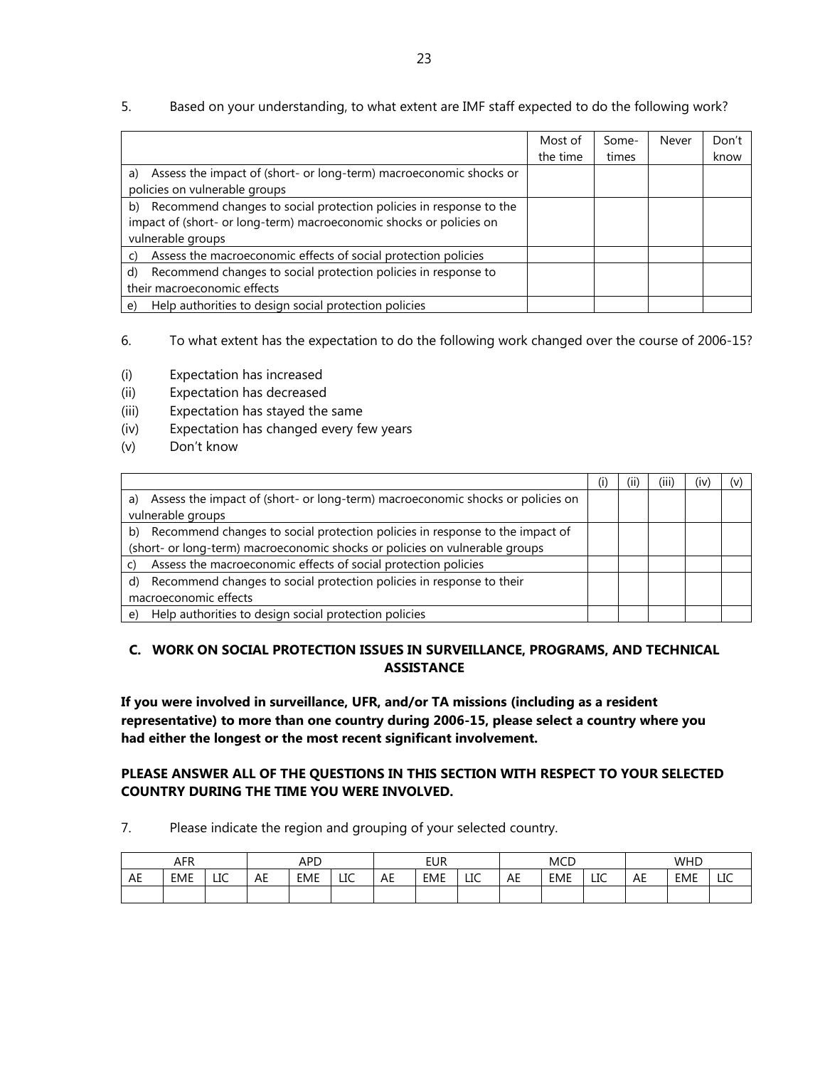5. Based on your understanding, to what extent are IMF staff expected to do the following work?

| | Most of the time | Some-times | Never | Don't know |
|---|---|---|---|---|
| a) Assess the impact of (short- or long-term) macroeconomic shocks or policies on vulnerable groups | | | | |
| b) Recommend changes to social protection policies in response to the impact of (short- or long-term) macroeconomic shocks or policies on vulnerable groups | | | | |
| c) Assess the macroeconomic effects of social protection policies | | | | |
| d) Recommend changes to social protection policies in response to their macroeconomic effects | | | | |
| e) Help authorities to design social protection policies | | | | |

6. To what extent has the expectation to do the following work changed over the course of 2006-15?

(i) Expectation has increased
(ii) Expectation has decreased
(iii) Expectation has stayed the same
(iv) Expectation has changed every few years
(v) Don't know

| | (i) | (ii) | (iii) | (iv) | (v) |
|---|---|---|---|---|---|
| a) Assess the impact of (short- or long-term) macroeconomic shocks or policies on vulnerable groups | | | | | |
| b) Recommend changes to social protection policies in response to the impact of (short- or long-term) macroeconomic shocks or policies on vulnerable groups | | | | | |
| c) Assess the macroeconomic effects of social protection policies | | | | | |
| d) Recommend changes to social protection policies in response to their macroeconomic effects | | | | | |
| e) Help authorities to design social protection policies | | | | | |

## C. WORK ON SOCIAL PROTECTION ISSUES IN SURVEILLANCE, PROGRAMS, AND TECHNICAL ASSISTANCE

**If you were involved in surveillance, UFR, and/or TA missions (including as a resident representative) to more than one country during 2006-15, please select a country where you had either the longest or the most recent significant involvement.**

**PLEASE ANSWER ALL OF THE QUESTIONS IN THIS SECTION WITH RESPECT TO YOUR SELECTED COUNTRY DURING THE TIME YOU WERE INVOLVED.**

7. Please indicate the region and grouping of your selected country.

| AFR | | | APD | | | EUR | | | MCD | | | WHD | | |
|---|---|---|---|---|---|---|---|---|---|---|---|---|---|---|
| AE | EME | LIC | AE | EME | LIC | AE | EME | LIC | AE | EME | LIC | AE | EME | LIC |
| | | | | | | | | | | | | | | |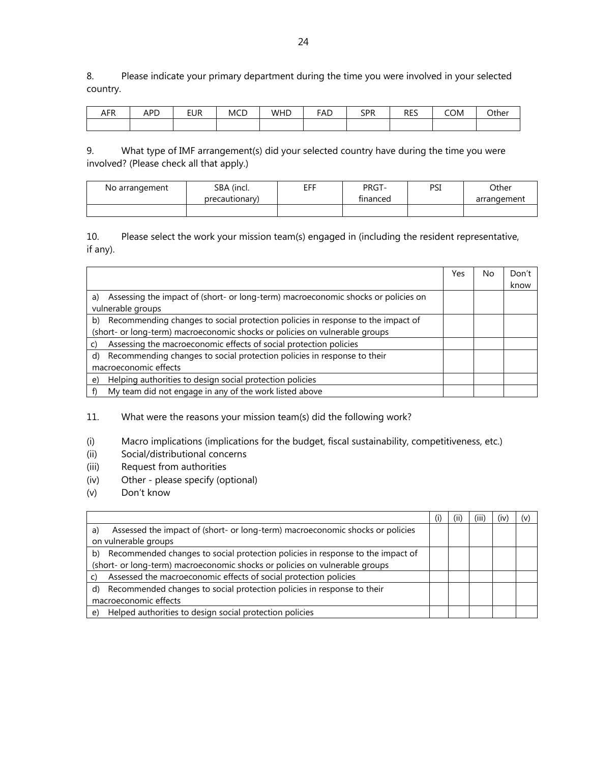8. Please indicate your primary department during the time you were involved in your selected country.

| AFR | APD | EUR | MCD | WHD | FAD | SPR | RES | COM | Other |
|---|---|---|---|---|---|---|---|---|---|
| | | | | | | | | | |

9. What type of IMF arrangement(s) did your selected country have during the time you were involved? (Please check all that apply.)

| No arrangement | SBA (incl. precautionary) | EFF | PRGT-financed | PSI | Other arrangement |
|---|---|---|---|---|---|
| | | | | | |

10. Please select the work your mission team(s) engaged in (including the resident representative, if any).

| | Yes | No | Don't know |
|---|---|---|---|
| a) Assessing the impact of (short- or long-term) macroeconomic shocks or policies on vulnerable groups | | | |
| b) Recommending changes to social protection policies in response to the impact of (short- or long-term) macroeconomic shocks or policies on vulnerable groups | | | |
| c) Assessing the macroeconomic effects of social protection policies | | | |
| d) Recommending changes to social protection policies in response to their macroeconomic effects | | | |
| e) Helping authorities to design social protection policies | | | |
| f) My team did not engage in any of the work listed above | | | |

11. What were the reasons your mission team(s) did the following work?

(i) Macro implications (implications for the budget, fiscal sustainability, competitiveness, etc.)
(ii) Social/distributional concerns
(iii) Request from authorities
(iv) Other - please specify (optional)
(v) Don't know

| | (i) | (ii) | (iii) | (iv) | (v) |
|---|---|---|---|---|---|
| a) Assessed the impact of (short- or long-term) macroeconomic shocks or policies on vulnerable groups | | | | | |
| b) Recommended changes to social protection policies in response to the impact of (short- or long-term) macroeconomic shocks or policies on vulnerable groups | | | | | |
| c) Assessed the macroeconomic effects of social protection policies | | | | | |
| d) Recommended changes to social protection policies in response to their macroeconomic effects | | | | | |
| e) Helped authorities to design social protection policies | | | | | |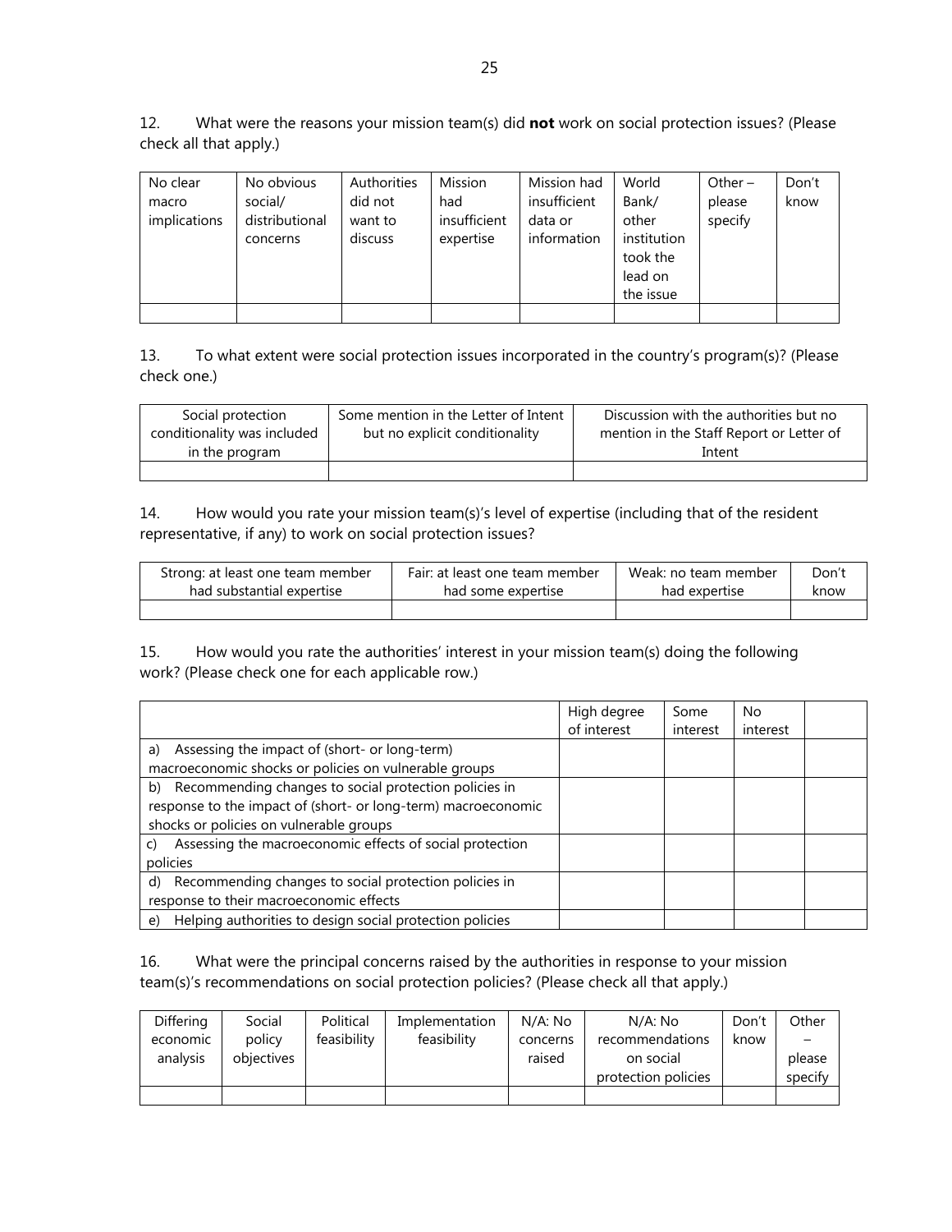12. What were the reasons your mission team(s) did **not** work on social protection issues? (Please check all that apply.)

| No clear macro implications | No obvious social/ distributional concerns | Authorities did not want to discuss | Mission had insufficient expertise | Mission had insufficient data or information | World Bank/ other institution took the lead on the issue | Other – please specify | Don't know |
|---|---|---|---|---|---|---|---|
| | | | | | | | |

13. To what extent were social protection issues incorporated in the country's program(s)? (Please check one.)

| Social protection conditionality was included in the program | Some mention in the Letter of Intent but no explicit conditionality | Discussion with the authorities but no mention in the Staff Report or Letter of Intent |
|---|---|---|
| | | |

14. How would you rate your mission team(s)'s level of expertise (including that of the resident representative, if any) to work on social protection issues?

| Strong: at least one team member had substantial expertise | Fair: at least one team member had some expertise | Weak: no team member had expertise | Don't know |
|---|---|---|---|
| | | | |

15. How would you rate the authorities' interest in your mission team(s) doing the following work? (Please check one for each applicable row.)

| | High degree of interest | Some interest | No interest | |
|---|---|---|---|---|
| a) Assessing the impact of (short- or long-term) macroeconomic shocks or policies on vulnerable groups | | | | |
| b) Recommending changes to social protection policies in response to the impact of (short- or long-term) macroeconomic shocks or policies on vulnerable groups | | | | |
| c) Assessing the macroeconomic effects of social protection policies | | | | |
| d) Recommending changes to social protection policies in response to their macroeconomic effects | | | | |
| e) Helping authorities to design social protection policies | | | | |

16. What were the principal concerns raised by the authorities in response to your mission team(s)'s recommendations on social protection policies? (Please check all that apply.)

| Differing economic analysis | Social policy objectives | Political feasibility | Implementation feasibility | N/A: No concerns raised | N/A: No recommendations on social protection policies | Don't know | Other – please specify |
|---|---|---|---|---|---|---|---|
| | | | | | | | |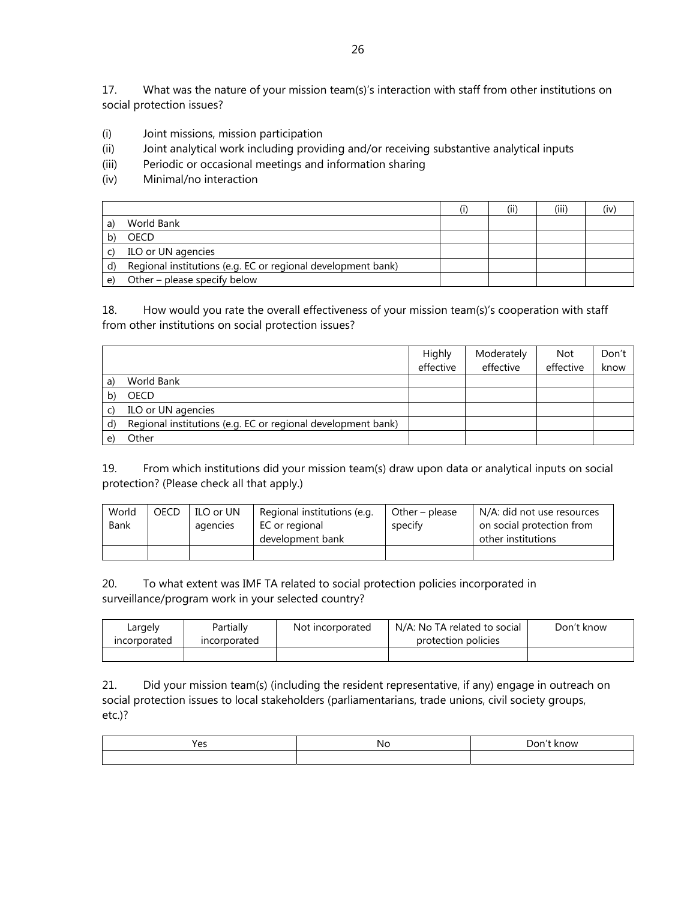17. What was the nature of your mission team(s)'s interaction with staff from other institutions on social protection issues?

(i) Joint missions, mission participation
(ii) Joint analytical work including providing and/or receiving substantive analytical inputs
(iii) Periodic or occasional meetings and information sharing
(iv) Minimal/no interaction

| | (i) | (ii) | (iii) | (iv) |
|---|---|---|---|---|
| a) World Bank | | | | |
| b) OECD | | | | |
| c) ILO or UN agencies | | | | |
| d) Regional institutions (e.g. EC or regional development bank) | | | | |
| e) Other – please specify below | | | | |

18. How would you rate the overall effectiveness of your mission team(s)'s cooperation with staff from other institutions on social protection issues?

| | Highly effective | Moderately effective | Not effective | Don't know |
|---|---|---|---|---|
| a) World Bank | | | | |
| b) OECD | | | | |
| c) ILO or UN agencies | | | | |
| d) Regional institutions (e.g. EC or regional development bank) | | | | |
| e) Other | | | | |

19. From which institutions did your mission team(s) draw upon data or analytical inputs on social protection? (Please check all that apply.)

| World Bank | OECD | ILO or UN agencies | Regional institutions (e.g. EC or regional development bank | Other – please specify | N/A: did not use resources on social protection from other institutions |
|---|---|---|---|---|---|
| | | | | | |

20. To what extent was IMF TA related to social protection policies incorporated in surveillance/program work in your selected country?

| Largely incorporated | Partially incorporated | Not incorporated | N/A: No TA related to social protection policies | Don't know |
|---|---|---|---|---|
| | | | | |

21. Did your mission team(s) (including the resident representative, if any) engage in outreach on social protection issues to local stakeholders (parliamentarians, trade unions, civil society groups, etc.)?

| Yes | No | Don't know |
|---|---|---|
| | | |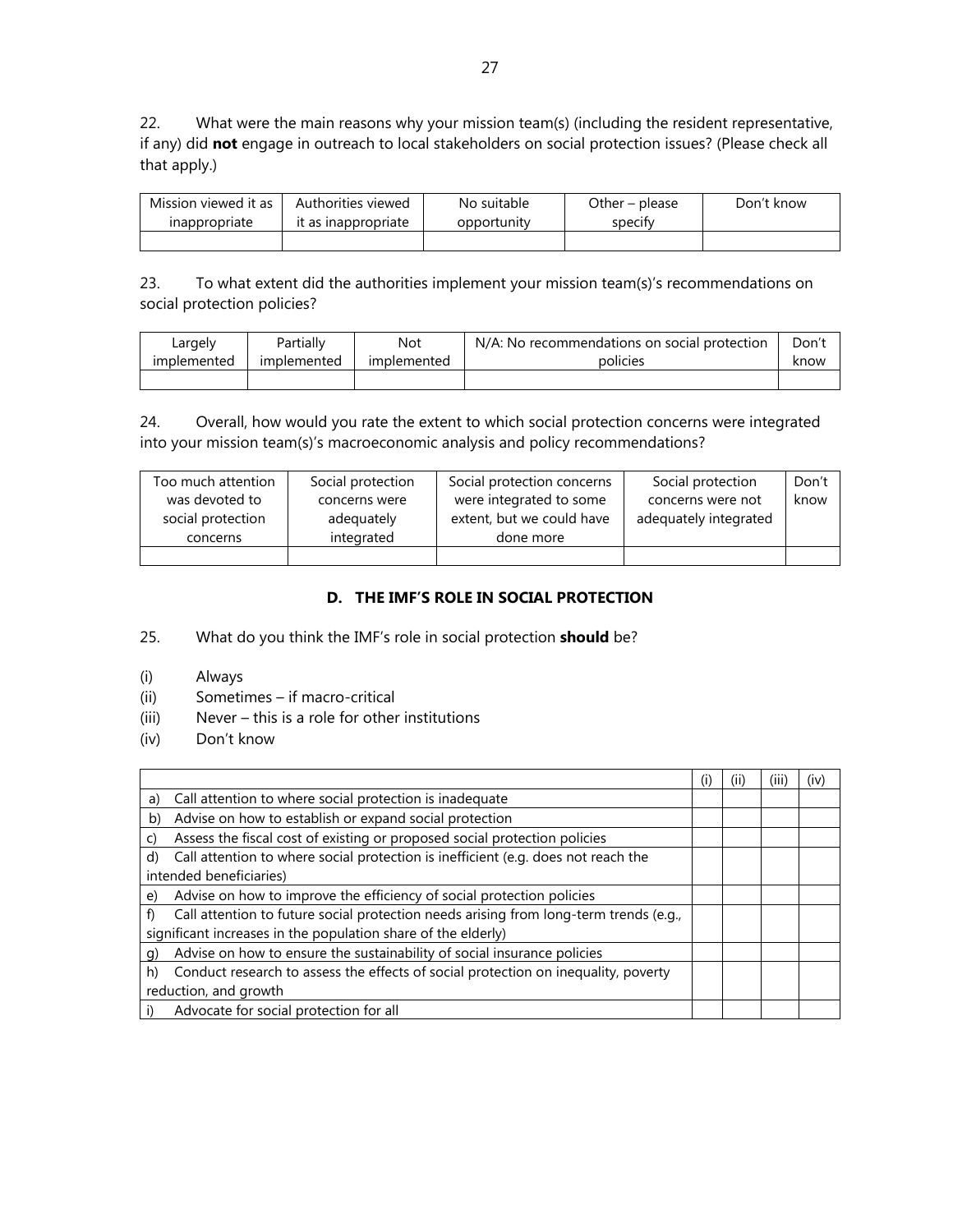22. What were the main reasons why your mission team(s) (including the resident representative, if any) did **not** engage in outreach to local stakeholders on social protection issues? (Please check all that apply.)

| Mission viewed it as inappropriate | Authorities viewed it as inappropriate | No suitable opportunity | Other – please specify | Don't know |
|---|---|---|---|---|
| | | | | |

23. To what extent did the authorities implement your mission team(s)'s recommendations on social protection policies?

| Largely implemented | Partially implemented | Not implemented | N/A: No recommendations on social protection policies | Don't know |
|---|---|---|---|---|
| | | | | |

24. Overall, how would you rate the extent to which social protection concerns were integrated into your mission team(s)'s macroeconomic analysis and policy recommendations?

| Too much attention was devoted to social protection concerns | Social protection concerns were adequately integrated | Social protection concerns were integrated to some extent, but we could have done more | Social protection concerns were not adequately integrated | Don't know |
|---|---|---|---|---|
| | | | | |

### D. THE IMF'S ROLE IN SOCIAL PROTECTION

25. What do you think the IMF's role in social protection **should** be?

(i) Always
(ii) Sometimes – if macro-critical
(iii) Never – this is a role for other institutions
(iv) Don't know

| | (i) | (ii) | (iii) | (iv) |
|---|---|---|---|---|
| a) Call attention to where social protection is inadequate | | | | |
| b) Advise on how to establish or expand social protection | | | | |
| c) Assess the fiscal cost of existing or proposed social protection policies | | | | |
| d) Call attention to where social protection is inefficient (e.g. does not reach the intended beneficiaries) | | | | |
| e) Advise on how to improve the efficiency of social protection policies | | | | |
| f) Call attention to future social protection needs arising from long-term trends (e.g., significant increases in the population share of the elderly) | | | | |
| g) Advise on how to ensure the sustainability of social insurance policies | | | | |
| h) Conduct research to assess the effects of social protection on inequality, poverty reduction, and growth | | | | |
| i) Advocate for social protection for all | | | | |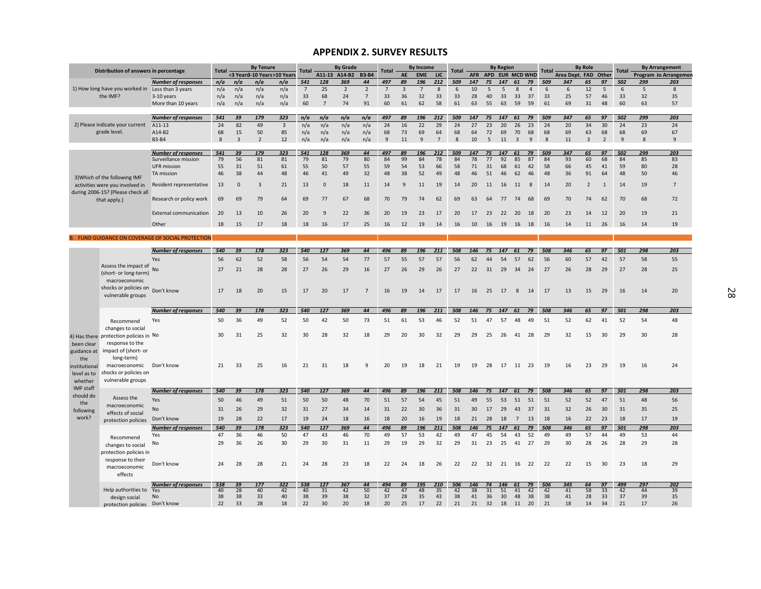## APPENDIX 2. SURVEY RESULTS

| Distribution of answers in percentage | | Total | By Tenure | | | Total | By Grade | | | Total | By Income | | | Total | By Region | | | | | Total | By Role | | | Total | By Arrangement | |
|---|---|---|---|---|---|---|---|---|---|---|---|---|---|---|---|---|---|---|---|---|---|---|---|---|---|---|
| | | | <3 Years | 3-10 Years | >10 Years | | A11-13 | A14-B2 | B3-B4 | | AE | EME | LIC | | AFR | APD | EUR | MCD | WHD | | Area Dept. | FAD | Other | | Program | No Arrangement |
| | *Number of responses* | *n/a* | *n/a* | *n/a* | *n/a* | *541* | *128* | *369* | *44* | *497* | *89* | *196* | *212* | *509* | *147* | *75* | *147* | *61* | *79* | *509* | *347* | *65* | *97* | *502* | *299* | *203* |
| 1) How long have you worked in the IMF? | Less than 3 years | n/a | n/a | n/a | n/a | 7 | 25 | 2 | 2 | 7 | 3 | 7 | 8 | 6 | 10 | 5 | 5 | 8 | 4 | 6 | 6 | 12 | 5 | 6 | 5 | 8 |
| | 3-10 years | n/a | n/a | n/a | n/a | 33 | 68 | 24 | 7 | 33 | 36 | 32 | 33 | 33 | 28 | 40 | 33 | 33 | 37 | 33 | 25 | 57 | 46 | 33 | 32 | 35 |
| | More than 10 years | n/a | n/a | n/a | n/a | 60 | 7 | 74 | 91 | 60 | 61 | 62 | 58 | 61 | 63 | 55 | 63 | 59 | 59 | 61 | 69 | 31 | 48 | 60 | 63 | 57 |
| | *Number of responses* | *541* | *39* | *179* | *323* | *n/a* | *n/a* | *n/a* | *n/a* | *497* | *89* | *196* | *212* | *509* | *147* | *75* | *147* | *61* | *79* | *509* | *347* | *65* | *97* | *502* | *299* | *203* |
| 2) Please indicate your current grade level. | A11-13 | 24 | 82 | 49 | 3 | n/a | n/a | n/a | n/a | 24 | 16 | 22 | 29 | 24 | 27 | 23 | 20 | 26 | 23 | 24 | 20 | 34 | 30 | 24 | 23 | 24 |
| | A14-B2 | 68 | 15 | 50 | 85 | n/a | n/a | n/a | n/a | 68 | 73 | 69 | 64 | 68 | 64 | 72 | 69 | 70 | 68 | 68 | 69 | 63 | 68 | 68 | 69 | 67 |
| | B3-B4 | 8 | 3 | 2 | 12 | n/a | n/a | n/a | n/a | 9 | 11 | 9 | 7 | 8 | 10 | 5 | 11 | 3 | 9 | 8 | 11 | 3 | 2 | 9 | 8 | 9 |
| | *Number of responses* | *541* | *39* | *179* | *323* | *541* | *128* | *369* | *44* | *497* | *89* | *196* | *212* | *509* | *147* | *75* | *147* | *61* | *79* | *509* | *347* | *65* | *97* | *502* | *299* | *203* |
| 3)Which of the following IMF activities were you involved in during 2006-15? (Please check all that apply.) | Surveillance mission | 79 | 56 | 81 | 81 | 79 | 81 | 79 | 80 | 84 | 99 | 84 | 78 | 84 | 78 | 77 | 92 | 85 | 87 | 84 | 93 | 60 | 68 | 84 | 85 | 83 |
| | UFR mission | 55 | 31 | 51 | 61 | 55 | 50 | 57 | 55 | 59 | 54 | 53 | 66 | 58 | 71 | 31 | 68 | 61 | 42 | 58 | 66 | 45 | 41 | 59 | 80 | 28 |
| | TA mission | 46 | 38 | 44 | 48 | 46 | 41 | 49 | 32 | 48 | 38 | 52 | 49 | 48 | 46 | 51 | 46 | 62 | 46 | 48 | 36 | 91 | 64 | 48 | 50 | 46 |
| | Resident representative | 13 | 0 | 3 | 21 | 13 | 0 | 18 | 11 | 14 | 9 | 11 | 19 | 14 | 20 | 11 | 16 | 11 | 8 | 14 | 20 | 2 | 1 | 14 | 19 | 7 |
| | Research or policy work | 69 | 69 | 79 | 64 | 69 | 77 | 67 | 68 | 70 | 79 | 74 | 62 | 69 | 63 | 64 | 77 | 74 | 68 | 69 | 70 | 74 | 62 | 70 | 68 | 72 |
| | External communication | 20 | 13 | 10 | 26 | 20 | 9 | 22 | 36 | 20 | 19 | 23 | 17 | 20 | 17 | 23 | 22 | 20 | 18 | 20 | 23 | 14 | 12 | 20 | 19 | 21 |
| | Other | 18 | 15 | 17 | 18 | 18 | 16 | 17 | 25 | 16 | 12 | 19 | 14 | 16 | 10 | 16 | 19 | 16 | 18 | 16 | 14 | 11 | 26 | 16 | 14 | 19 |

### B. FUND GUIDANCE ON COVERAGE OF SOCIAL PROTECTION

| | | | Total | <3 Years | 3-10 Years | >10 Years | Total | A11-13 | A14-B2 | B3-B4 | Total | AE | EME | LIC | Total | AFR | APD | EUR | MCD | WHD | Total | Area Dept. | FAD | Other | Total | Program | No Arrangement |
|---|---|---|---|---|---|---|---|---|---|---|---|---|---|---|---|---|---|---|---|---|---|---|---|---|---|---|---|
| 4) Has there been clear guidance at the institutional level as to whether IMF staff should do the following work? | Assess the impact of (short- or long-term) macroeconomic shocks or policies on vulnerable groups | *Number of responses* | *540* | *39* | *178* | *323* | *540* | *127* | *369* | *44* | *496* | *89* | *196* | *211* | *508* | *146* | *75* | *147* | *61* | *79* | *508* | *346* | *65* | *97* | *501* | *298* | *203* |
| | | Yes | 56 | 62 | 52 | 58 | 56 | 54 | 54 | 77 | 57 | 55 | 57 | 57 | 56 | 62 | 44 | 54 | 57 | 62 | 56 | 60 | 57 | 42 | 57 | 58 | 55 |
| | | No | 27 | 21 | 28 | 28 | 27 | 26 | 29 | 16 | 27 | 26 | 29 | 26 | 27 | 22 | 31 | 29 | 34 | 24 | 27 | 26 | 28 | 29 | 27 | 28 | 25 |
| | | Don't know | 17 | 18 | 20 | 15 | 17 | 20 | 17 | 7 | 16 | 19 | 14 | 17 | 17 | 16 | 25 | 17 | 8 | 14 | 17 | 13 | 15 | 29 | 16 | 14 | 20 |
| | Recommend changes to social protection policies in response to the impact of (short- or long-term) macroeconomic shocks or policies on vulnerable groups | *Number of responses* | *540* | *39* | *178* | *323* | *540* | *127* | *369* | *44* | *496* | *89* | *196* | *211* | *508* | *146* | *75* | *147* | *61* | *79* | *508* | *346* | *65* | *97* | *501* | *298* | *203* |
| | | Yes | 50 | 36 | 49 | 52 | 50 | 42 | 50 | 73 | 51 | 61 | 53 | 46 | 52 | 51 | 47 | 57 | 48 | 49 | 51 | 52 | 62 | 41 | 52 | 54 | 48 |
| | | No | 30 | 31 | 25 | 32 | 30 | 28 | 32 | 18 | 29 | 20 | 30 | 32 | 29 | 29 | 25 | 26 | 41 | 28 | 29 | 32 | 15 | 30 | 29 | 30 | 28 |
| | | Don't know | 21 | 33 | 25 | 16 | 21 | 31 | 18 | 9 | 20 | 19 | 18 | 21 | 19 | 19 | 28 | 17 | 11 | 23 | 19 | 16 | 23 | 29 | 19 | 16 | 24 |
| | Assess the macroeconomic effects of social protection policies | *Number of responses* | *540* | *39* | *178* | *323* | *540* | *127* | *369* | *44* | *496* | *89* | *196* | *211* | *508* | *146* | *75* | *147* | *61* | *79* | *508* | *346* | *65* | *97* | *501* | *298* | *203* |
| | | Yes | 50 | 46 | 49 | 51 | 50 | 50 | 48 | 70 | 51 | 57 | 54 | 45 | 51 | 49 | 55 | 53 | 51 | 51 | 51 | 52 | 52 | 47 | 51 | 48 | 56 |
| | | No | 31 | 26 | 29 | 32 | 31 | 27 | 34 | 14 | 31 | 22 | 30 | 36 | 31 | 30 | 17 | 29 | 43 | 37 | 31 | 32 | 26 | 30 | 31 | 35 | 25 |
| | | Don't know | 19 | 28 | 22 | 17 | 19 | 24 | 18 | 16 | 18 | 20 | 16 | 19 | 18 | 21 | 28 | 18 | 7 | 13 | 18 | 16 | 22 | 23 | 18 | 17 | 19 |
| | Recommend changes to social protection policies in response to their macroeconomic effects | *Number of responses* | *540* | *39* | *178* | *323* | *540* | *127* | *369* | *44* | *496* | *89* | *196* | *211* | *508* | *146* | *75* | *147* | *61* | *79* | *508* | *346* | *65* | *97* | *501* | *298* | *203* |
| | | Yes | 47 | 36 | 46 | 50 | 47 | 43 | 46 | 70 | 49 | 57 | 53 | 42 | 49 | 47 | 45 | 54 | 43 | 52 | 49 | 49 | 57 | 44 | 49 | 53 | 44 |
| | | No | 29 | 36 | 26 | 30 | 29 | 30 | 31 | 11 | 29 | 19 | 29 | 32 | 29 | 31 | 23 | 25 | 41 | 27 | 29 | 30 | 28 | 26 | 28 | 29 | 28 |
| | | Don't know | 24 | 28 | 28 | 21 | 24 | 28 | 23 | 18 | 22 | 24 | 18 | 26 | 22 | 22 | 32 | 21 | 16 | 22 | 22 | 22 | 15 | 30 | 23 | 18 | 29 |
| | Help authorities to design social protection policies | *Number of responses* | *538* | *39* | *177* | *322* | *538* | *127* | *367* | *44* | *494* | *89* | *195* | *210* | *506* | *146* | *74* | *146* | *61* | *79* | *506* | *345* | *64* | *97* | *499* | *297* | *202* |
| | | Yes | 40 | 28 | 40 | 42 | 40 | 31 | 42 | 50 | 42 | 47 | 48 | 35 | 42 | 38 | 31 | 51 | 41 | 42 | 42 | 41 | 58 | 33 | 42 | 44 | 39 |
| | | No | 38 | 38 | 33 | 40 | 38 | 39 | 38 | 32 | 37 | 28 | 35 | 43 | 38 | 41 | 36 | 30 | 48 | 38 | 38 | 41 | 28 | 33 | 37 | 39 | 35 |
| | | Don't know | 22 | 33 | 28 | 18 | 22 | 30 | 20 | 18 | 20 | 25 | 17 | 22 | 21 | 21 | 32 | 18 | 11 | 20 | 21 | 18 | 14 | 34 | 21 | 17 | 26 |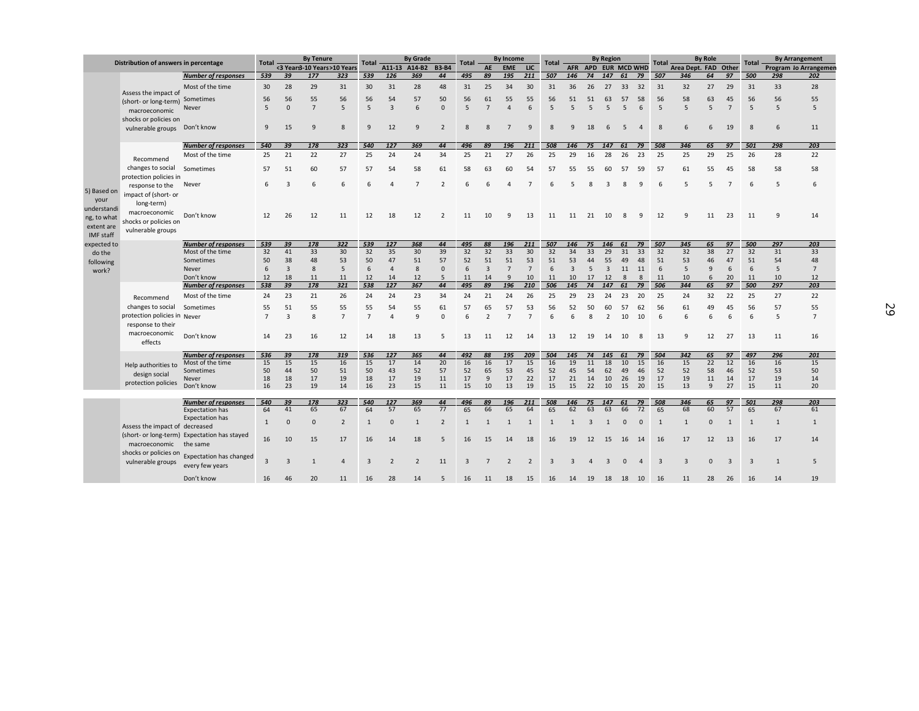| Distribution of answers in percentage | | | Total | By Tenure | | | Total | By Grade | | | Total | By Income | | | Total | By Region | | | | | | Total | By Role | | | Total | By Arrangement | |
|---|---|---|---|---|---|---|---|---|---|---|---|---|---|---|---|---|---|---|---|---|---|---|---|---|---|---|---|---|
| | | | | <3 Years | 3-10 Years | >10 Years | | A11-13 | A14-B2 | B3-B4 | | AE | EME | LIC | | AFR | APD | EUR | MCD | WHD | | Area Dept. | FAD | Other | | Program | No Arrangement |
| 5) Based on your understanding, to what extent are IMF staff expected to do the following work? | Assess the impact of (short- or long-term) macroeconomic shocks or policies on vulnerable groups | *Number of responses* | *539* | *39* | *177* | *323* | *539* | *126* | *369* | *44* | *495* | *89* | *195* | *211* | *507* | *146* | *74* | *147* | *61* | *79* | *507* | *346* | *64* | *97* | *500* | *298* | *202* |
| | | Most of the time | 30 | 28 | 29 | 31 | 30 | 31 | 28 | 48 | 31 | 25 | 34 | 30 | 31 | 36 | 26 | 27 | 33 | 32 | 31 | 32 | 27 | 29 | 31 | 33 | 28 |
| | | Sometimes | 56 | 56 | 55 | 56 | 56 | 54 | 57 | 50 | 56 | 61 | 55 | 55 | 56 | 51 | 51 | 63 | 57 | 58 | 56 | 58 | 63 | 45 | 56 | 56 | 55 |
| | | Never | 5 | 0 | 7 | 5 | 5 | 3 | 6 | 0 | 5 | 7 | 4 | 6 | 5 | 5 | 5 | 5 | 5 | 6 | 5 | 5 | 5 | 7 | 5 | 5 | 5 |
| | | Don't know | 9 | 15 | 9 | 8 | 9 | 12 | 9 | 2 | 8 | 8 | 7 | 9 | 8 | 9 | 18 | 6 | 5 | 4 | 8 | 6 | 6 | 19 | 8 | 6 | 11 |
| | Recommend changes to social protection policies in response to the impact of (short- or long-term) macroeconomic shocks or policies on vulnerable groups | *Number of responses* | *540* | *39* | *178* | *323* | *540* | *127* | *369* | *44* | *496* | *89* | *196* | *211* | *508* | *146* | *75* | *147* | *61* | *79* | *508* | *346* | *65* | *97* | *501* | *298* | *203* |
| | | Most of the time | 25 | 21 | 22 | 27 | 25 | 24 | 24 | 34 | 25 | 21 | 27 | 26 | 25 | 29 | 16 | 28 | 26 | 23 | 25 | 25 | 29 | 25 | 26 | 28 | 22 |
| | | Sometimes | 57 | 51 | 60 | 57 | 57 | 54 | 58 | 61 | 58 | 63 | 60 | 54 | 57 | 55 | 55 | 60 | 57 | 59 | 57 | 61 | 55 | 45 | 58 | 58 | 58 |
| | | Never | 6 | 3 | 6 | 6 | 6 | 4 | 7 | 2 | 6 | 6 | 4 | 7 | 6 | 5 | 8 | 3 | 8 | 9 | 6 | 5 | 5 | 7 | 6 | 5 | 6 |
| | | Don't know | 12 | 26 | 12 | 11 | 12 | 18 | 12 | 2 | 11 | 10 | 9 | 13 | 11 | 11 | 21 | 10 | 8 | 9 | 12 | 9 | 11 | 23 | 11 | 9 | 14 |
| | | *Number of responses* | *539* | *39* | *178* | *322* | *539* | *127* | *368* | *44* | *495* | *88* | *196* | *211* | *507* | *146* | *75* | *146* | *61* | *79* | *507* | *345* | *65* | *97* | *500* | *297* | *203* |
| | | Most of the time | 32 | 41 | 33 | 30 | 32 | 35 | 30 | 39 | 32 | 32 | 33 | 30 | 32 | 34 | 33 | 29 | 31 | 33 | 32 | 32 | 38 | 27 | 32 | 31 | 33 |
| | | Sometimes | 50 | 38 | 48 | 53 | 50 | 47 | 51 | 57 | 52 | 51 | 51 | 53 | 51 | 53 | 44 | 55 | 49 | 48 | 51 | 53 | 46 | 47 | 51 | 54 | 48 |
| | | Never | 6 | 3 | 8 | 5 | 6 | 4 | 8 | 0 | 6 | 3 | 7 | 7 | 6 | 3 | 5 | 3 | 11 | 11 | 6 | 5 | 9 | 6 | 6 | 5 | 7 |
| | | Don't know | 12 | 18 | 11 | 11 | 12 | 14 | 12 | 5 | 11 | 14 | 9 | 10 | 11 | 10 | 17 | 12 | 8 | 8 | 11 | 10 | 6 | 20 | 11 | 10 | 12 |
| | Recommend changes to social protection policies in response to their macroeconomic effects | *Number of responses* | *538* | *39* | *178* | *321* | *538* | *127* | *367* | *44* | *495* | *89* | *196* | *210* | *506* | *145* | *74* | *147* | *61* | *79* | *506* | *344* | *65* | *97* | *500* | *297* | *203* |
| | | Most of the time | 24 | 23 | 21 | 26 | 24 | 24 | 23 | 34 | 24 | 21 | 24 | 26 | 25 | 29 | 23 | 24 | 23 | 20 | 25 | 24 | 32 | 22 | 25 | 27 | 22 |
| | | Sometimes | 55 | 51 | 55 | 55 | 55 | 54 | 55 | 61 | 57 | 65 | 57 | 53 | 56 | 52 | 50 | 60 | 57 | 62 | 56 | 61 | 49 | 45 | 56 | 57 | 55 |
| | | Never | 7 | 3 | 8 | 7 | 7 | 4 | 9 | 0 | 6 | 2 | 7 | 7 | 6 | 6 | 8 | 2 | 10 | 10 | 6 | 6 | 6 | 6 | 6 | 5 | 7 |
| | | Don't know | 14 | 23 | 16 | 12 | 14 | 18 | 13 | 5 | 13 | 11 | 12 | 14 | 13 | 12 | 19 | 14 | 10 | 8 | 13 | 9 | 12 | 27 | 13 | 11 | 16 |
| | Help authorities to design social protection policies | *Number of responses* | *536* | *39* | *178* | *319* | *536* | *127* | *365* | *44* | *492* | *88* | *195* | *209* | *504* | *145* | *74* | *145* | *61* | *79* | *504* | *342* | *65* | *97* | *497* | *296* | *201* |
| | | Most of the time | 15 | 15 | 15 | 16 | 15 | 17 | 14 | 20 | 16 | 16 | 17 | 15 | 16 | 19 | 11 | 18 | 10 | 15 | 16 | 15 | 22 | 12 | 16 | 16 | 15 |
| | | Sometimes | 50 | 44 | 50 | 51 | 50 | 43 | 52 | 57 | 52 | 65 | 53 | 45 | 52 | 45 | 54 | 62 | 49 | 46 | 52 | 52 | 58 | 46 | 52 | 53 | 50 |
| | | Never | 18 | 18 | 17 | 19 | 18 | 17 | 19 | 11 | 17 | 9 | 17 | 22 | 17 | 21 | 14 | 10 | 26 | 19 | 17 | 19 | 11 | 14 | 17 | 19 | 14 |
| | | Don't know | 16 | 23 | 19 | 14 | 16 | 23 | 15 | 11 | 15 | 10 | 13 | 19 | 15 | 15 | 22 | 10 | 15 | 20 | 15 | 13 | 9 | 27 | 15 | 11 | 20 |
| | Assess the impact of (short- or long-term) macroeconomic shocks or policies on vulnerable groups | *Number of responses* | *540* | *39* | *178* | *323* | *540* | *127* | *369* | *44* | *496* | *89* | *196* | *211* | *508* | *146* | *75* | *147* | *61* | *79* | *508* | *346* | *65* | *97* | *501* | *298* | *203* |
| | | Expectation has increased | 64 | 41 | 65 | 67 | 64 | 57 | 65 | 77 | 65 | 66 | 65 | 64 | 65 | 62 | 63 | 63 | 66 | 72 | 65 | 68 | 60 | 57 | 65 | 67 | 61 |
| | | Expectation has decreased | 1 | 0 | 0 | 2 | 1 | 0 | 1 | 2 | 1 | 1 | 1 | 1 | 1 | 1 | 3 | 1 | 0 | 0 | 1 | 1 | 0 | 1 | 1 | 1 | 1 |
| | | Expectation has stayed the same | 16 | 10 | 15 | 17 | 16 | 14 | 18 | 5 | 16 | 15 | 14 | 18 | 16 | 19 | 12 | 15 | 16 | 14 | 16 | 17 | 12 | 13 | 16 | 17 | 14 |
| | | Expectation has changed every few years | 3 | 3 | 1 | 4 | 3 | 2 | 2 | 11 | 3 | 7 | 2 | 2 | 3 | 3 | 4 | 3 | 0 | 4 | 3 | 3 | 0 | 3 | 3 | 1 | 5 |
| | | Don't know | 16 | 46 | 20 | 11 | 16 | 28 | 14 | 5 | 16 | 11 | 18 | 15 | 16 | 14 | 19 | 18 | 18 | 10 | 16 | 11 | 28 | 26 | 16 | 14 | 19 |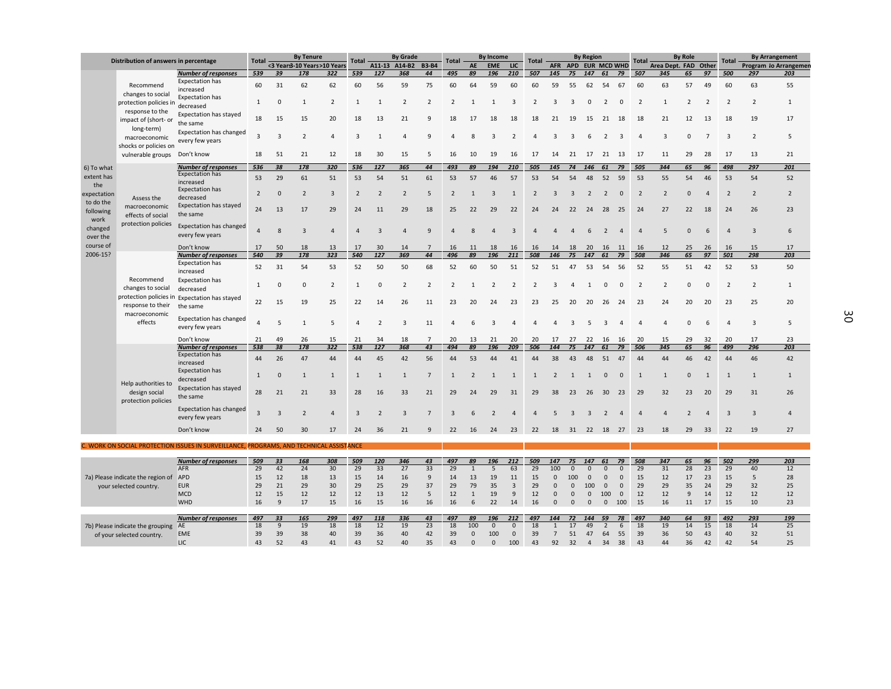| Distribution of answers in percentage | | | Total | By Tenure | | | Total | By Grade | | | Total | By Income | | | Total | By Region | | | | | Total | By Role | | | Total | By Arrangement | |
|---|---|---|---|---|---|---|---|---|---|---|---|---|---|---|---|---|---|---|---|---|---|---|---|---|---|---|---|
| | | | | <3 Years | 3-10 Years | >10 Years | | A11-13 | A14-B2 | B3-B4 | | AE | EME | LIC | | AFR | APD | EUR | MCD | WHD | | Area Dept. | FAD | Other | | Program | No Arrangement |
| 6) To what extent has the expectation to do the following work changed over the course of 2006-15? | Recommend changes to social protection policies in response to the impact of (short- or long-term) macroeconomic shocks or policies on vulnerable groups | *Number of responses* | *539* | *39* | *178* | *322* | *539* | *127* | *368* | *44* | *495* | *89* | *196* | *210* | *507* | *145* | *75* | *147* | *61* | *79* | *507* | *345* | *65* | *97* | *500* | *297* | *203* |
| | | Expectation has increased | 60 | 31 | 62 | 62 | 60 | 56 | 59 | 75 | 60 | 64 | 59 | 60 | 60 | 59 | 55 | 62 | 54 | 67 | 60 | 63 | 57 | 49 | 60 | 63 | 55 |
| | | Expectation has decreased | 1 | 0 | 1 | 2 | 1 | 1 | 2 | 2 | 2 | 1 | 1 | 3 | 2 | 3 | 3 | 0 | 2 | 0 | 2 | 1 | 2 | 2 | 2 | 2 | 1 |
| | | Expectation has stayed the same | 18 | 15 | 15 | 20 | 18 | 13 | 21 | 9 | 18 | 17 | 18 | 18 | 18 | 21 | 19 | 15 | 21 | 18 | 18 | 21 | 12 | 13 | 18 | 19 | 17 |
| | | Expectation has changed every few years | 3 | 3 | 2 | 4 | 3 | 1 | 4 | 9 | 4 | 8 | 3 | 2 | 4 | 3 | 3 | 6 | 2 | 3 | 4 | 3 | 0 | 7 | 3 | 2 | 5 |
| | | Don't know | 18 | 51 | 21 | 12 | 18 | 30 | 15 | 5 | 16 | 10 | 19 | 16 | 17 | 14 | 21 | 17 | 21 | 13 | 17 | 11 | 29 | 28 | 17 | 13 | 21 |
| | Assess the macroeconomic effects of social protection policies | *Number of responses* | *536* | *38* | *178* | *320* | *536* | *127* | *365* | *44* | *493* | *89* | *194* | *210* | *505* | *145* | *74* | *146* | *61* | *79* | *505* | *344* | *65* | *96* | *498* | *297* | *201* |
| | | Expectation has increased | 53 | 29 | 61 | 51 | 53 | 54 | 51 | 61 | 53 | 57 | 46 | 57 | 53 | 54 | 54 | 48 | 52 | 59 | 53 | 55 | 54 | 46 | 53 | 54 | 52 |
| | | Expectation has decreased | 2 | 0 | 2 | 3 | 2 | 2 | 2 | 5 | 2 | 1 | 3 | 1 | 2 | 3 | 3 | 2 | 2 | 0 | 2 | 2 | 0 | 4 | 2 | 2 | 2 |
| | | Expectation has stayed the same | 24 | 13 | 17 | 29 | 24 | 11 | 29 | 18 | 25 | 22 | 29 | 22 | 24 | 24 | 22 | 24 | 28 | 25 | 24 | 27 | 22 | 18 | 24 | 26 | 23 |
| | | Expectation has changed every few years | 4 | 8 | 3 | 4 | 4 | 3 | 4 | 9 | 4 | 8 | 4 | 3 | 4 | 4 | 4 | 6 | 2 | 4 | 4 | 5 | 0 | 6 | 4 | 3 | 6 |
| | | Don't know | 17 | 50 | 18 | 13 | 17 | 30 | 14 | 7 | 16 | 11 | 18 | 16 | 16 | 14 | 18 | 20 | 16 | 11 | 16 | 12 | 25 | 26 | 16 | 15 | 17 |
| | Recommend changes to social protection policies in response to their macroeconomic effects | *Number of responses* | *540* | *39* | *178* | *323* | *540* | *127* | *369* | *44* | *496* | *89* | *196* | *211* | *508* | *146* | *75* | *147* | *61* | *79* | *508* | *346* | *65* | *97* | *501* | *298* | *203* |
| | | Expectation has increased | 52 | 31 | 54 | 53 | 52 | 50 | 50 | 68 | 52 | 60 | 50 | 51 | 52 | 51 | 47 | 53 | 54 | 56 | 52 | 55 | 51 | 42 | 52 | 53 | 50 |
| | | Expectation has decreased | 1 | 0 | 0 | 2 | 1 | 0 | 2 | 2 | 2 | 1 | 2 | 2 | 2 | 3 | 4 | 1 | 0 | 0 | 2 | 2 | 0 | 0 | 2 | 2 | 1 |
| | | Expectation has stayed the same | 22 | 15 | 19 | 25 | 22 | 14 | 26 | 11 | 23 | 20 | 24 | 23 | 23 | 25 | 20 | 20 | 26 | 24 | 23 | 24 | 20 | 20 | 23 | 25 | 20 |
| | | Expectation has changed every few years | 4 | 5 | 1 | 5 | 4 | 2 | 3 | 11 | 4 | 6 | 3 | 4 | 4 | 4 | 3 | 5 | 3 | 4 | 4 | 4 | 0 | 6 | 4 | 3 | 5 |
| | | Don't know | 21 | 49 | 26 | 15 | 21 | 34 | 18 | 7 | 20 | 13 | 21 | 20 | 20 | 17 | 27 | 22 | 16 | 16 | 20 | 15 | 29 | 32 | 20 | 17 | 23 |
| | Help authorities to design social protection policies | *Number of responses* | *538* | *38* | *178* | *322* | *538* | *127* | *368* | *43* | *494* | *89* | *196* | *209* | *506* | *144* | *75* | *147* | *61* | *79* | *506* | *345* | *65* | *96* | *499* | *296* | *203* |
| | | Expectation has increased | 44 | 26 | 47 | 44 | 44 | 45 | 42 | 56 | 44 | 53 | 44 | 41 | 44 | 38 | 43 | 48 | 51 | 47 | 44 | 44 | 46 | 42 | 44 | 46 | 42 |
| | | Expectation has decreased | 1 | 0 | 1 | 1 | 1 | 1 | 1 | 7 | 1 | 2 | 1 | 1 | 1 | 2 | 1 | 1 | 0 | 0 | 1 | 1 | 0 | 1 | 1 | 1 | 1 |
| | | Expectation has stayed the same | 28 | 21 | 21 | 33 | 28 | 16 | 33 | 21 | 29 | 24 | 29 | 31 | 29 | 38 | 23 | 26 | 30 | 23 | 29 | 32 | 23 | 20 | 29 | 31 | 26 |
| | | Expectation has changed every few years | 3 | 3 | 2 | 4 | 3 | 2 | 3 | 7 | 3 | 6 | 2 | 4 | 4 | 5 | 3 | 3 | 2 | 4 | 4 | 4 | 2 | 4 | 3 | 3 | 4 |
| | | Don't know | 24 | 50 | 30 | 17 | 24 | 36 | 21 | 9 | 22 | 16 | 24 | 23 | 22 | 18 | 31 | 22 | 18 | 27 | 23 | 18 | 29 | 33 | 22 | 19 | 27 |
| **C. WORK ON SOCIAL PROTECTION ISSUES IN SURVEILLANCE, PROGRAMS, AND TECHNICAL ASSISTANCE** | | | | | | | | | | | | | | | | | | | | | | | | | | | |
| 7a) Please indicate the region of your selected country. | | *Number of responses* | *509* | *33* | *168* | *308* | *509* | *120* | *346* | *43* | *497* | *89* | *196* | *212* | *509* | *147* | *75* | *147* | *61* | *79* | *508* | *347* | *65* | *96* | *502* | *299* | *203* |
| | | AFR | 29 | 42 | 24 | 30 | 29 | 33 | 27 | 33 | 29 | 1 | 5 | 63 | 29 | 100 | 0 | 0 | 0 | 0 | 29 | 31 | 28 | 23 | 29 | 40 | 12 |
| | | APD | 15 | 12 | 18 | 13 | 15 | 14 | 16 | 9 | 14 | 13 | 19 | 11 | 15 | 0 | 100 | 0 | 0 | 0 | 15 | 12 | 17 | 23 | 15 | 5 | 28 |
| | | EUR | 29 | 21 | 29 | 30 | 29 | 25 | 29 | 37 | 29 | 79 | 35 | 3 | 29 | 0 | 0 | 100 | 0 | 0 | 29 | 29 | 35 | 24 | 29 | 32 | 25 |
| | | MCD | 12 | 15 | 12 | 12 | 12 | 13 | 12 | 5 | 12 | 1 | 19 | 9 | 12 | 0 | 0 | 0 | 100 | 0 | 12 | 12 | 9 | 14 | 12 | 12 | 12 |
| | | WHD | 16 | 9 | 17 | 15 | 16 | 15 | 16 | 16 | 16 | 6 | 22 | 14 | 16 | 0 | 0 | 0 | 0 | 100 | 15 | 16 | 11 | 17 | 15 | 10 | 23 |
| 7b) Please indicate the grouping of your selected country. | | *Number of responses* | *497* | *33* | *165* | *299* | *497* | *118* | *336* | *43* | *497* | *89* | *196* | *212* | *497* | *144* | *72* | *144* | *59* | *78* | *497* | *340* | *64* | *93* | *492* | *293* | *199* |
| | | AE | 18 | 9 | 19 | 18 | 18 | 12 | 19 | 23 | 18 | 100 | 0 | 0 | 18 | 1 | 17 | 49 | 2 | 6 | 18 | 19 | 14 | 15 | 18 | 14 | 25 |
| | | EME | 39 | 39 | 38 | 40 | 39 | 36 | 40 | 42 | 39 | 0 | 100 | 0 | 39 | 7 | 51 | 47 | 64 | 55 | 39 | 36 | 50 | 43 | 40 | 32 | 51 |
| | | LIC | 43 | 52 | 43 | 41 | 43 | 52 | 40 | 35 | 43 | 0 | 0 | 100 | 43 | 92 | 32 | 4 | 34 | 38 | 43 | 44 | 36 | 42 | 42 | 54 | 25 |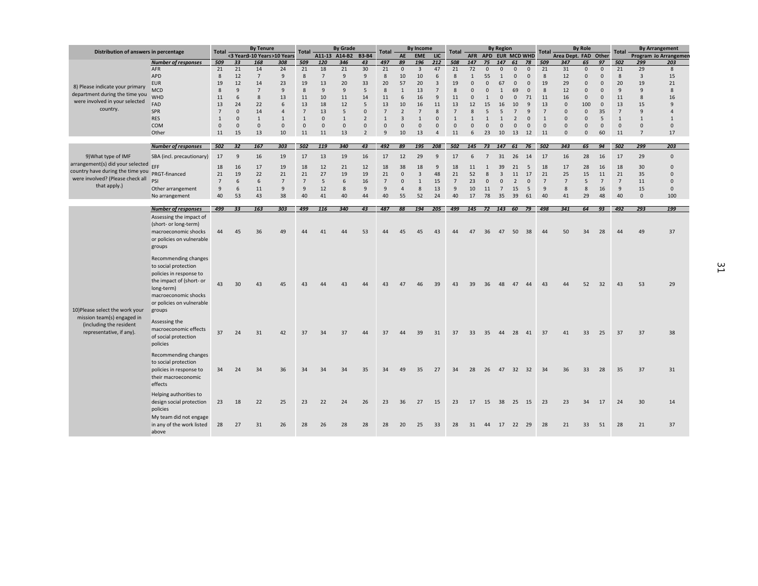| Distribution of answers in percentage | | Total | By Tenure | | | Total | By Grade | | | Total | By Income | | | Total | By Region | | | | | Total | By Role | | | Total | By Arrangement | |
|---|---|---|---|---|---|---|---|---|---|---|---|---|---|---|---|---|---|---|---|---|---|---|---|---|---|---|
| | | | <3 Years | 3-10 Years | >10 Years | | A11-13 | A14-B2 | B3-B4 | | AE | EME | LIC | | AFR | APD | EUR | MCD | WHD | | Area Dept. | FAD | Other | | Program | No Arrangement |
| 8) Please indicate your primary department during the time you were involved in your selected country. | ***Number of responses*** | ***509*** | ***33*** | ***168*** | ***308*** | ***509*** | ***120*** | ***346*** | ***43*** | ***497*** | ***89*** | ***196*** | ***212*** | ***508*** | ***147*** | ***75*** | ***147*** | ***61*** | ***78*** | ***509*** | ***347*** | ***65*** | ***97*** | ***502*** | ***299*** | ***203*** |
| | AFR | 21 | 21 | 14 | 24 | 21 | 18 | 21 | 30 | 21 | 0 | 3 | 47 | 21 | 72 | 0 | 0 | 0 | 0 | 21 | 31 | 0 | 0 | 21 | 29 | 8 |
| | APD | 8 | 12 | 7 | 9 | 8 | 7 | 9 | 9 | 8 | 10 | 10 | 6 | 8 | 1 | 55 | 1 | 0 | 0 | 8 | 12 | 0 | 0 | 8 | 3 | 15 |
| | EUR | 19 | 12 | 14 | 23 | 19 | 13 | 20 | 33 | 20 | 57 | 20 | 3 | 19 | 0 | 0 | 67 | 0 | 0 | 19 | 29 | 0 | 0 | 20 | 19 | 21 |
| | MCD | 8 | 9 | 7 | 9 | 8 | 9 | 9 | 5 | 8 | 1 | 13 | 7 | 8 | 0 | 0 | 1 | 69 | 0 | 8 | 12 | 0 | 0 | 9 | 9 | 8 |
| | WHD | 11 | 6 | 8 | 13 | 11 | 10 | 11 | 14 | 11 | 6 | 16 | 9 | 11 | 0 | 1 | 0 | 0 | 71 | 11 | 16 | 0 | 0 | 11 | 8 | 16 |
| | FAD | 13 | 24 | 22 | 6 | 13 | 18 | 12 | 5 | 13 | 10 | 16 | 11 | 13 | 12 | 15 | 16 | 10 | 9 | 13 | 0 | 100 | 0 | 13 | 15 | 9 |
| | SPR | 7 | 0 | 14 | 4 | 7 | 13 | 5 | 0 | 7 | 2 | 7 | 8 | 7 | 8 | 5 | 5 | 7 | 9 | 7 | 0 | 0 | 35 | 7 | 9 | 4 |
| | RES | 1 | 0 | 1 | 1 | 1 | 0 | 1 | 2 | 1 | 3 | 1 | 0 | 1 | 1 | 1 | 1 | 2 | 0 | 1 | 0 | 0 | 5 | 1 | 1 | 1 |
| | COM | 0 | 0 | 0 | 0 | 0 | 0 | 0 | 0 | 0 | 0 | 0 | 0 | 0 | 0 | 0 | 0 | 0 | 0 | 0 | 0 | 0 | 0 | 0 | 0 | 0 |
| | Other | 11 | 15 | 13 | 10 | 11 | 11 | 13 | 2 | 9 | 10 | 13 | 4 | 11 | 6 | 23 | 10 | 13 | 12 | 11 | 0 | 0 | 60 | 11 | 7 | 17 |
| 9)What type of IMF arrangement(s) did your selected country have during the time you were involved? (Please check all that apply.) | ***Number of responses*** | ***502*** | ***32*** | ***167*** | ***303*** | ***502*** | ***119*** | ***340*** | ***43*** | ***492*** | ***89*** | ***195*** | ***208*** | ***502*** | ***145*** | ***73*** | ***147*** | ***61*** | ***76*** | ***502*** | ***343*** | ***65*** | ***94*** | ***502*** | ***299*** | ***203*** |
| | SBA (incl. precautionary) | 17 | 9 | 16 | 19 | 17 | 13 | 19 | 16 | 17 | 12 | 29 | 9 | 17 | 6 | 7 | 31 | 26 | 14 | 17 | 16 | 28 | 16 | 17 | 29 | 0 |
| | EFF | 18 | 16 | 17 | 19 | 18 | 12 | 21 | 12 | 18 | 38 | 18 | 9 | 18 | 11 | 1 | 39 | 21 | 5 | 18 | 17 | 28 | 16 | 18 | 30 | 0 |
| | PRGT-financed | 21 | 19 | 22 | 21 | 21 | 27 | 19 | 19 | 21 | 0 | 3 | 48 | 21 | 52 | 8 | 3 | 11 | 17 | 21 | 25 | 15 | 11 | 21 | 35 | 0 |
| | PSI | 7 | 6 | 6 | 7 | 7 | 5 | 6 | 16 | 7 | 0 | 1 | 15 | 7 | 23 | 0 | 0 | 2 | 0 | 7 | 7 | 5 | 7 | 7 | 11 | 0 |
| | Other arrangement | 9 | 6 | 11 | 9 | 9 | 12 | 8 | 9 | 9 | 4 | 8 | 13 | 9 | 10 | 11 | 7 | 15 | 5 | 9 | 8 | 8 | 16 | 9 | 15 | 0 |
| | No arrangement | 40 | 53 | 43 | 38 | 40 | 41 | 40 | 44 | 40 | 55 | 52 | 24 | 40 | 17 | 78 | 35 | 39 | 61 | 40 | 41 | 29 | 48 | 40 | 0 | 100 |
| 10)Please select the work your mission team(s) engaged in (including the resident representative, if any). | ***Number of responses*** | ***499*** | ***33*** | ***163*** | ***303*** | ***499*** | ***116*** | ***340*** | ***43*** | ***487*** | ***88*** | ***194*** | ***205*** | ***499*** | ***145*** | ***72*** | ***143*** | ***60*** | ***79*** | ***498*** | ***341*** | ***64*** | ***93*** | ***492*** | ***293*** | ***199*** |
| | Assessing the impact of (short- or long-term) macroeconomic shocks or policies on vulnerable groups | 44 | 45 | 36 | 49 | 44 | 41 | 44 | 53 | 44 | 45 | 45 | 43 | 44 | 47 | 36 | 47 | 50 | 38 | 44 | 50 | 34 | 28 | 44 | 49 | 37 |
| | Recommending changes to social protection policies in response to the impact of (short- or long-term) macroeconomic shocks or policies on vulnerable groups | 43 | 30 | 43 | 45 | 43 | 44 | 43 | 44 | 43 | 47 | 46 | 39 | 43 | 39 | 36 | 48 | 47 | 44 | 43 | 44 | 52 | 32 | 43 | 53 | 29 |
| | Assessing the macroeconomic effects of social protection policies | 37 | 24 | 31 | 42 | 37 | 34 | 37 | 44 | 37 | 44 | 39 | 31 | 37 | 33 | 35 | 44 | 28 | 41 | 37 | 41 | 33 | 25 | 37 | 37 | 38 |
| | Recommending changes to social protection policies in response to their macroeconomic effects | 34 | 24 | 34 | 36 | 34 | 34 | 34 | 35 | 34 | 49 | 35 | 27 | 34 | 28 | 26 | 47 | 32 | 32 | 34 | 36 | 33 | 28 | 35 | 37 | 31 |
| | Helping authorities to design social protection policies | 23 | 18 | 22 | 25 | 23 | 22 | 24 | 26 | 23 | 36 | 27 | 15 | 23 | 17 | 15 | 38 | 25 | 15 | 23 | 23 | 34 | 17 | 24 | 30 | 14 |
| | My team did not engage in any of the work listed above | 28 | 27 | 31 | 26 | 28 | 26 | 28 | 28 | 28 | 20 | 25 | 33 | 28 | 31 | 44 | 17 | 22 | 29 | 28 | 21 | 33 | 51 | 28 | 21 | 37 |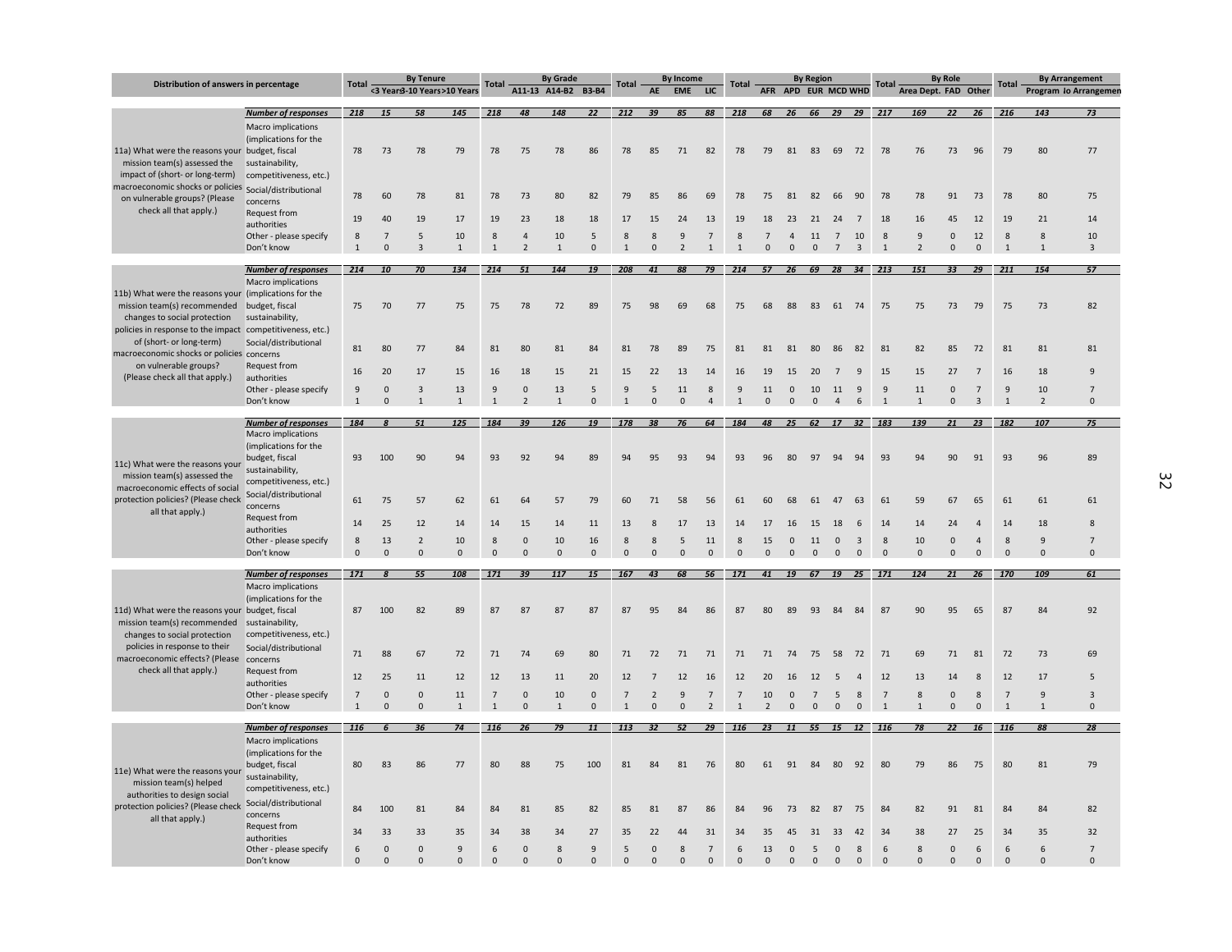| Distribution of answers in percentage | | Total | By Tenure | | | Total | By Grade | | | Total | By Income | | | Total | By Region | | | | | Total | By Role | | | Total | By Arrangement | |
|---|---|---|---|---|---|---|---|---|---|---|---|---|---|---|---|---|---|---|---|---|---|---|---|---|---|---|
| | | | <3 Years | 3-10 Years | >10 Years | | A11-13 | A14-B2 | B3-B4 | | AE | EME | LIC | | AFR | APD | EUR | MCD | WHD | | Area Dept. | FAD | Other | | Program | No Arrangement |
| 11a) What were the reasons your mission team(s) assessed the impact of (short- or long-term) macroeconomic shocks or policies on vulnerable groups? (Please check all that apply.) | *Number of responses* | *218* | *15* | *58* | *145* | *218* | *48* | *148* | *22* | *212* | *39* | *85* | *88* | *218* | *68* | *26* | *66* | *29* | *29* | *217* | *169* | *22* | *26* | *216* | *143* | *73* |
| | Macro implications (implications for the budget, fiscal sustainability, competitiveness, etc.) | 78 | 73 | 78 | 79 | 78 | 75 | 78 | 86 | 78 | 85 | 71 | 82 | 78 | 79 | 81 | 83 | 69 | 72 | 78 | 76 | 73 | 96 | 79 | 80 | 77 |
| | Social/distributional concerns | 78 | 60 | 78 | 81 | 78 | 73 | 80 | 82 | 79 | 85 | 86 | 69 | 78 | 75 | 81 | 82 | 66 | 90 | 78 | 78 | 91 | 73 | 78 | 80 | 75 |
| | Request from authorities | 19 | 40 | 19 | 17 | 19 | 23 | 18 | 18 | 17 | 15 | 24 | 13 | 19 | 18 | 23 | 21 | 24 | 7 | 18 | 16 | 45 | 12 | 19 | 21 | 14 |
| | Other - please specify | 8 | 7 | 5 | 10 | 8 | 4 | 10 | 5 | 8 | 8 | 9 | 7 | 8 | 7 | 4 | 11 | 7 | 10 | 8 | 9 | 0 | 12 | 8 | 8 | 10 |
| | Don't know | 1 | 0 | 3 | 1 | 1 | 2 | 1 | 0 | 1 | 0 | 2 | 1 | 1 | 0 | 0 | 0 | 7 | 3 | 1 | 2 | 0 | 0 | 1 | 1 | 3 |
| 11b) What were the reasons your mission team(s) recommended changes to social protection policies in response to the impact of (short- or long-term) macroeconomic shocks or policies on vulnerable groups? (Please check all that apply.) | *Number of responses* | *214* | *10* | *70* | *134* | *214* | *51* | *144* | *19* | *208* | *41* | *88* | *79* | *214* | *57* | *26* | *69* | *28* | *34* | *213* | *151* | *33* | *29* | *211* | *154* | *57* |
| | Macro implications (implications for the budget, fiscal sustainability, competitiveness, etc.) | 75 | 70 | 77 | 75 | 75 | 78 | 72 | 89 | 75 | 98 | 69 | 68 | 75 | 68 | 88 | 83 | 61 | 74 | 75 | 75 | 73 | 79 | 75 | 73 | 82 |
| | Social/distributional concerns | 81 | 80 | 77 | 84 | 81 | 80 | 81 | 84 | 81 | 78 | 89 | 75 | 81 | 81 | 81 | 80 | 86 | 82 | 81 | 82 | 85 | 72 | 81 | 81 | 81 |
| | Request from authorities | 16 | 20 | 17 | 15 | 16 | 18 | 15 | 21 | 15 | 22 | 13 | 14 | 16 | 19 | 15 | 20 | 7 | 9 | 15 | 15 | 27 | 7 | 16 | 18 | 9 |
| | Other - please specify | 9 | 0 | 3 | 13 | 9 | 0 | 13 | 5 | 9 | 5 | 11 | 8 | 9 | 11 | 0 | 10 | 11 | 9 | 9 | 11 | 0 | 7 | 9 | 10 | 7 |
| | Don't know | 1 | 0 | 1 | 1 | 1 | 2 | 1 | 0 | 1 | 0 | 0 | 4 | 1 | 0 | 0 | 0 | 4 | 6 | 1 | 1 | 0 | 3 | 1 | 2 | 0 |
| 11c) What were the reasons your mission team(s) assessed the macroeconomic effects of social protection policies? (Please check all that apply.) | *Number of responses* | *184* | *8* | *51* | *125* | *184* | *39* | *126* | *19* | *178* | *38* | *76* | *64* | *184* | *48* | *25* | *62* | *17* | *32* | *183* | *139* | *21* | *23* | *182* | *107* | *75* |
| | Macro implications (implications for the budget, fiscal sustainability, competitiveness, etc.) | 93 | 100 | 90 | 94 | 93 | 92 | 94 | 89 | 94 | 95 | 93 | 94 | 93 | 96 | 80 | 97 | 94 | 94 | 93 | 94 | 90 | 91 | 93 | 96 | 89 |
| | Social/distributional concerns | 61 | 75 | 57 | 62 | 61 | 64 | 57 | 79 | 60 | 71 | 58 | 56 | 61 | 60 | 68 | 61 | 47 | 63 | 61 | 59 | 67 | 65 | 61 | 61 | 61 |
| | Request from authorities | 14 | 25 | 12 | 14 | 14 | 15 | 14 | 11 | 13 | 8 | 17 | 13 | 14 | 17 | 16 | 15 | 18 | 6 | 14 | 14 | 24 | 4 | 14 | 18 | 8 |
| | Other - please specify | 8 | 13 | 2 | 10 | 8 | 0 | 10 | 16 | 8 | 8 | 5 | 11 | 8 | 15 | 0 | 11 | 0 | 3 | 8 | 10 | 0 | 4 | 8 | 9 | 7 |
| | Don't know | 0 | 0 | 0 | 0 | 0 | 0 | 0 | 0 | 0 | 0 | 0 | 0 | 0 | 0 | 0 | 0 | 0 | 0 | 0 | 0 | 0 | 0 | 0 | 0 | 0 |
| 11d) What were the reasons your mission team(s) recommended changes to social protection policies in response to their macroeconomic effects? (Please check all that apply.) | *Number of responses* | *171* | *8* | *55* | *108* | *171* | *39* | *117* | *15* | *167* | *43* | *68* | *56* | *171* | *41* | *19* | *67* | *19* | *25* | *171* | *124* | *21* | *26* | *170* | *109* | *61* |
| | Macro implications (implications for the budget, fiscal sustainability, competitiveness, etc.) | 87 | 100 | 82 | 89 | 87 | 87 | 87 | 87 | 87 | 95 | 84 | 86 | 87 | 80 | 89 | 93 | 84 | 84 | 87 | 90 | 95 | 65 | 87 | 84 | 92 |
| | Social/distributional concerns | 71 | 88 | 67 | 72 | 71 | 74 | 69 | 80 | 71 | 72 | 71 | 71 | 71 | 71 | 74 | 75 | 58 | 72 | 71 | 69 | 71 | 81 | 72 | 73 | 69 |
| | Request from authorities | 12 | 25 | 11 | 12 | 12 | 13 | 11 | 20 | 12 | 7 | 12 | 16 | 12 | 20 | 16 | 12 | 5 | 4 | 12 | 13 | 14 | 8 | 12 | 17 | 5 |
| | Other - please specify | 7 | 0 | 0 | 11 | 7 | 0 | 10 | 0 | 7 | 2 | 9 | 7 | 7 | 10 | 0 | 7 | 5 | 8 | 7 | 8 | 0 | 8 | 7 | 9 | 3 |
| | Don't know | 1 | 0 | 0 | 1 | 1 | 0 | 1 | 0 | 1 | 0 | 0 | 2 | 1 | 2 | 0 | 0 | 0 | 0 | 1 | 1 | 0 | 0 | 1 | 1 | 0 |
| 11e) What were the reasons your mission team(s) helped authorities to design social protection policies? (Please check all that apply.) | *Number of responses* | *116* | *6* | *36* | *74* | *116* | *26* | *79* | *11* | *113* | *32* | *52* | *29* | *116* | *23* | *11* | *55* | *15* | *12* | *116* | *78* | *22* | *16* | *116* | *88* | *28* |
| | Macro implications (implications for the budget, fiscal sustainability, competitiveness, etc.) | 80 | 83 | 86 | 77 | 80 | 88 | 75 | 100 | 81 | 84 | 81 | 76 | 80 | 61 | 91 | 84 | 80 | 92 | 80 | 79 | 86 | 75 | 80 | 81 | 79 |
| | Social/distributional concerns | 84 | 100 | 81 | 84 | 84 | 81 | 85 | 82 | 85 | 81 | 87 | 86 | 84 | 96 | 73 | 82 | 87 | 75 | 84 | 82 | 91 | 81 | 84 | 84 | 82 |
| | Request from authorities | 34 | 33 | 33 | 35 | 34 | 38 | 34 | 27 | 35 | 22 | 44 | 31 | 34 | 35 | 45 | 31 | 33 | 42 | 34 | 38 | 27 | 25 | 34 | 35 | 32 |
| | Other - please specify | 6 | 0 | 0 | 9 | 6 | 0 | 8 | 9 | 5 | 0 | 8 | 7 | 6 | 13 | 0 | 5 | 0 | 8 | 6 | 8 | 0 | 6 | 6 | 6 | 7 |
| | Don't know | 0 | 0 | 0 | 0 | 0 | 0 | 0 | 0 | 0 | 0 | 0 | 0 | 0 | 0 | 0 | 0 | 0 | 0 | 0 | 0 | 0 | 0 | 0 | 0 | 0 |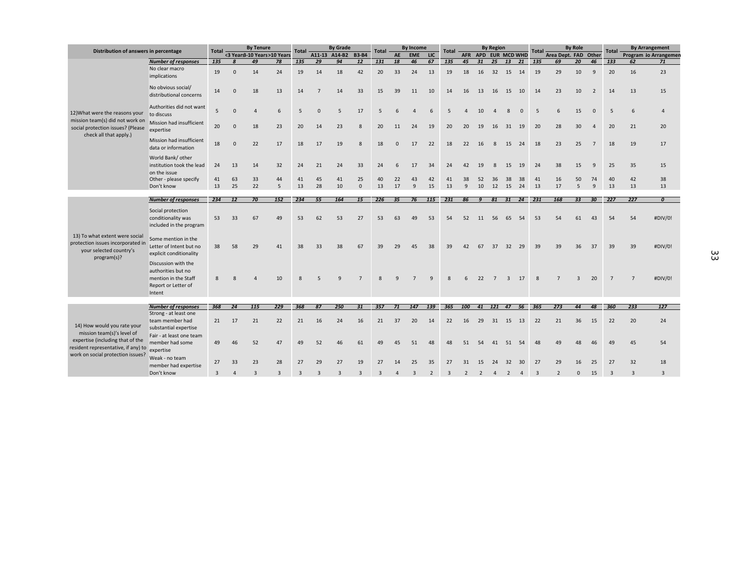| Distribution of answers in percentage | | Total | By Tenure | | | Total | By Grade | | | Total | By Income | | | Total | By Region | | | | | Total | By Role | | | Total | By Arrangement | |
|---|---|---|---|---|---|---|---|---|---|---|---|---|---|---|---|---|---|---|---|---|---|---|---|---|---|---|
| | | | <3 Years | 3-10 Years | >10 Years | | A11-13 | A14-B2 | B3-B4 | | AE | EME | LIC | | AFR | APD | EUR | MCD | WHD | | Area Dept. | FAD | Other | | Program | No Arrangement |
| 12)What were the reasons your mission team(s) did not work on social protection issues? (Please check all that apply.) | *Number of responses* | *135* | *8* | *49* | *78* | *135* | *29* | *94* | *12* | *131* | *18* | *46* | *67* | *135* | *45* | *31* | *25* | *13* | *21* | *135* | *69* | *20* | *46* | *133* | *62* | *71* |
| | No clear macro implications | 19 | 0 | 14 | 24 | 19 | 14 | 18 | 42 | 20 | 33 | 24 | 13 | 19 | 18 | 16 | 32 | 15 | 14 | 19 | 29 | 10 | 9 | 20 | 16 | 23 |
| | No obvious social/ distributional concerns | 14 | 0 | 18 | 13 | 14 | 7 | 14 | 33 | 15 | 39 | 11 | 10 | 14 | 16 | 13 | 16 | 15 | 10 | 14 | 23 | 10 | 2 | 14 | 13 | 15 |
| | Authorities did not want to discuss | 5 | 0 | 4 | 6 | 5 | 0 | 5 | 17 | 5 | 6 | 4 | 6 | 5 | 4 | 10 | 4 | 8 | 0 | 5 | 6 | 15 | 0 | 5 | 6 | 4 |
| | Mission had insufficient expertise | 20 | 0 | 18 | 23 | 20 | 14 | 23 | 8 | 20 | 11 | 24 | 19 | 20 | 20 | 19 | 16 | 31 | 19 | 20 | 28 | 30 | 4 | 20 | 21 | 20 |
| | Mission had insufficient data or information | 18 | 0 | 22 | 17 | 18 | 17 | 19 | 8 | 18 | 0 | 17 | 22 | 18 | 22 | 16 | 8 | 15 | 24 | 18 | 23 | 25 | 7 | 18 | 19 | 17 |
| | World Bank/ other institution took the lead on the issue | 24 | 13 | 14 | 32 | 24 | 21 | 24 | 33 | 24 | 6 | 17 | 34 | 24 | 42 | 19 | 8 | 15 | 19 | 24 | 38 | 15 | 9 | 25 | 35 | 15 |
| | Other - please specify | 41 | 63 | 33 | 44 | 41 | 45 | 41 | 25 | 40 | 22 | 43 | 42 | 41 | 38 | 52 | 36 | 38 | 38 | 41 | 16 | 50 | 74 | 40 | 42 | 38 |
| | Don't know | 13 | 25 | 22 | 5 | 13 | 28 | 10 | 0 | 13 | 17 | 9 | 15 | 13 | 9 | 10 | 12 | 15 | 24 | 13 | 17 | 5 | 9 | 13 | 13 | 13 |
| 13) To what extent were social protection issues incorporated in your selected country's program(s)? | *Number of responses* | *234* | *12* | *70* | *152* | *234* | *55* | *164* | *15* | *226* | *35* | *76* | *115* | *231* | *86* | *9* | *81* | *31* | *24* | *231* | *168* | *33* | *30* | *227* | *227* | *0* |
| | Social protection conditionality was included in the program | 53 | 33 | 67 | 49 | 53 | 62 | 53 | 27 | 53 | 63 | 49 | 53 | 54 | 52 | 11 | 56 | 65 | 54 | 53 | 54 | 61 | 43 | 54 | 54 | #DIV/0! |
| | Some mention in the Letter of Intent but no explicit conditionality | 38 | 58 | 29 | 41 | 38 | 33 | 38 | 67 | 39 | 29 | 45 | 38 | 39 | 42 | 67 | 37 | 32 | 29 | 39 | 39 | 36 | 37 | 39 | 39 | #DIV/0! |
| | Discussion with the authorities but no mention in the Staff Report or Letter of Intent | 8 | 8 | 4 | 10 | 8 | 5 | 9 | 7 | 8 | 9 | 7 | 9 | 8 | 6 | 22 | 7 | 3 | 17 | 8 | 7 | 3 | 20 | 7 | 7 | #DIV/0! |
| 14) How would you rate your mission team(s)'s level of expertise (including that of the resident representative, if any) to work on social protection issues? | *Number of responses* | *368* | *24* | *115* | *229* | *368* | *87* | *250* | *31* | *357* | *71* | *147* | *139* | *365* | *100* | *41* | *121* | *47* | *56* | *365* | *273* | *44* | *48* | *360* | *233* | *127* |
| | Strong - at least one team member had substantial expertise | 21 | 17 | 21 | 22 | 21 | 16 | 24 | 16 | 21 | 37 | 20 | 14 | 22 | 16 | 29 | 31 | 15 | 13 | 22 | 21 | 36 | 15 | 22 | 20 | 24 |
| | Fair - at least one team member had some expertise | 49 | 46 | 52 | 47 | 49 | 52 | 46 | 61 | 49 | 45 | 51 | 48 | 48 | 51 | 54 | 41 | 51 | 54 | 48 | 49 | 48 | 46 | 49 | 45 | 54 |
| | Weak - no team member had expertise | 27 | 33 | 23 | 28 | 27 | 29 | 27 | 19 | 27 | 14 | 25 | 35 | 27 | 31 | 15 | 24 | 32 | 30 | 27 | 29 | 16 | 25 | 27 | 32 | 18 |
| | Don't know | 3 | 4 | 3 | 3 | 3 | 3 | 3 | 3 | 3 | 4 | 3 | 2 | 3 | 2 | 2 | 4 | 2 | 4 | 3 | 2 | 0 | 15 | 3 | 3 | 3 |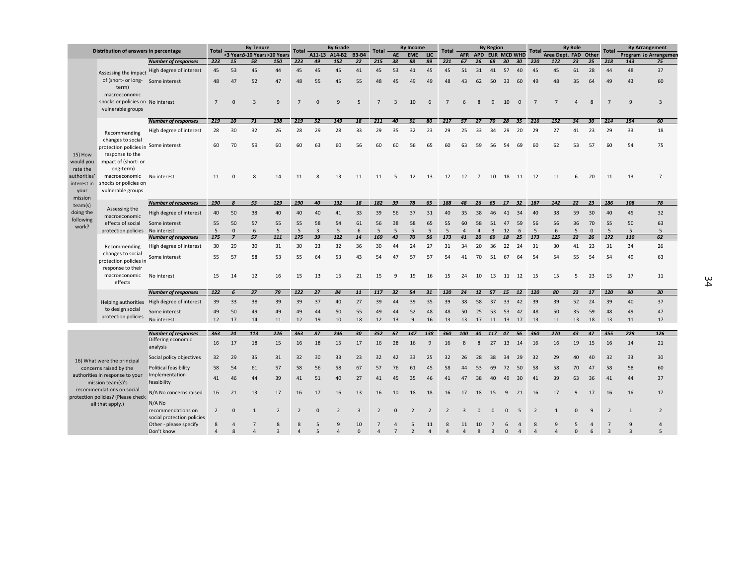| Distribution of answers in percentage | | | Total | By Tenure | | | Total | By Grade | | | Total | By Income | | | Total | By Region | | | | | Total | By Role | | | Total | By Arrangement | |
|---|---|---|---|---|---|---|---|---|---|---|---|---|---|---|---|---|---|---|---|---|---|---|---|---|---|---|---|
| | | | | <3 Years | 3-10 Years | >10 Years | | A11-13 | A14-B2 | B3-B4 | | AE | EME | LIC | | AFR | APD | EUR | MCD | WHD | | Area Dept. | FAD | Other | | Program | No Arrangement |
| 15) How would you rate the authorities' interest in your mission team(s) doing the following work? | Assessing the impact of (short- or long-term) macroeconomic shocks or policies on vulnerable groups | *Number of responses* | *223* | *15* | *58* | *150* | *223* | *49* | *152* | *22* | *215* | *38* | *88* | *89* | *221* | *67* | *26* | *68* | *30* | *30* | *220* | *172* | *23* | *25* | *218* | *143* | *75* |
| | | High degree of interest | 45 | 53 | 45 | 44 | 45 | 45 | 45 | 41 | 45 | 53 | 41 | 45 | 45 | 51 | 31 | 41 | 57 | 40 | 45 | 45 | 61 | 28 | 44 | 48 | 37 |
| | | Some interest | 48 | 47 | 52 | 47 | 48 | 55 | 45 | 55 | 48 | 45 | 49 | 49 | 48 | 43 | 62 | 50 | 33 | 60 | 49 | 48 | 35 | 64 | 49 | 43 | 60 |
| | | No interest | 7 | 0 | 3 | 9 | 7 | 0 | 9 | 5 | 7 | 3 | 10 | 6 | 7 | 6 | 8 | 9 | 10 | 0 | 7 | 7 | 4 | 8 | 7 | 9 | 3 |
| | Recommending changes to social protection policies in response to the impact of (short- or long-term) macroeconomic shocks or policies on vulnerable groups | *Number of responses* | *219* | *10* | *71* | *138* | *219* | *52* | *149* | *18* | *211* | *40* | *91* | *80* | *217* | *57* | *27* | *70* | *28* | *35* | *216* | *152* | *34* | *30* | *214* | *154* | *60* |
| | | High degree of interest | 28 | 30 | 32 | 26 | 28 | 29 | 28 | 33 | 29 | 35 | 32 | 23 | 29 | 25 | 33 | 34 | 29 | 20 | 29 | 27 | 41 | 23 | 29 | 33 | 18 |
| | | Some interest | 60 | 70 | 59 | 60 | 60 | 63 | 60 | 56 | 60 | 60 | 56 | 65 | 60 | 63 | 59 | 56 | 54 | 69 | 60 | 62 | 53 | 57 | 60 | 54 | 75 |
| | | No interest | 11 | 0 | 8 | 14 | 11 | 8 | 13 | 11 | 11 | 5 | 12 | 13 | 12 | 12 | 7 | 10 | 18 | 11 | 12 | 11 | 6 | 20 | 11 | 13 | 7 |
| | Assessing the macroeconomic effects of social protection policies | *Number of responses* | *190* | *8* | *53* | *129* | *190* | *40* | *132* | *18* | *182* | *39* | *78* | *65* | *188* | *48* | *26* | *65* | *17* | *32* | *187* | *142* | *22* | *23* | *186* | *108* | *78* |
| | | High degree of interest | 40 | 50 | 38 | 40 | 40 | 40 | 41 | 33 | 39 | 56 | 37 | 31 | 40 | 35 | 38 | 46 | 41 | 34 | 40 | 38 | 59 | 30 | 40 | 45 | 32 |
| | | Some interest | 55 | 50 | 57 | 55 | 55 | 58 | 54 | 61 | 56 | 38 | 58 | 65 | 55 | 60 | 58 | 51 | 47 | 59 | 56 | 56 | 36 | 70 | 55 | 50 | 63 |
| | | No interest | 5 | 0 | 6 | 5 | 5 | 3 | 5 | 6 | 5 | 5 | 5 | 5 | 5 | 4 | 4 | 3 | 12 | 6 | 5 | 6 | 5 | 0 | 5 | 5 | 5 |
| | Recommending changes to social protection policies in response to their macroeconomic effects | *Number of responses* | *175* | *7* | *57* | *111* | *175* | *39* | *122* | *14* | *169* | *43* | *70* | *56* | *173* | *41* | *20* | *69* | *18* | *25* | *173* | *125* | *22* | *26* | *172* | *110* | *62* |
| | | High degree of interest | 30 | 29 | 30 | 31 | 30 | 23 | 32 | 36 | 30 | 44 | 24 | 27 | 31 | 34 | 20 | 36 | 22 | 24 | 31 | 30 | 41 | 23 | 31 | 34 | 26 |
| | | Some interest | 55 | 57 | 58 | 53 | 55 | 64 | 53 | 43 | 54 | 47 | 57 | 57 | 54 | 41 | 70 | 51 | 67 | 64 | 54 | 54 | 55 | 54 | 54 | 49 | 63 |
| | | No interest | 15 | 14 | 12 | 16 | 15 | 13 | 15 | 21 | 15 | 9 | 19 | 16 | 15 | 24 | 10 | 13 | 11 | 12 | 15 | 15 | 5 | 23 | 15 | 17 | 11 |
| | Helping authorities to design social protection policies | *Number of responses* | *122* | *6* | *37* | *79* | *122* | *27* | *84* | *11* | *117* | *32* | *54* | *31* | *120* | *24* | *12* | *57* | *15* | *12* | *120* | *80* | *23* | *17* | *120* | *90* | *30* |
| | | High degree of interest | 39 | 33 | 38 | 39 | 39 | 37 | 40 | 27 | 39 | 44 | 39 | 35 | 39 | 38 | 58 | 37 | 33 | 42 | 39 | 39 | 52 | 24 | 39 | 40 | 37 |
| | | Some interest | 49 | 50 | 49 | 49 | 49 | 44 | 50 | 55 | 49 | 44 | 52 | 48 | 48 | 50 | 25 | 53 | 53 | 42 | 48 | 50 | 35 | 59 | 48 | 49 | 47 |
| | | No interest | 12 | 17 | 14 | 11 | 12 | 19 | 10 | 18 | 12 | 13 | 9 | 16 | 13 | 13 | 17 | 11 | 13 | 17 | 13 | 11 | 13 | 18 | 13 | 11 | 17 |
| 16) What were the principal concerns raised by the authorities in response to your mission team(s)'s recommendations on social protection policies? (Please check all that apply.) | | *Number of responses* | *363* | *24* | *113* | *226* | *363* | *87* | *246* | *30* | *352* | *67* | *147* | *138* | *360* | *100* | *40* | *117* | *47* | *56* | *360* | *270* | *43* | *47* | *355* | *229* | *126* |
| | | Differing economic analysis | 16 | 17 | 18 | 15 | 16 | 18 | 15 | 17 | 16 | 28 | 16 | 9 | 16 | 8 | 8 | 27 | 13 | 14 | 16 | 16 | 19 | 15 | 16 | 14 | 21 |
| | | Social policy objectives | 32 | 29 | 35 | 31 | 32 | 30 | 33 | 23 | 32 | 42 | 33 | 25 | 32 | 26 | 28 | 38 | 34 | 29 | 32 | 29 | 40 | 40 | 32 | 33 | 30 |
| | | Political feasibility | 58 | 54 | 61 | 57 | 58 | 56 | 58 | 67 | 57 | 76 | 61 | 45 | 58 | 44 | 53 | 69 | 72 | 50 | 58 | 58 | 70 | 47 | 58 | 58 | 60 |
| | | Implementation feasibility | 41 | 46 | 44 | 39 | 41 | 51 | 40 | 27 | 41 | 45 | 35 | 46 | 41 | 47 | 38 | 40 | 49 | 30 | 41 | 39 | 63 | 36 | 41 | 44 | 37 |
| | | N/A No concerns raised | 16 | 21 | 13 | 17 | 16 | 17 | 16 | 13 | 16 | 10 | 18 | 18 | 16 | 17 | 18 | 15 | 9 | 21 | 16 | 17 | 9 | 17 | 16 | 16 | 17 |
| | | N/A No recommendations on social protection policies | 2 | 0 | 1 | 2 | 2 | 0 | 2 | 3 | 2 | 0 | 2 | 2 | 2 | 3 | 0 | 0 | 0 | 5 | 2 | 1 | 0 | 9 | 2 | 1 | 2 |
| | | Other - please specify | 8 | 4 | 7 | 8 | 8 | 5 | 9 | 10 | 7 | 4 | 5 | 11 | 8 | 11 | 10 | 7 | 6 | 4 | 8 | 9 | 5 | 4 | 7 | 9 | 4 |
| | | Don't know | 4 | 8 | 4 | 3 | 4 | 5 | 4 | 0 | 4 | 7 | 2 | 4 | 4 | 4 | 8 | 3 | 0 | 4 | 4 | 4 | 0 | 6 | 3 | 3 | 5 |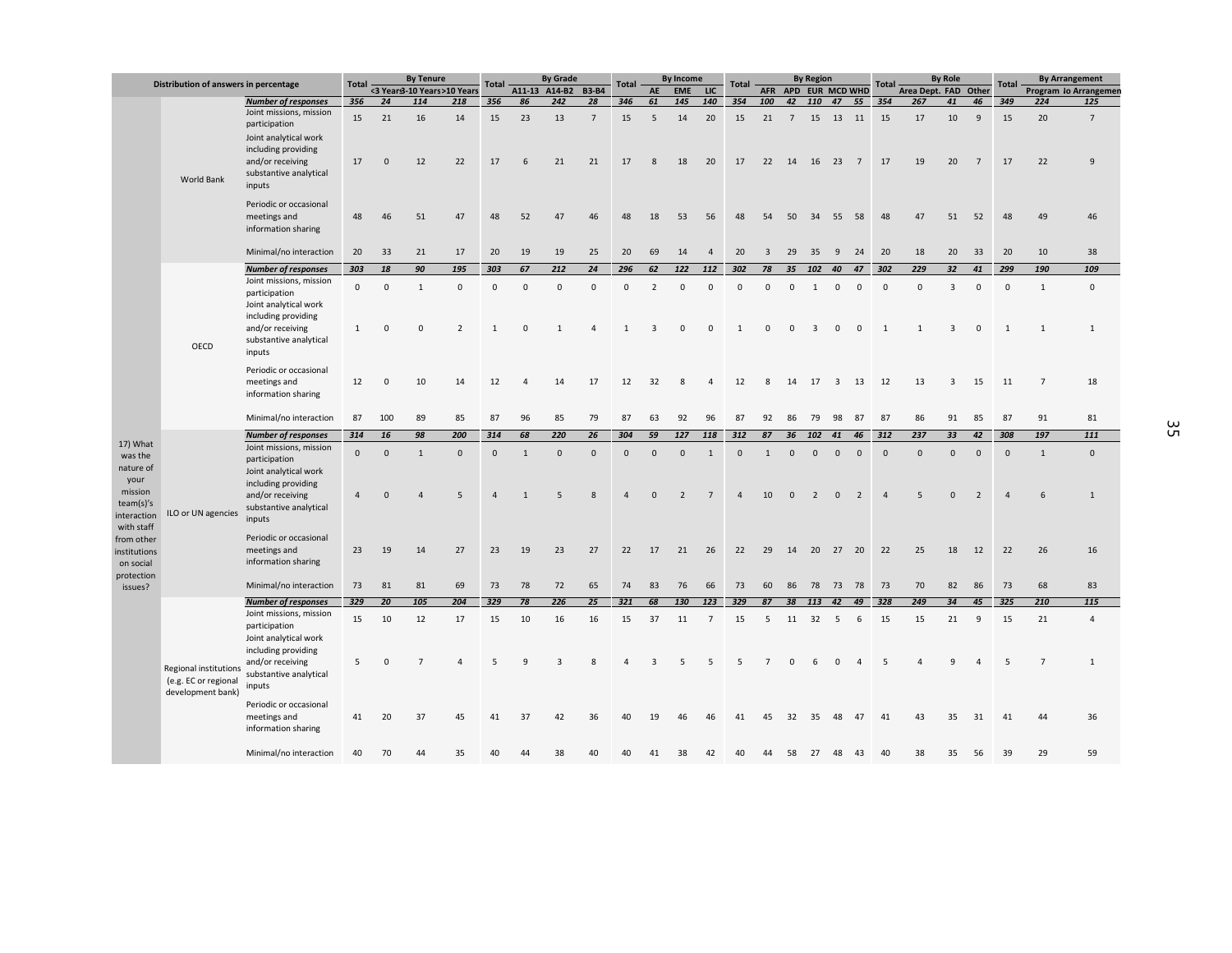| Distribution of answers in percentage | | | Total | By Tenure | | | Total | By Grade | | | Total | By Income | | | Total | By Region | | | | | Total | By Role | | | Total | By Arrangement | |
|---|---|---|---|---|---|---|---|---|---|---|---|---|---|---|---|---|---|---|---|---|---|---|---|---|---|---|---|
| | | | | <3 Years | 3-10 Years | >10 Years | | A11-13 | A14-B2 | B3-B4 | | AE | EME | LIC | | AFR | APD | EUR | MCD | WHD | | Area Dept. | FAD | Other | | Program | No Arrangement |
| 17) What was the nature of your mission team(s)'s interaction with staff from other institutions on social protection issues? | World Bank | ***Number of responses*** | ***356*** | ***24*** | ***114*** | ***218*** | ***356*** | ***86*** | ***242*** | ***28*** | ***346*** | ***61*** | ***145*** | ***140*** | ***354*** | ***100*** | ***42*** | ***110*** | ***47*** | ***55*** | ***354*** | ***267*** | ***41*** | ***46*** | ***349*** | ***224*** | ***125*** |
| | | Joint missions, mission participation | 15 | 21 | 16 | 14 | 15 | 23 | 13 | 7 | 15 | 5 | 14 | 20 | 15 | 21 | 7 | 15 | 13 | 11 | 15 | 17 | 10 | 9 | 15 | 20 | 7 |
| | | Joint analytical work including providing and/or receiving substantive analytical inputs | 17 | 0 | 12 | 22 | 17 | 6 | 21 | 21 | 17 | 8 | 18 | 20 | 17 | 22 | 14 | 16 | 23 | 7 | 17 | 19 | 20 | 7 | 17 | 22 | 9 |
| | | Periodic or occasional meetings and information sharing | 48 | 46 | 51 | 47 | 48 | 52 | 47 | 46 | 48 | 18 | 53 | 56 | 48 | 54 | 50 | 34 | 55 | 58 | 48 | 47 | 51 | 52 | 48 | 49 | 46 |
| | | Minimal/no interaction | 20 | 33 | 21 | 17 | 20 | 19 | 19 | 25 | 20 | 69 | 14 | 4 | 20 | 3 | 29 | 35 | 9 | 24 | 20 | 18 | 20 | 33 | 20 | 10 | 38 |
| | OECD | ***Number of responses*** | ***303*** | ***18*** | ***90*** | ***195*** | ***303*** | ***67*** | ***212*** | ***24*** | ***296*** | ***62*** | ***122*** | ***112*** | ***302*** | ***78*** | ***35*** | ***102*** | ***40*** | ***47*** | ***302*** | ***229*** | ***32*** | ***41*** | ***299*** | ***190*** | ***109*** |
| | | Joint missions, mission participation | 0 | 0 | 1 | 0 | 0 | 0 | 0 | 0 | 0 | 2 | 0 | 0 | 0 | 0 | 0 | 1 | 0 | 0 | 0 | 0 | 3 | 0 | 0 | 1 | 0 |
| | | Joint analytical work including providing and/or receiving substantive analytical inputs | 1 | 0 | 0 | 2 | 1 | 0 | 1 | 4 | 1 | 3 | 0 | 0 | 1 | 0 | 0 | 3 | 0 | 0 | 1 | 1 | 3 | 0 | 1 | 1 | 1 |
| | | Periodic or occasional meetings and information sharing | 12 | 0 | 10 | 14 | 12 | 4 | 14 | 17 | 12 | 32 | 8 | 4 | 12 | 8 | 14 | 17 | 3 | 13 | 12 | 13 | 3 | 15 | 11 | 7 | 18 |
| | | Minimal/no interaction | 87 | 100 | 89 | 85 | 87 | 96 | 85 | 79 | 87 | 63 | 92 | 96 | 87 | 92 | 86 | 79 | 98 | 87 | 87 | 86 | 91 | 85 | 87 | 91 | 81 |
| | ILO or UN agencies | ***Number of responses*** | ***314*** | ***16*** | ***98*** | ***200*** | ***314*** | ***68*** | ***220*** | ***26*** | ***304*** | ***59*** | ***127*** | ***118*** | ***312*** | ***87*** | ***36*** | ***102*** | ***41*** | ***46*** | ***312*** | ***237*** | ***33*** | ***42*** | ***308*** | ***197*** | ***111*** |
| | | Joint missions, mission participation | 0 | 0 | 1 | 0 | 0 | 1 | 0 | 0 | 0 | 0 | 0 | 1 | 0 | 1 | 0 | 0 | 0 | 0 | 0 | 0 | 0 | 0 | 0 | 1 | 0 |
| | | Joint analytical work including providing and/or receiving substantive analytical inputs | 4 | 0 | 4 | 5 | 4 | 1 | 5 | 8 | 4 | 0 | 2 | 7 | 4 | 10 | 0 | 2 | 0 | 2 | 4 | 5 | 0 | 2 | 4 | 6 | 1 |
| | | Periodic or occasional meetings and information sharing | 23 | 19 | 14 | 27 | 23 | 19 | 23 | 27 | 22 | 17 | 21 | 26 | 22 | 29 | 14 | 20 | 27 | 20 | 22 | 25 | 18 | 12 | 22 | 26 | 16 |
| | | Minimal/no interaction | 73 | 81 | 81 | 69 | 73 | 78 | 72 | 65 | 74 | 83 | 76 | 66 | 73 | 60 | 86 | 78 | 73 | 78 | 73 | 70 | 82 | 86 | 73 | 68 | 83 |
| | Regional institutions (e.g. EC or regional development bank) | ***Number of responses*** | ***329*** | ***20*** | ***105*** | ***204*** | ***329*** | ***78*** | ***226*** | ***25*** | ***321*** | ***68*** | ***130*** | ***123*** | ***329*** | ***87*** | ***38*** | ***113*** | ***42*** | ***49*** | ***328*** | ***249*** | ***34*** | ***45*** | ***325*** | ***210*** | ***115*** |
| | | Joint missions, mission participation | 15 | 10 | 12 | 17 | 15 | 10 | 16 | 16 | 15 | 37 | 11 | 7 | 15 | 5 | 11 | 32 | 5 | 6 | 15 | 15 | 21 | 9 | 15 | 21 | 4 |
| | | Joint analytical work including providing and/or receiving substantive analytical inputs | 5 | 0 | 7 | 4 | 5 | 9 | 3 | 8 | 4 | 3 | 5 | 5 | 5 | 7 | 0 | 6 | 0 | 4 | 5 | 4 | 9 | 4 | 5 | 7 | 1 |
| | | Periodic or occasional meetings and information sharing | 41 | 20 | 37 | 45 | 41 | 37 | 42 | 36 | 40 | 19 | 46 | 46 | 41 | 45 | 32 | 35 | 48 | 47 | 41 | 43 | 35 | 31 | 41 | 44 | 36 |
| | | Minimal/no interaction | 40 | 70 | 44 | 35 | 40 | 44 | 38 | 40 | 40 | 41 | 38 | 42 | 40 | 44 | 58 | 27 | 48 | 43 | 40 | 38 | 35 | 56 | 39 | 29 | 59 |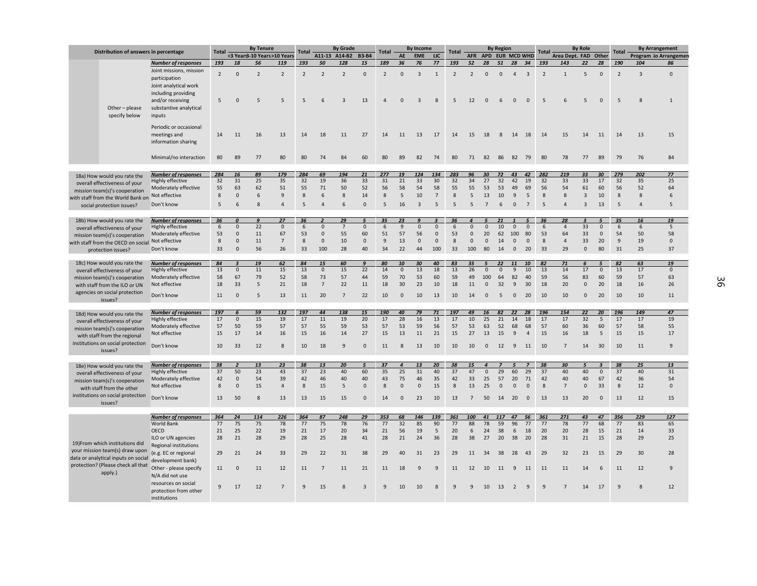| Distribution of answers in percentage | | Total | By Tenure | | | Total | By Grade | | | Total | By Income | | | Total | By Region | | | | | Total | By Role | | | Total | By Arrangement | |
|---|---|---|---|---|---|---|---|---|---|---|---|---|---|---|---|---|---|---|---|---|---|---|---|---|---|---|
| | | | <3 Years | 3-10 Years | >10 Years | | A11-13 | A14-B2 | B3-B4 | | AE | EME | LIC | | AFR | APD | EUR | MCD | WHD | | Area Dept. | FAD | Other | | Program | No Arrangement |
| Other – please specify below | *Number of responses* | *193* | *18* | *56* | *119* | *193* | *50* | *128* | *15* | *189* | *36* | *76* | *77* | *193* | *52* | *28* | *51* | *28* | *34* | *193* | *143* | *22* | *28* | *190* | *104* | *86* |
| | Joint missions, mission participation | 2 | 0 | 2 | 2 | 2 | 2 | 2 | 0 | 2 | 0 | 3 | 1 | 2 | 2 | 0 | 0 | 4 | 3 | 2 | 1 | 5 | 0 | 2 | 3 | 0 |
| | Joint analytical work including providing and/or receiving substantive analytical inputs | 5 | 0 | 5 | 5 | 5 | 6 | 3 | 13 | 4 | 0 | 3 | 8 | 5 | 12 | 0 | 6 | 0 | 0 | 5 | 6 | 5 | 0 | 5 | 8 | 1 |
| | Periodic or occasional meetings and information sharing | 14 | 11 | 16 | 13 | 14 | 18 | 11 | 27 | 14 | 11 | 13 | 17 | 14 | 15 | 18 | 8 | 14 | 18 | 14 | 15 | 14 | 11 | 14 | 13 | 15 |
| | Minimal/no interaction | 80 | 89 | 77 | 80 | 80 | 74 | 84 | 60 | 80 | 89 | 82 | 74 | 80 | 71 | 82 | 86 | 82 | 79 | 80 | 78 | 77 | 89 | 79 | 76 | 84 |
| 18a) How would you rate the overall effectiveness of your mission team(s)'s cooperation with staff from the World Bank on social protection issues? | *Number of responses* | *284* | *16* | *89* | *179* | *284* | *69* | *194* | *21* | *277* | *19* | *124* | *134* | *283* | *96* | *30* | *72* | *43* | *42* | *282* | *219* | *33* | *30* | *279* | *202* | *77* |
| | Highly effective | 32 | 31 | 25 | 35 | 32 | 19 | 36 | 33 | 31 | 21 | 33 | 30 | 32 | 34 | 27 | 32 | 42 | 19 | 32 | 33 | 33 | 17 | 32 | 35 | 25 |
| | Moderately effective | 55 | 63 | 62 | 51 | 55 | 71 | 50 | 52 | 56 | 58 | 54 | 58 | 55 | 55 | 53 | 53 | 49 | 69 | 56 | 54 | 61 | 60 | 56 | 52 | 64 |
| | Not effective | 8 | 0 | 6 | 9 | 8 | 6 | 8 | 14 | 8 | 5 | 10 | 7 | 8 | 5 | 13 | 10 | 9 | 5 | 8 | 8 | 3 | 10 | 8 | 8 | 6 |
| | Don't know | 5 | 6 | 8 | 4 | 5 | 4 | 6 | 0 | 5 | 16 | 3 | 5 | 5 | 5 | 7 | 6 | 0 | 7 | 5 | 4 | 3 | 13 | 5 | 4 | 5 |
| 18b) How would you rate the overall effectiveness of your mission team(s)'s cooperation with staff from the OECD on social protection issues? | *Number of responses* | *36* | *0* | *9* | *27* | *36* | *2* | *29* | *5* | *35* | *23* | *9* | *3* | *36* | *4* | *5* | *21* | *1* | *5* | *36* | *28* | *3* | *5* | *35* | *16* | *19* |
| | Highly effective | 6 | 0 | 22 | 0 | 6 | 0 | 7 | 0 | 6 | 9 | 0 | 0 | 6 | 0 | 0 | 10 | 0 | 0 | 6 | 4 | 33 | 0 | 6 | 6 | 5 |
| | Moderately effective | 53 | 0 | 11 | 67 | 53 | 0 | 55 | 60 | 51 | 57 | 56 | 0 | 53 | 0 | 20 | 62 | 100 | 80 | 53 | 64 | 33 | 0 | 54 | 50 | 58 |
| | Not effective | 8 | 0 | 11 | 7 | 8 | 0 | 10 | 0 | 9 | 13 | 0 | 0 | 8 | 0 | 0 | 14 | 0 | 0 | 8 | 4 | 33 | 20 | 9 | 19 | 0 |
| | Don't know | 33 | 0 | 56 | 26 | 33 | 100 | 28 | 40 | 34 | 22 | 44 | 100 | 33 | 100 | 80 | 14 | 0 | 20 | 33 | 29 | 0 | 80 | 31 | 25 | 37 |
| 18c) How would you rate the overall effectiveness of your mission team(s)'s cooperation with staff from the ILO or UN agencies on social protection issues? | *Number of responses* | *84* | *3* | *19* | *62* | *84* | *15* | *60* | *9* | *80* | *10* | *30* | *40* | *83* | *35* | *5* | *22* | *11* | *10* | *82* | *71* | *6* | *5* | *82* | *63* | *19* |
| | Highly effective | 13 | 0 | 11 | 15 | 13 | 0 | 15 | 22 | 14 | 0 | 13 | 18 | 13 | 26 | 0 | 0 | 9 | 10 | 13 | 14 | 17 | 0 | 13 | 17 | 0 |
| | Moderately effective | 58 | 67 | 79 | 52 | 58 | 73 | 57 | 44 | 59 | 70 | 53 | 60 | 59 | 49 | 100 | 64 | 82 | 40 | 59 | 56 | 83 | 60 | 59 | 57 | 63 |
| | Not effective | 18 | 33 | 5 | 21 | 18 | 7 | 22 | 11 | 18 | 30 | 23 | 10 | 18 | 11 | 0 | 32 | 9 | 30 | 18 | 20 | 0 | 20 | 18 | 16 | 26 |
| | Don't know | 11 | 0 | 5 | 13 | 11 | 20 | 7 | 22 | 10 | 0 | 10 | 13 | 10 | 14 | 0 | 5 | 0 | 20 | 10 | 10 | 0 | 20 | 10 | 10 | 11 |
| 18d) How would you rate the overall effectiveness of your mission team(s)'s cooperation with staff from the regional institutions on social protection issues? | *Number of responses* | *197* | *6* | *59* | *132* | *197* | *44* | *138* | *15* | *190* | *40* | *79* | *71* | *197* | *49* | *16* | *82* | *22* | *28* | *196* | *154* | *22* | *20* | *196* | *149* | *47* |
| | Highly effective | 17 | 0 | 15 | 19 | 17 | 11 | 19 | 20 | 17 | 28 | 16 | 13 | 17 | 10 | 25 | 21 | 14 | 18 | 17 | 17 | 32 | 5 | 17 | 17 | 19 |
| | Moderately effective | 57 | 50 | 59 | 57 | 57 | 55 | 59 | 53 | 57 | 53 | 59 | 56 | 57 | 53 | 63 | 52 | 68 | 68 | 57 | 60 | 36 | 60 | 57 | 58 | 55 |
| | Not effective | 15 | 17 | 14 | 16 | 15 | 16 | 14 | 27 | 15 | 13 | 11 | 21 | 15 | 27 | 13 | 15 | 9 | 4 | 15 | 16 | 18 | 5 | 15 | 15 | 17 |
| | Don't know | 10 | 33 | 12 | 8 | 10 | 18 | 9 | 0 | 11 | 8 | 13 | 10 | 10 | 10 | 0 | 12 | 9 | 11 | 10 | 7 | 14 | 30 | 10 | 11 | 9 |
| 18e) How would you rate the overall effectiveness of your mission team(s)'s cooperation with staff from the other institutions on social protection issues? | *Number of responses* | *38* | *2* | *13* | *23* | *38* | *13* | *20* | *5* | *37* | *4* | *13* | *20* | *38* | *15* | *4* | *7* | *5* | *7* | *38* | *30* | *5* | *3* | *38* | *25* | *13* |
| | Highly effective | 37 | 50 | 23 | 43 | 37 | 23 | 40 | 60 | 35 | 25 | 31 | 40 | 37 | 47 | 0 | 29 | 60 | 29 | 37 | 40 | 40 | 0 | 37 | 40 | 31 |
| | Moderately effective | 42 | 0 | 54 | 39 | 42 | 46 | 40 | 40 | 43 | 75 | 46 | 35 | 42 | 33 | 25 | 57 | 20 | 71 | 42 | 40 | 40 | 67 | 42 | 36 | 54 |
| | Not effective | 8 | 0 | 15 | 4 | 8 | 15 | 5 | 0 | 8 | 0 | 0 | 15 | 8 | 13 | 25 | 0 | 0 | 0 | 8 | 7 | 0 | 33 | 8 | 12 | 0 |
| | Don't know | 13 | 50 | 8 | 13 | 13 | 15 | 15 | 0 | 14 | 0 | 23 | 10 | 13 | 7 | 50 | 14 | 20 | 0 | 13 | 13 | 20 | 0 | 13 | 12 | 15 |
| 19)From which institutions did your mission team(s) draw upon data or analytical inputs on social protection? (Please check all that apply.) | *Number of responses* | *364* | *24* | *114* | *226* | *364* | *87* | *248* | *29* | *353* | *68* | *146* | *139* | *361* | *100* | *41* | *117* | *47* | *56* | *361* | *271* | *43* | *47* | *356* | *229* | *127* |
| | World Bank | 77 | 75 | 75 | 78 | 77 | 75 | 78 | 76 | 77 | 32 | 85 | 90 | 77 | 88 | 78 | 59 | 96 | 77 | 77 | 78 | 77 | 68 | 77 | 83 | 65 |
| | OECD | 21 | 25 | 22 | 19 | 21 | 17 | 20 | 34 | 21 | 56 | 19 | 5 | 20 | 6 | 24 | 38 | 6 | 18 | 20 | 20 | 28 | 15 | 21 | 14 | 33 |
| | ILO or UN agencies | 28 | 21 | 28 | 29 | 28 | 25 | 28 | 41 | 28 | 21 | 24 | 36 | 28 | 38 | 27 | 20 | 38 | 20 | 28 | 31 | 21 | 15 | 28 | 29 | 25 |
| | Regional institutions (e.g. EC or regional development bank) | 29 | 21 | 24 | 33 | 29 | 22 | 31 | 38 | 29 | 40 | 31 | 23 | 29 | 11 | 34 | 38 | 28 | 43 | 29 | 32 | 23 | 15 | 29 | 30 | 28 |
| | Other - please specify | 11 | 0 | 11 | 12 | 11 | 7 | 11 | 21 | 11 | 18 | 9 | 9 | 11 | 12 | 10 | 11 | 9 | 11 | 11 | 11 | 14 | 6 | 11 | 12 | 9 |
| | N/A did not use resources on social protection from other institutions | 9 | 17 | 12 | 7 | 9 | 15 | 8 | 3 | 9 | 10 | 10 | 8 | 9 | 9 | 10 | 13 | 2 | 9 | 9 | 7 | 14 | 17 | 9 | 8 | 12 |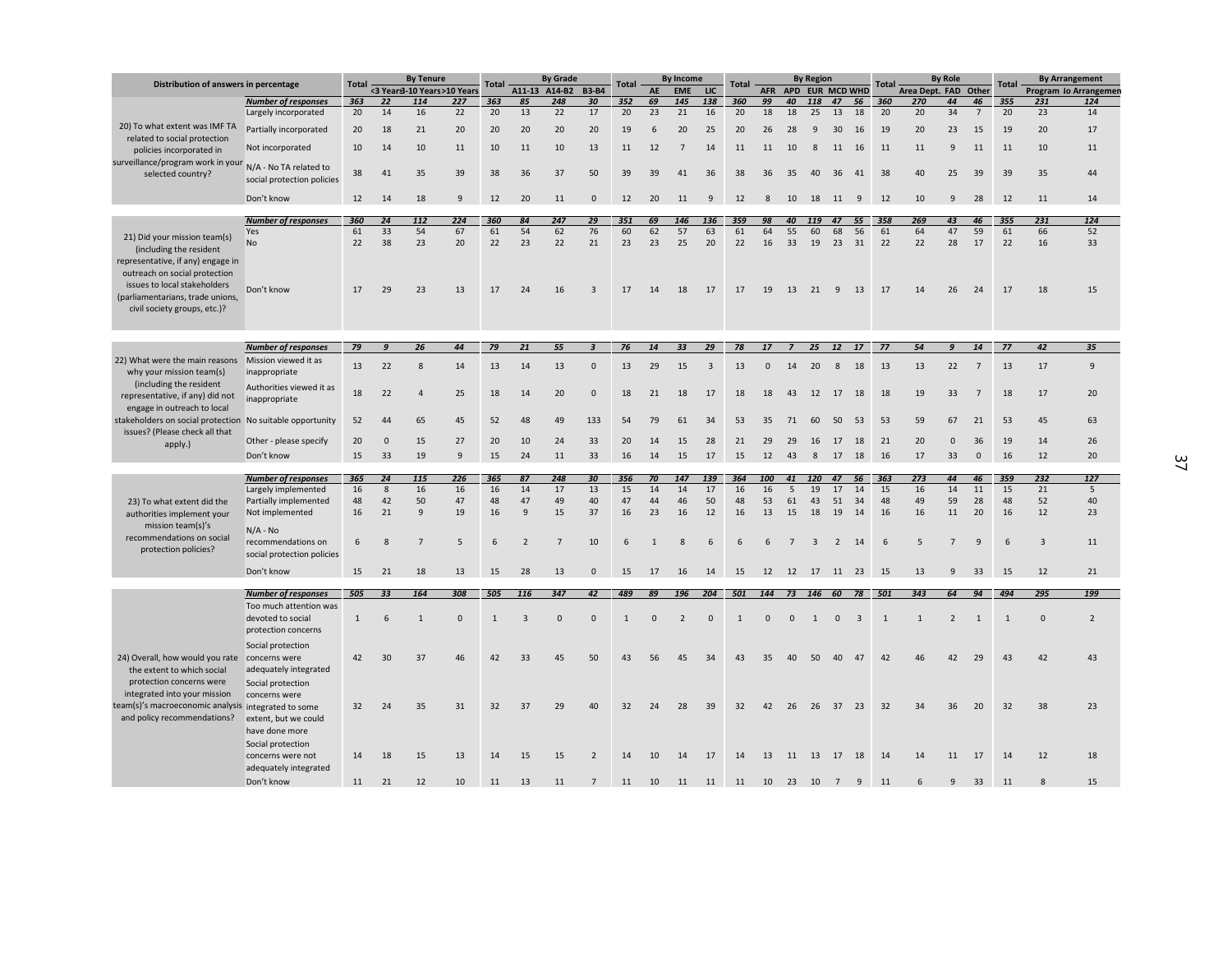| Distribution of answers in percentage | | Total | By Tenure | | | Total | By Grade | | | Total | By Income | | | Total | By Region | | | | | Total | By Role | | | Total | By Arrangement | |
|---|---|---|---|---|---|---|---|---|---|---|---|---|---|---|---|---|---|---|---|---|---|---|---|---|---|---|
| | | | <3 Years | 3-10 Years | >10 Years | | A11-13 | A14-B2 | B3-B4 | | AE | EME | LIC | | AFR | APD | EUR | MCD | WHD | | Area Dept. | FAD | Other | | Program | No Arrangement |
| 20) To what extent was IMF TA related to social protection policies incorporated in surveillance/program work in your selected country? | *Number of responses* | *363* | *22* | *114* | *227* | *363* | *85* | *248* | *30* | *352* | *69* | *145* | *138* | *360* | *99* | *40* | *118* | *47* | *56* | *360* | *270* | *44* | *46* | *355* | *231* | *124* |
| | Largely incorporated | 20 | 14 | 16 | 22 | 20 | 13 | 22 | 17 | 20 | 23 | 21 | 16 | 20 | 18 | 18 | 25 | 13 | 18 | 20 | 20 | 34 | 7 | 20 | 23 | 14 |
| | Partially incorporated | 20 | 18 | 21 | 20 | 20 | 20 | 20 | 20 | 19 | 6 | 20 | 25 | 20 | 26 | 28 | 9 | 30 | 16 | 19 | 20 | 23 | 15 | 19 | 20 | 17 |
| | Not incorporated | 10 | 14 | 10 | 11 | 10 | 11 | 10 | 13 | 11 | 12 | 7 | 14 | 11 | 11 | 10 | 8 | 11 | 16 | 11 | 11 | 9 | 11 | 11 | 10 | 11 |
| | N/A - No TA related to social protection policies | 38 | 41 | 35 | 39 | 38 | 36 | 37 | 50 | 39 | 39 | 41 | 36 | 38 | 36 | 35 | 40 | 36 | 41 | 38 | 40 | 25 | 39 | 39 | 35 | 44 |
| | Don't know | 12 | 14 | 18 | 9 | 12 | 20 | 11 | 0 | 12 | 20 | 11 | 9 | 12 | 8 | 10 | 18 | 11 | 9 | 12 | 10 | 9 | 28 | 12 | 11 | 14 |
| 21) Did your mission team(s) (including the resident representative, if any) engage in outreach on social protection issues to local stakeholders (parliamentarians, trade unions, civil society groups, etc.)? | *Number of responses* | *360* | *24* | *112* | *224* | *360* | *84* | *247* | *29* | *351* | *69* | *146* | *136* | *359* | *98* | *40* | *119* | *47* | *55* | *358* | *269* | *43* | *46* | *355* | *231* | *124* |
| | Yes | 61 | 33 | 54 | 67 | 61 | 54 | 62 | 76 | 60 | 62 | 57 | 63 | 61 | 64 | 55 | 60 | 68 | 56 | 61 | 64 | 47 | 59 | 61 | 66 | 52 |
| | No | 22 | 38 | 23 | 20 | 22 | 23 | 22 | 21 | 23 | 23 | 25 | 20 | 22 | 16 | 33 | 19 | 23 | 31 | 22 | 22 | 28 | 17 | 22 | 16 | 33 |
| | Don't know | 17 | 29 | 23 | 13 | 17 | 24 | 16 | 3 | 17 | 14 | 18 | 17 | 17 | 19 | 13 | 21 | 9 | 13 | 17 | 14 | 26 | 24 | 17 | 18 | 15 |
| 22) What were the main reasons why your mission team(s) (including the resident representative, if any) did not engage in outreach to local stakeholders on social protection issues? (Please check all that apply.) | *Number of responses* | *79* | *9* | *26* | *44* | *79* | *21* | *55* | *3* | *76* | *14* | *33* | *29* | *78* | *17* | *7* | *25* | *12* | *17* | *77* | *54* | *9* | *14* | *77* | *42* | *35* |
| | Mission viewed it as inappropriate | 13 | 22 | 8 | 14 | 13 | 14 | 13 | 0 | 13 | 29 | 15 | 3 | 13 | 0 | 14 | 20 | 8 | 18 | 13 | 13 | 22 | 7 | 13 | 17 | 9 |
| | Authorities viewed it as inappropriate | 18 | 22 | 4 | 25 | 18 | 14 | 20 | 0 | 18 | 21 | 18 | 17 | 18 | 18 | 43 | 12 | 17 | 18 | 18 | 19 | 33 | 7 | 18 | 17 | 20 |
| | No suitable opportunity | 52 | 44 | 65 | 45 | 52 | 48 | 49 | 133 | 54 | 79 | 61 | 34 | 53 | 35 | 71 | 60 | 50 | 53 | 53 | 59 | 67 | 21 | 53 | 45 | 63 |
| | Other - please specify | 20 | 0 | 15 | 27 | 20 | 10 | 24 | 33 | 20 | 14 | 15 | 28 | 21 | 29 | 29 | 16 | 17 | 18 | 21 | 20 | 0 | 36 | 19 | 14 | 26 |
| | Don't know | 15 | 33 | 19 | 9 | 15 | 24 | 11 | 33 | 16 | 14 | 15 | 17 | 15 | 12 | 43 | 8 | 17 | 18 | 16 | 17 | 33 | 0 | 16 | 12 | 20 |
| 23) To what extent did the authorities implement your mission team(s)'s recommendations on social protection policies? | *Number of responses* | *365* | *24* | *115* | *226* | *365* | *87* | *248* | *30* | *356* | *70* | *147* | *139* | *364* | *100* | *41* | *120* | *47* | *56* | *363* | *273* | *44* | *46* | *359* | *232* | *127* |
| | Largely implemented | 16 | 8 | 16 | 16 | 16 | 14 | 17 | 13 | 15 | 14 | 14 | 17 | 16 | 16 | 5 | 19 | 17 | 14 | 15 | 16 | 14 | 11 | 15 | 21 | 5 |
| | Partially implemented | 48 | 42 | 50 | 47 | 48 | 47 | 49 | 40 | 47 | 44 | 46 | 50 | 48 | 53 | 61 | 43 | 51 | 34 | 48 | 49 | 59 | 28 | 48 | 52 | 40 |
| | Not implemented | 16 | 21 | 9 | 19 | 16 | 9 | 15 | 37 | 16 | 23 | 16 | 12 | 16 | 13 | 15 | 18 | 19 | 14 | 16 | 16 | 11 | 20 | 16 | 12 | 23 |
| | N/A - No recommendations on social protection policies | 6 | 8 | 7 | 5 | 6 | 2 | 7 | 10 | 6 | 1 | 8 | 6 | 6 | 6 | 7 | 3 | 2 | 14 | 6 | 5 | 7 | 9 | 6 | 3 | 11 |
| | Don't know | 15 | 21 | 18 | 13 | 15 | 28 | 13 | 0 | 15 | 17 | 16 | 14 | 15 | 12 | 12 | 17 | 11 | 23 | 15 | 13 | 9 | 33 | 15 | 12 | 21 |
| 24) Overall, how would you rate the extent to which social protection concerns were integrated into your mission team(s)'s macroeconomic analysis and policy recommendations? | *Number of responses* | *505* | *33* | *164* | *308* | *505* | *116* | *347* | *42* | *489* | *89* | *196* | *204* | *501* | *144* | *73* | *146* | *60* | *78* | *501* | *343* | *64* | *94* | *494* | *295* | *199* |
| | Too much attention was devoted to social protection concerns | 1 | 6 | 1 | 0 | 1 | 3 | 0 | 0 | 1 | 0 | 2 | 0 | 1 | 0 | 0 | 1 | 0 | 3 | 1 | 1 | 2 | 1 | 1 | 0 | 2 |
| | Social protection concerns were adequately integrated | 42 | 30 | 37 | 46 | 42 | 33 | 45 | 50 | 43 | 56 | 45 | 34 | 43 | 35 | 40 | 50 | 40 | 47 | 42 | 46 | 42 | 29 | 43 | 42 | 43 |
| | Social protection concerns were integrated to some extent, but we could have done more | 32 | 24 | 35 | 31 | 32 | 37 | 29 | 40 | 32 | 24 | 28 | 39 | 32 | 42 | 26 | 26 | 37 | 23 | 32 | 34 | 36 | 20 | 32 | 38 | 23 |
| | Social protection concerns were not adequately integrated | 14 | 18 | 15 | 13 | 14 | 15 | 15 | 2 | 14 | 10 | 14 | 17 | 14 | 13 | 11 | 13 | 17 | 18 | 14 | 14 | 11 | 17 | 14 | 12 | 18 |
| | Don't know | 11 | 21 | 12 | 10 | 11 | 13 | 11 | 7 | 11 | 10 | 11 | 11 | 11 | 10 | 23 | 10 | 7 | 9 | 11 | 6 | 9 | 33 | 11 | 8 | 15 |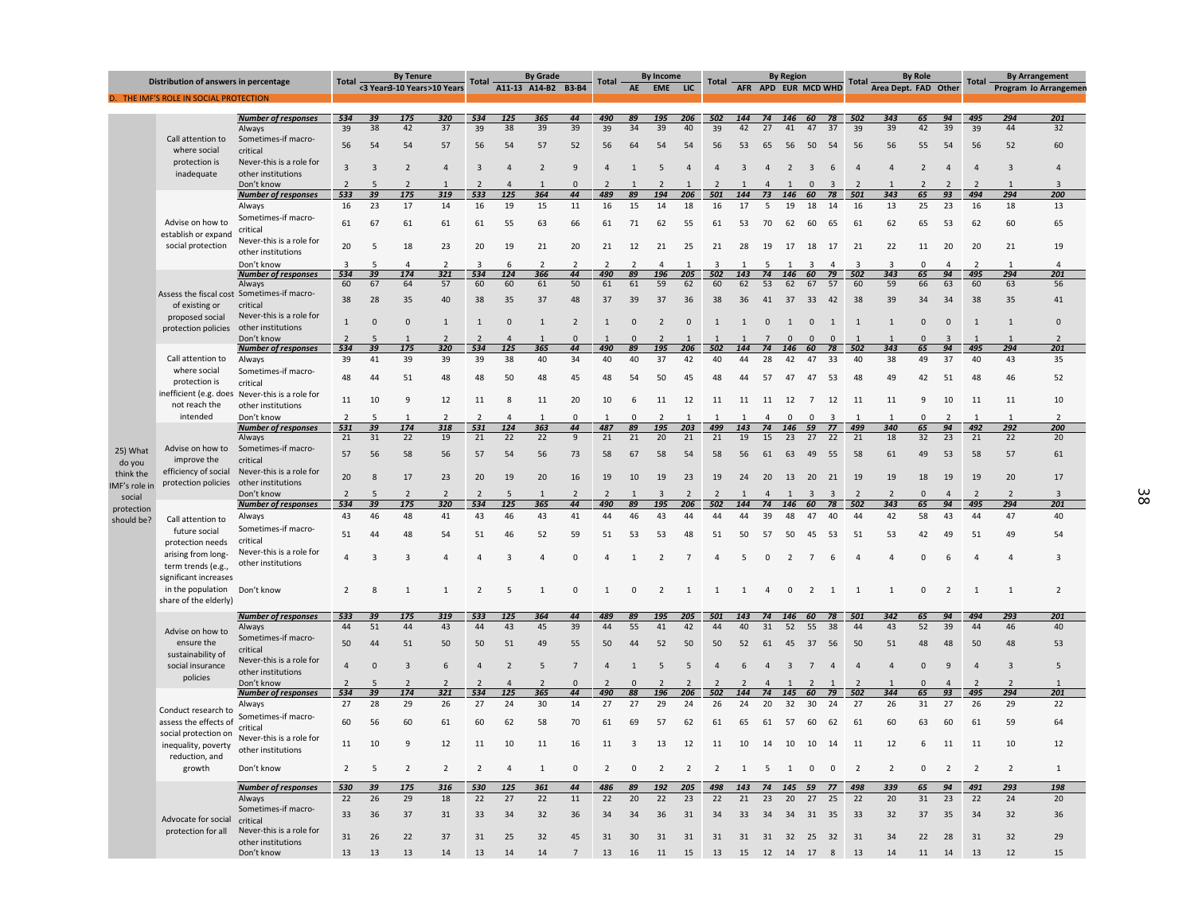| Distribution of answers in percentage | | | Total | By Tenure | | | Total | By Grade | | | Total | By Income | | | Total | By Region | | | | | Total | By Role | | | Total | By Arrangement | |
|---|---|---|---|---|---|---|---|---|---|---|---|---|---|---|---|---|---|---|---|---|---|---|---|---|---|---|---|
| | | | | <3 Years | 3-10 Years | >10 Years | | A11-13 | A14-B2 | B3-B4 | | AE | EME | LIC | | AFR | APD | EUR | MCD | WHD | | Area Dept. | FAD | Other | | Program | No Arrangement |
| **D. THE IMF'S ROLE IN SOCIAL PROTECTION** | | | | | | | | | | | | | | | | | | | | | | | | | | | |
| 25) What do you think the IMF's role in social protection should be? | Call attention to where social protection is inadequate | *Number of responses* | 534 | 39 | 175 | 320 | 534 | 125 | 365 | 44 | 490 | 89 | 195 | 206 | 502 | 144 | 74 | 146 | 60 | 78 | 502 | 343 | 65 | 94 | 495 | 294 | 201 |
| | | Always | 39 | 38 | 42 | 37 | 39 | 38 | 39 | 39 | 39 | 34 | 39 | 40 | 39 | 42 | 27 | 41 | 47 | 37 | 39 | 39 | 42 | 39 | 39 | 44 | 32 |
| | | Sometimes-if macro-critical | 56 | 54 | 54 | 57 | 56 | 54 | 57 | 52 | 56 | 64 | 54 | 54 | 56 | 53 | 65 | 56 | 50 | 54 | 56 | 56 | 55 | 54 | 56 | 52 | 60 |
| | | Never-this is a role for other institutions | 3 | 3 | 2 | 4 | 3 | 4 | 2 | 9 | 4 | 1 | 5 | 4 | 4 | 3 | 4 | 2 | 3 | 6 | 4 | 4 | 2 | 4 | 4 | 3 | 4 |
| | | Don't know | 2 | 5 | 2 | 1 | 2 | 4 | 1 | 0 | 2 | 1 | 2 | 1 | 2 | 1 | 4 | 1 | 0 | 3 | 2 | 1 | 2 | 2 | 2 | 1 | 3 |
| | Advise on how to establish or expand social protection | *Number of responses* | 533 | 39 | 175 | 319 | 533 | 125 | 364 | 44 | 489 | 89 | 194 | 206 | 501 | 144 | 73 | 146 | 60 | 78 | 501 | 343 | 65 | 93 | 494 | 294 | 200 |
| | | Always | 16 | 23 | 17 | 14 | 16 | 19 | 15 | 11 | 16 | 15 | 14 | 18 | 16 | 17 | 5 | 19 | 18 | 14 | 16 | 13 | 25 | 23 | 16 | 18 | 13 |
| | | Sometimes-if macro-critical | 61 | 67 | 61 | 61 | 61 | 55 | 63 | 66 | 61 | 71 | 62 | 55 | 61 | 53 | 70 | 62 | 60 | 65 | 61 | 62 | 65 | 53 | 62 | 60 | 65 |
| | | Never-this is a role for other institutions | 20 | 5 | 18 | 23 | 20 | 19 | 21 | 20 | 21 | 12 | 21 | 25 | 21 | 28 | 19 | 17 | 18 | 17 | 21 | 22 | 11 | 20 | 20 | 21 | 19 |
| | | Don't know | 3 | 5 | 4 | 2 | 3 | 6 | 2 | 2 | 2 | 2 | 4 | 1 | 3 | 1 | 5 | 1 | 3 | 4 | 3 | 3 | 0 | 4 | 2 | 1 | 4 |
| | Assess the fiscal cost of existing or proposed social protection policies | *Number of responses* | 534 | 39 | 174 | 321 | 534 | 124 | 366 | 44 | 490 | 89 | 196 | 205 | 502 | 143 | 74 | 146 | 60 | 79 | 502 | 343 | 65 | 94 | 495 | 294 | 201 |
| | | Always | 60 | 67 | 64 | 57 | 60 | 60 | 61 | 50 | 61 | 61 | 59 | 62 | 60 | 62 | 53 | 62 | 67 | 57 | 60 | 59 | 66 | 63 | 60 | 63 | 56 |
| | | Sometimes-if macro-critical | 38 | 28 | 35 | 40 | 38 | 35 | 37 | 48 | 37 | 39 | 37 | 36 | 38 | 36 | 41 | 37 | 33 | 42 | 38 | 39 | 34 | 34 | 38 | 35 | 41 |
| | | Never-this is a role for other institutions | 1 | 0 | 0 | 1 | 1 | 0 | 1 | 2 | 1 | 0 | 2 | 0 | 1 | 1 | 0 | 1 | 0 | 1 | 1 | 1 | 0 | 0 | 1 | 1 | 0 |
| | | Don't know | 2 | 5 | 1 | 2 | 2 | 4 | 1 | 0 | 1 | 0 | 2 | 1 | 1 | 1 | 7 | 0 | 0 | 0 | 1 | 1 | 0 | 3 | 1 | 1 | 2 |
| | Call attention to where social protection is inefficient (e.g. does not reach the intended | *Number of responses* | 534 | 39 | 175 | 320 | 534 | 125 | 365 | 44 | 490 | 89 | 195 | 206 | 502 | 144 | 74 | 146 | 60 | 78 | 502 | 343 | 65 | 94 | 495 | 294 | 201 |
| | | Always | 39 | 41 | 39 | 39 | 39 | 38 | 40 | 34 | 40 | 40 | 37 | 42 | 40 | 44 | 28 | 42 | 47 | 33 | 40 | 38 | 49 | 37 | 40 | 43 | 35 |
| | | Sometimes-if macro-critical | 48 | 44 | 51 | 48 | 48 | 50 | 48 | 45 | 48 | 54 | 50 | 45 | 48 | 44 | 57 | 47 | 47 | 53 | 48 | 49 | 42 | 51 | 48 | 46 | 52 |
| | | Never-this is a role for other institutions | 11 | 10 | 9 | 12 | 11 | 8 | 11 | 20 | 10 | 6 | 11 | 12 | 11 | 11 | 11 | 12 | 7 | 12 | 11 | 11 | 9 | 10 | 11 | 11 | 10 |
| | | Don't know | 2 | 5 | 1 | 2 | 2 | 4 | 1 | 0 | 1 | 0 | 2 | 1 | 1 | 1 | 4 | 0 | 0 | 3 | 1 | 1 | 0 | 2 | 1 | 1 | 2 |
| | Advise on how to improve the efficiency of social protection policies | *Number of responses* | 531 | 39 | 174 | 318 | 531 | 124 | 363 | 44 | 487 | 89 | 195 | 203 | 499 | 143 | 74 | 146 | 59 | 77 | 499 | 340 | 65 | 94 | 492 | 292 | 200 |
| | | Always | 21 | 31 | 22 | 19 | 21 | 22 | 22 | 9 | 21 | 21 | 20 | 21 | 21 | 19 | 15 | 23 | 27 | 22 | 21 | 18 | 32 | 23 | 21 | 22 | 20 |
| | | Sometimes-if macro-critical | 57 | 56 | 58 | 56 | 57 | 54 | 56 | 73 | 58 | 67 | 58 | 54 | 58 | 56 | 61 | 63 | 49 | 55 | 58 | 61 | 49 | 53 | 58 | 57 | 61 |
| | | Never-this is a role for other institutions | 20 | 8 | 17 | 23 | 20 | 19 | 20 | 16 | 19 | 10 | 19 | 23 | 19 | 24 | 20 | 13 | 20 | 21 | 19 | 19 | 18 | 19 | 19 | 20 | 17 |
| | | Don't know | 2 | 5 | 2 | 2 | 2 | 5 | 1 | 2 | 2 | 1 | 3 | 2 | 2 | 1 | 4 | 1 | 3 | 3 | 2 | 2 | 0 | 4 | 2 | 2 | 3 |
| | Call attention to future social protection needs arising from long-term trends (e.g., significant increases in the population share of the elderly) | *Number of responses* | 534 | 39 | 175 | 320 | 534 | 125 | 365 | 44 | 490 | 89 | 195 | 206 | 502 | 144 | 74 | 146 | 60 | 78 | 502 | 343 | 65 | 94 | 495 | 294 | 201 |
| | | Always | 43 | 46 | 48 | 41 | 43 | 46 | 43 | 41 | 44 | 46 | 43 | 44 | 44 | 44 | 39 | 48 | 47 | 40 | 44 | 42 | 58 | 43 | 44 | 47 | 40 |
| | | Sometimes-if macro-critical | 51 | 44 | 48 | 54 | 51 | 46 | 52 | 59 | 51 | 53 | 53 | 48 | 51 | 50 | 57 | 50 | 45 | 53 | 51 | 53 | 42 | 49 | 51 | 49 | 54 |
| | | Never-this is a role for other institutions | 4 | 3 | 3 | 4 | 4 | 3 | 4 | 0 | 4 | 1 | 2 | 7 | 4 | 5 | 0 | 2 | 7 | 6 | 4 | 4 | 0 | 6 | 4 | 4 | 3 |
| | | Don't know | 2 | 8 | 1 | 1 | 2 | 5 | 1 | 0 | 1 | 0 | 2 | 1 | 1 | 1 | 4 | 0 | 2 | 1 | 1 | 1 | 0 | 2 | 1 | 1 | 2 |
| | Advise on how to ensure the sustainability of social insurance policies | *Number of responses* | 533 | 39 | 175 | 319 | 533 | 125 | 364 | 44 | 489 | 89 | 195 | 205 | 501 | 143 | 74 | 146 | 60 | 78 | 501 | 342 | 65 | 94 | 494 | 293 | 201 |
| | | Always | 44 | 51 | 44 | 43 | 44 | 43 | 45 | 39 | 44 | 55 | 41 | 42 | 44 | 40 | 31 | 51 | 55 | 38 | 44 | 43 | 52 | 39 | 44 | 46 | 40 |
| | | Sometimes-if macro-critical | 50 | 44 | 51 | 50 | 50 | 51 | 49 | 55 | 50 | 44 | 52 | 50 | 50 | 52 | 61 | 45 | 37 | 56 | 50 | 51 | 48 | 48 | 50 | 48 | 53 |
| | | Never-this is a role for other institutions | 4 | 0 | 3 | 6 | 4 | 2 | 5 | 7 | 4 | 1 | 5 | 5 | 4 | 6 | 4 | 3 | 7 | 4 | 4 | 4 | 0 | 9 | 4 | 3 | 5 |
| | | Don't know | 2 | 5 | 2 | 2 | 2 | 4 | 2 | 0 | 2 | 0 | 2 | 2 | 2 | 2 | 4 | 1 | 2 | 1 | 2 | 1 | 0 | 4 | 2 | 2 | 1 |
| | Conduct research to assess the effects of social protection on inequality, poverty reduction, and growth | *Number of responses* | 534 | 39 | 174 | 321 | 534 | 125 | 365 | 44 | 490 | 88 | 196 | 206 | 502 | 144 | 74 | 145 | 60 | 79 | 502 | 344 | 65 | 93 | 495 | 294 | 201 |
| | | Always | 27 | 28 | 29 | 26 | 27 | 24 | 30 | 14 | 27 | 27 | 29 | 24 | 26 | 24 | 20 | 32 | 30 | 24 | 27 | 26 | 31 | 27 | 26 | 29 | 22 |
| | | Sometimes-if macro-critical | 60 | 56 | 60 | 61 | 60 | 62 | 58 | 70 | 61 | 69 | 57 | 62 | 61 | 65 | 61 | 57 | 60 | 62 | 61 | 60 | 63 | 60 | 61 | 59 | 64 |
| | | Never-this is a role for other institutions | 11 | 10 | 9 | 12 | 11 | 10 | 11 | 16 | 11 | 3 | 13 | 12 | 11 | 10 | 14 | 10 | 10 | 14 | 11 | 12 | 6 | 11 | 11 | 10 | 12 |
| | | Don't know | 2 | 5 | 2 | 2 | 2 | 4 | 1 | 0 | 2 | 0 | 2 | 2 | 2 | 1 | 5 | 1 | 0 | 0 | 2 | 2 | 0 | 2 | 2 | 2 | 1 |
| | Advocate for social protection for all | *Number of responses* | 530 | 39 | 175 | 316 | 530 | 125 | 361 | 44 | 486 | 89 | 192 | 205 | 498 | 143 | 74 | 145 | 59 | 77 | 498 | 339 | 65 | 94 | 491 | 293 | 198 |
| | | Always | 22 | 26 | 29 | 18 | 22 | 27 | 22 | 11 | 22 | 20 | 22 | 23 | 22 | 21 | 23 | 20 | 27 | 25 | 22 | 20 | 31 | 23 | 22 | 24 | 20 |
| | | Sometimes-if macro-critical | 33 | 36 | 37 | 31 | 33 | 34 | 32 | 36 | 34 | 34 | 36 | 31 | 34 | 33 | 34 | 34 | 31 | 35 | 33 | 32 | 37 | 35 | 34 | 32 | 36 |
| | | Never-this is a role for other institutions | 31 | 26 | 22 | 37 | 31 | 25 | 32 | 45 | 31 | 30 | 31 | 31 | 31 | 31 | 31 | 32 | 25 | 32 | 31 | 34 | 22 | 28 | 31 | 32 | 29 |
| | | Don't know | 13 | 13 | 13 | 14 | 13 | 14 | 14 | 7 | 13 | 16 | 11 | 15 | 13 | 15 | 12 | 14 | 17 | 8 | 13 | 14 | 11 | 14 | 13 | 12 | 15 |